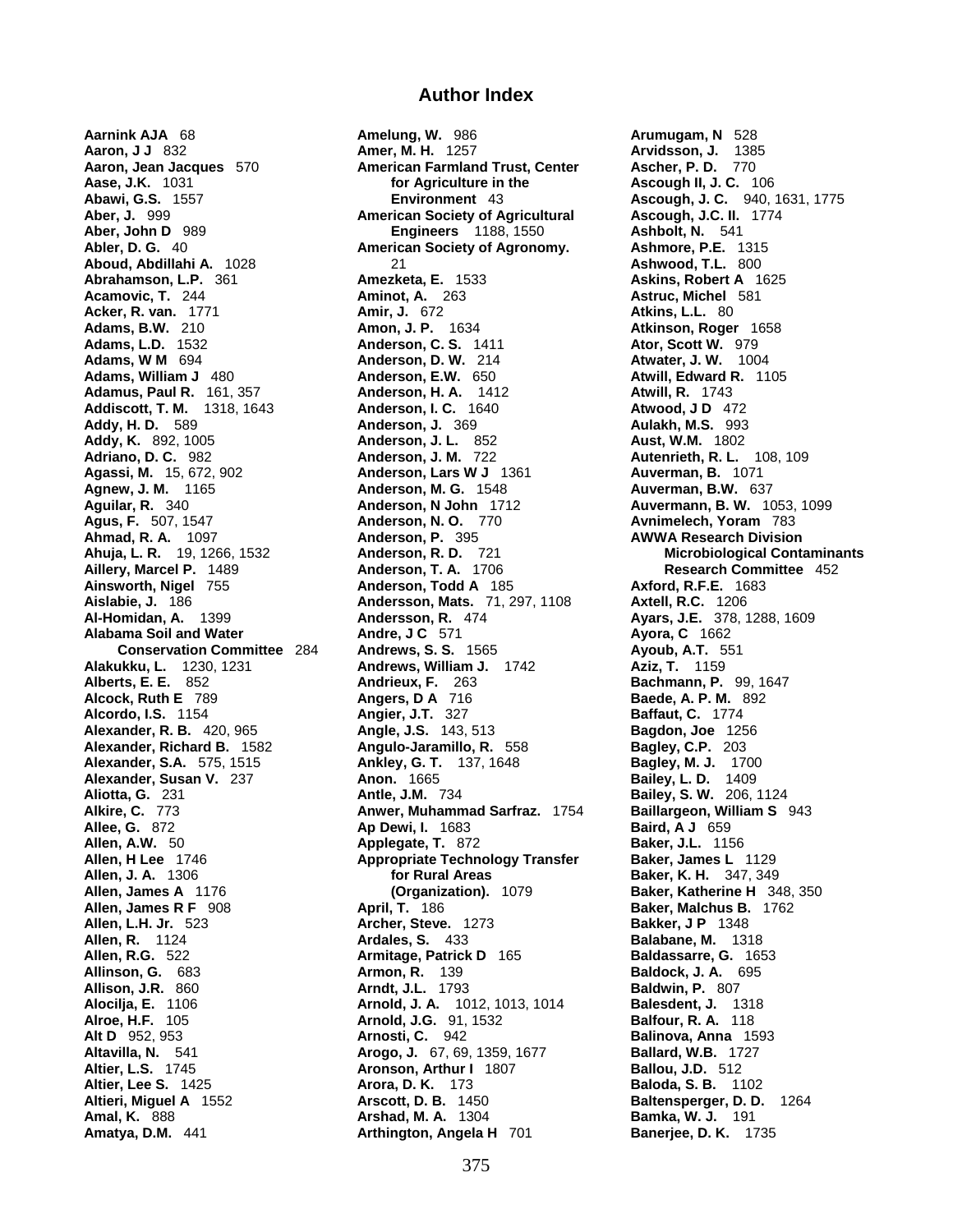# Author Index

**Aarnink AJA** 68
**Aaron, J J** 832
**Aaron, Jean Jacques** 570
**Aase, J.K.** 1031
**Abawi, G.S.** 1557
**Aber, J.** 999
**Aber, John D** 989
**Abler, D. G.** 40
**Aboud, Abdillahi A.** 1028
**Abrahamson, L.P.** 361
**Acamovic, T.** 244
**Acker, R. van.** 1771
**Adams, B.W.** 210
**Adams, L.D.** 1532
**Adams, W M** 694
**Adams, William J** 480
**Adamus, Paul R.** 161, 357
**Addiscott, T. M.** 1318, 1643
**Addy, H. D.** 589
**Addy, K.** 892, 1005
**Adriano, D. C.** 982
**Agassi, M.** 15, 672, 902
**Agnew, J. M.** 1165
**Aguilar, R.** 340
**Agus, F.** 507, 1547
**Ahmad, R. A.** 1097
**Ahuja, L. R.** 19, 1266, 1532
**Aillery, Marcel P.** 1489
**Ainsworth, Nigel** 755
**Aislabie, J.** 186
**Al-Homidan, A.** 1399
**Alabama Soil and Water Conservation Committee** 284
**Alakukku, L.** 1230, 1231
**Alberts, E. E.** 852
**Alcock, Ruth E** 789
**Alcordo, I.S.** 1154
**Alexander, R. B.** 420, 965
**Alexander, Richard B.** 1582
**Alexander, S.A.** 575, 1515
**Alexander, Susan V.** 237
**Aliotta, G.** 231
**Alkire, C.** 773
**Allee, G.** 872
**Allen, A.W.** 50
**Allen, H Lee** 1746
**Allen, J. A.** 1306
**Allen, James A** 1176
**Allen, James R F** 908
**Allen, L.H. Jr.** 523
**Allen, R.** 1124
**Allen, R.G.** 522
**Allinson, G.** 683
**Allison, J.R.** 860
**Alocilja, E.** 1106
**Alroe, H.F.** 105
**Alt D** 952, 953
**Altavilla, N.** 541
**Altier, L.S.** 1745
**Altier, Lee S.** 1425
**Altieri, Miguel A** 1552
**Amal, K.** 888
**Amatya, D.M.** 441
**Amelung, W.** 986
**Amer, M. H.** 1257
**American Farmland Trust, Center for Agriculture in the Environment** 43
**American Society of Agricultural Engineers** 1188, 1550
**American Society of Agronomy.** 21
**Amezketa, E.** 1533
**Aminot, A.** 263
**Amir, J.** 672
**Amon, J. P.** 1634
**Anderson, C. S.** 1411
**Anderson, D. W.** 214
**Anderson, E.W.** 650
**Anderson, H. A.** 1412
**Anderson, I. C.** 1640
**Anderson, J.** 369
**Anderson, J. L.** 852
**Anderson, J. M.** 722
**Anderson, Lars W J** 1361
**Anderson, M. G.** 1548
**Anderson, N John** 1712
**Anderson, N. O.** 770
**Anderson, P.** 395
**Anderson, R. D.** 721
**Anderson, T. A.** 1706
**Anderson, Todd A** 185
**Andersson, Mats.** 71, 297, 1108
**Andersson, R.** 474
**Andre, J C** 571
**Andrews, S. S.** 1565
**Andrews, William J.** 1742
**Andrieux, F.** 263
**Angers, D A** 716
**Angier, J.T.** 327
**Angle, J.S.** 143, 513
**Angulo-Jaramillo, R.** 558
**Ankley, G. T.** 137, 1648
**Anon.** 1665
**Antle, J.M.** 734
**Anwer, Muhammad Sarfraz.** 1754
**Ap Dewi, I.** 1683
**Applegate, T.** 872
**Appropriate Technology Transfer for Rural Areas (Organization).** 1079
**April, T.** 186
**Archer, Steve.** 1273
**Ardales, S.** 433
**Armitage, Patrick D** 165
**Armon, R.** 139
**Arndt, J.L.** 1793
**Arnold, J. A.** 1012, 1013, 1014
**Arnold, J.G.** 91, 1532
**Arnosti, C.** 942
**Arogo, J.** 67, 69, 1359, 1677
**Aronson, Arthur I** 1807
**Arora, D. K.** 173
**Arscott, D. B.** 1450
**Arshad, M. A.** 1304
**Arthington, Angela H** 701
**Arumugam, N** 528
**Arvidsson, J.** 1385
**Ascher, P. D.** 770
**Ascough II, J. C.** 106
**Ascough, J. C.** 940, 1631, 1775
**Ascough, J.C. II.** 1774
**Ashbolt, N.** 541
**Ashmore, P.E.** 1315
**Ashwood, T.L.** 800
**Askins, Robert A** 1625
**Astruc, Michel** 581
**Atkins, L.L.** 80
**Atkinson, Roger** 1658
**Ator, Scott W.** 979
**Atwater, J. W.** 1004
**Atwill, Edward R.** 1105
**Atwill, R.** 1743
**Atwood, J D** 472
**Aulakh, M.S.** 993
**Aust, W.M.** 1802
**Autenrieth, R. L.** 108, 109
**Auverman, B.** 1071
**Auverman, B.W.** 637
**Auvermann, B. W.** 1053, 1099
**Avnimelech, Yoram** 783
**AWWA Research Division Microbiological Contaminants Research Committee** 452
**Axford, R.F.E.** 1683
**Axtell, R.C.** 1206
**Ayars, J.E.** 378, 1288, 1609
**Ayora, C** 1662
**Ayoub, A.T.** 551
**Aziz, T.** 1159
**Bachmann, P.** 99, 1647
**Baede, A. P. M.** 892
**Baffaut, C.** 1774
**Bagdon, Joe** 1256
**Bagley, C.P.** 203
**Bagley, M. J.** 1700
**Bailey, L. D.** 1409
**Bailey, S. W.** 206, 1124
**Baillargeon, William S** 943
**Baird, A J** 659
**Baker, J.L.** 1156
**Baker, James L** 1129
**Baker, K. H.** 347, 349
**Baker, Katherine H** 348, 350
**Baker, Malchus B.** 1762
**Bakker, J P** 1348
**Balabane, M.** 1318
**Baldassarre, G.** 1653
**Baldock, J. A.** 695
**Baldwin, P.** 807
**Balesdent, J.** 1318
**Balfour, R. A.** 118
**Balinova, Anna** 1593
**Ballard, W.B.** 1727
**Ballou, J.D.** 512
**Baloda, S. B.** 1102
**Baltensperger, D. D.** 1264
**Bamka, W. J.** 191
**Banerjee, D. K.** 1735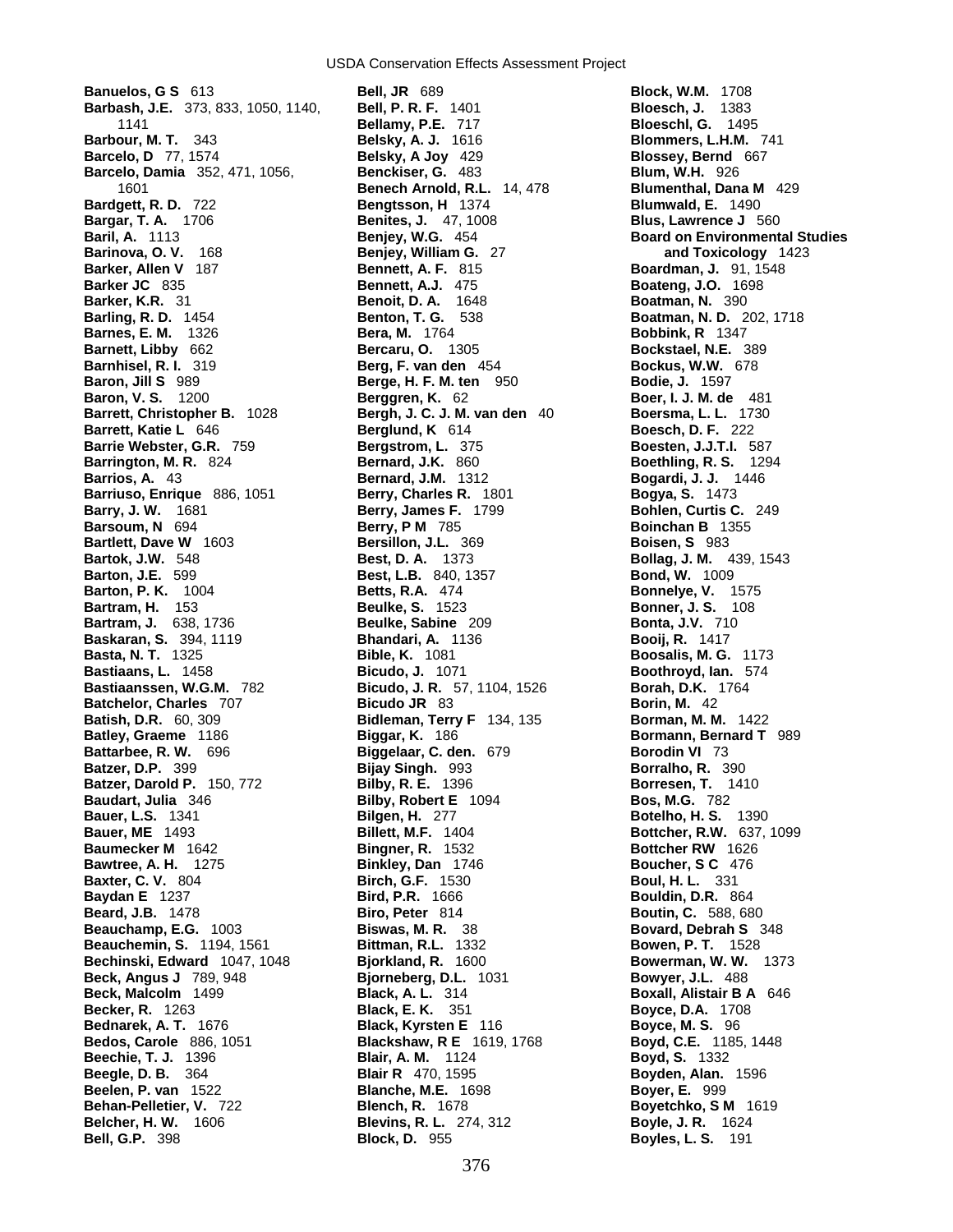**Banuelos, G S** 613
**Barbash, J.E.** 373, 833, 1050, 1140, 1141
**Barbour, M. T.** 343
**Barcelo, D** 77, 1574
**Barcelo, Damia** 352, 471, 1056, 1601
**Bardgett, R. D.** 722
**Bargar, T. A.** 1706
**Baril, A.** 1113
**Barinova, O. V.** 168
**Barker, Allen V** 187
**Barker JC** 835
**Barker, K.R.** 31
**Barling, R. D.** 1454
**Barnes, E. M.** 1326
**Barnett, Libby** 662
**Barnhisel, R. I.** 319
**Baron, Jill S** 989
**Baron, V. S.** 1200
**Barrett, Christopher B.** 1028
**Barrett, Katie L** 646
**Barrie Webster, G.R.** 759
**Barrington, M. R.** 824
**Barrios, A.** 43
**Barriuso, Enrique** 886, 1051
**Barry, J. W.** 1681
**Barsoum, N** 694
**Bartlett, Dave W** 1603
**Bartok, J.W.** 548
**Barton, J.E.** 599
**Barton, P. K.** 1004
**Bartram, H.** 153
**Bartram, J.** 638, 1736
**Baskaran, S.** 394, 1119
**Basta, N. T.** 1325
**Bastiaans, L.** 1458
**Bastiaanssen, W.G.M.** 782
**Batchelor, Charles** 707
**Batish, D.R.** 60, 309
**Batley, Graeme** 1186
**Battarbee, R. W.** 696
**Batzer, D.P.** 399
**Batzer, Darold P.** 150, 772
**Baudart, Julia** 346
**Bauer, L.S.** 1341
**Bauer, ME** 1493
**Baumecker M** 1642
**Bawtree, A. H.** 1275
**Baxter, C. V.** 804
**Baydan E** 1237
**Beard, J.B.** 1478
**Beauchamp, E.G.** 1003
**Beauchemin, S.** 1194, 1561
**Bechinski, Edward** 1047, 1048
**Beck, Angus J** 789, 948
**Beck, Malcolm** 1499
**Becker, R.** 1263
**Bednarek, A. T.** 1676
**Bedos, Carole** 886, 1051
**Beechie, T. J.** 1396
**Beegle, D. B.** 364
**Beelen, P. van** 1522
**Behan-Pelletier, V.** 722
**Belcher, H. W.** 1606
**Bell, G.P.** 398
**Bell, JR** 689
**Bell, P. R. F.** 1401
**Bellamy, P.E.** 717
**Belsky, A. J.** 1616
**Belsky, A Joy** 429
**Benckiser, G.** 483
**Benech Arnold, R.L.** 14, 478
**Bengtsson, H** 1374
**Benites, J.** 47, 1008
**Benjey, W.G.** 454
**Benjey, William G.** 27
**Bennett, A. F.** 815
**Bennett, A.J.** 475
**Benoit, D. A.** 1648
**Benton, T. G.** 538
**Bera, M.** 1764
**Bercaru, O.** 1305
**Berg, F. van den** 454
**Berge, H. F. M. ten** 950
**Berggren, K.** 62
**Bergh, J. C. J. M. van den** 40
**Berglund, K** 614
**Bergstrom, L.** 375
**Bernard, J.K.** 860
**Bernard, J.M.** 1312
**Berry, Charles R.** 1801
**Berry, James F.** 1799
**Berry, P M** 785
**Bersillon, J.L.** 369
**Best, D. A.** 1373
**Best, L.B.** 840, 1357
**Betts, R.A.** 474
**Beulke, S.** 1523
**Beulke, Sabine** 209
**Bhandari, A.** 1136
**Bible, K.** 1081
**Bicudo, J.** 1071
**Bicudo, J. R.** 57, 1104, 1526
**Bicudo JR** 83
**Bidleman, Terry F** 134, 135
**Biggar, K.** 186
**Biggelaar, C. den.** 679
**Bijay Singh.** 993
**Bilby, R. E.** 1396
**Bilby, Robert E** 1094
**Bilgen, H.** 277
**Billett, M.F.** 1404
**Bingner, R.** 1532
**Binkley, Dan** 1746
**Birch, G.F.** 1530
**Bird, P.R.** 1666
**Biro, Peter** 814
**Biswas, M. R.** 38
**Bittman, R.L.** 1332
**Bjorkland, R.** 1600
**Bjorneberg, D.L.** 1031
**Black, A. L.** 314
**Black, E. K.** 351
**Black, Kyrsten E** 116
**Blackshaw, R E** 1619, 1768
**Blair, A. M.** 1124
**Blair R** 470, 1595
**Blanche, M.E.** 1698
**Blench, R.** 1678
**Blevins, R. L.** 274, 312
**Block, D.** 955
**Block, W.M.** 1708
**Bloesch, J.** 1383
**Bloeschl, G.** 1495
**Blommers, L.H.M.** 741
**Blossey, Bernd** 667
**Blum, W.H.** 926
**Blumenthal, Dana M** 429
**Blumwald, E.** 1490
**Blus, Lawrence J** 560
**Board on Environmental Studies and Toxicology** 1423
**Boardman, J.** 91, 1548
**Boateng, J.O.** 1698
**Boatman, N.** 390
**Boatman, N. D.** 202, 1718
**Bobbink, R** 1347
**Bockstael, N.E.** 389
**Bockus, W.W.** 678
**Bodie, J.** 1597
**Boer, I. J. M. de** 481
**Boersma, L. L.** 1730
**Boesch, D. F.** 222
**Boesten, J.J.T.I.** 587
**Boethling, R. S.** 1294
**Bogardi, J. J.** 1446
**Bogya, S.** 1473
**Bohlen, Curtis C.** 249
**Boinchan B** 1355
**Boisen, S** 983
**Bollag, J. M.** 439, 1543
**Bond, W.** 1009
**Bonnelye, V.** 1575
**Bonner, J. S.** 108
**Bonta, J.V.** 710
**Booij, R.** 1417
**Boosalis, M. G.** 1173
**Boothroyd, Ian.** 574
**Borah, D.K.** 1764
**Borin, M.** 42
**Borman, M. M.** 1422
**Bormann, Bernard T** 989
**Borodin VI** 73
**Borralho, R.** 390
**Borresen, T.** 1410
**Bos, M.G.** 782
**Botelho, H. S.** 1390
**Bottcher, R.W.** 637, 1099
**Bottcher RW** 1626
**Boucher, S C** 476
**Boul, H. L.** 331
**Bouldin, D.R.** 864
**Boutin, C.** 588, 680
**Bovard, Debrah S** 348
**Bowen, P. T.** 1528
**Bowerman, W. W.** 1373
**Bowyer, J.L.** 488
**Boxall, Alistair B A** 646
**Boyce, D.A.** 1708
**Boyce, M. S.** 96
**Boyd, C.E.** 1185, 1448
**Boyd, S.** 1332
**Boyden, Alan.** 1596
**Boyer, E.** 999
**Boyetchko, S M** 1619
**Boyle, J. R.** 1624
**Boyles, L. S.** 191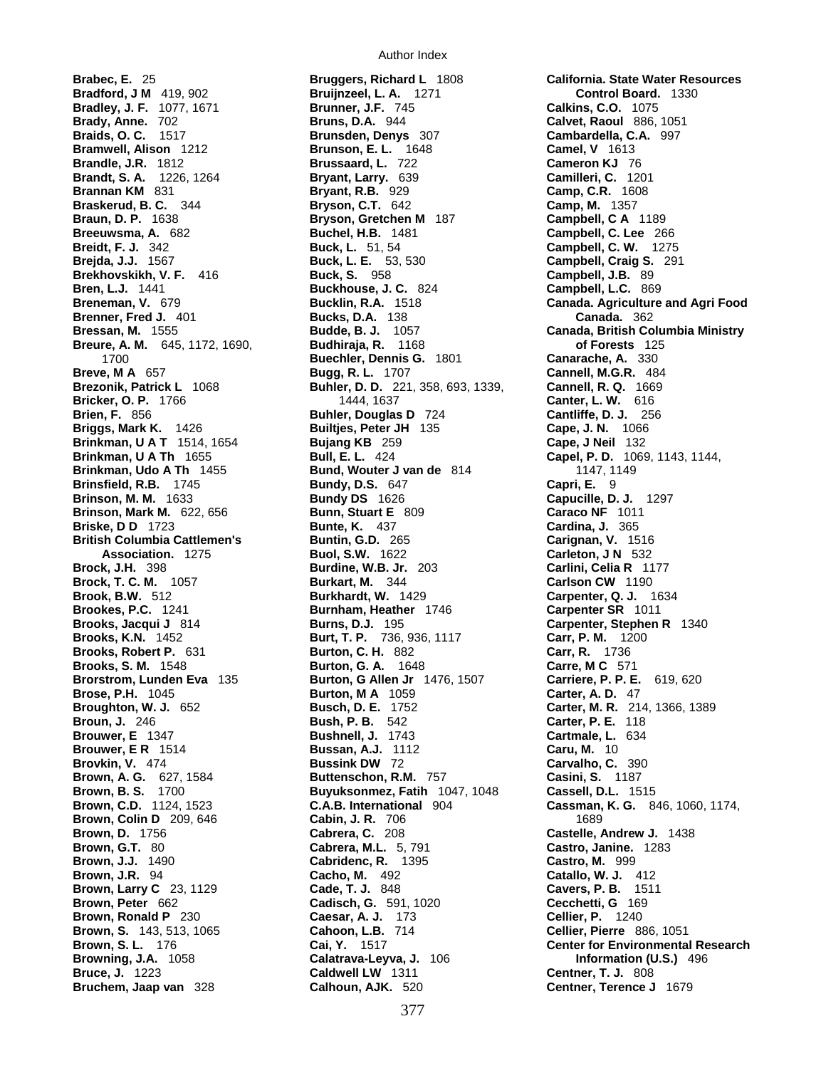# Author Index

**Brabec, E.** 25
**Bradford, J M** 419, 902
**Bradley, J. F.** 1077, 1671
**Brady, Anne.** 702
**Braids, O. C.** 1517
**Bramwell, Alison** 1212
**Brandle, J.R.** 1812
**Brandt, S. A.** 1226, 1264
**Brannan KM** 831
**Braskerud, B. C.** 344
**Braun, D. P.** 1638
**Breeuwsma, A.** 682
**Breidt, F. J.** 342
**Brejda, J.J.** 1567
**Brekhovskikh, V. F.** 416
**Bren, L.J.** 1441
**Breneman, V.** 679
**Brenner, Fred J.** 401
**Bressan, M.** 1555
**Breure, A. M.** 645, 1172, 1690, 1700
**Breve, M A** 657
**Brezonik, Patrick L** 1068
**Bricker, O. P.** 1766
**Brien, F.** 856
**Briggs, Mark K.** 1426
**Brinkman, U A T** 1514, 1654
**Brinkman, U A Th** 1655
**Brinkman, Udo A Th** 1455
**Brinsfield, R.B.** 1745
**Brinson, M. M.** 1633
**Brinson, Mark M.** 622, 656
**Briske, D D** 1723
**British Columbia Cattlemen's Association.** 1275
**Brock, J.H.** 398
**Brock, T. C. M.** 1057
**Brook, B.W.** 512
**Brookes, P.C.** 1241
**Brooks, Jacqui J** 814
**Brooks, K.N.** 1452
**Brooks, Robert P.** 631
**Brooks, S. M.** 1548
**Brorstrom, Lunden Eva** 135
**Brose, P.H.** 1045
**Broughton, W. J.** 652
**Broun, J.** 246
**Brouwer, E** 1347
**Brouwer, E R** 1514
**Brovkin, V.** 474
**Brown, A. G.** 627, 1584
**Brown, B. S.** 1700
**Brown, C.D.** 1124, 1523
**Brown, Colin D** 209, 646
**Brown, D.** 1756
**Brown, G.T.** 80
**Brown, J.J.** 1490
**Brown, J.R.** 94
**Brown, Larry C** 23, 1129
**Brown, Peter** 662
**Brown, Ronald P** 230
**Brown, S.** 143, 513, 1065
**Brown, S. L.** 176
**Browning, J.A.** 1058
**Bruce, J.** 1223
**Bruchem, Jaap van** 328
**Bruggers, Richard L** 1808
**Bruijnzeel, L. A.** 1271
**Brunner, J.F.** 745
**Bruns, D.A.** 944
**Brunsden, Denys** 307
**Brunson, E. L.** 1648
**Brussaard, L.** 722
**Bryant, Larry.** 639
**Bryant, R.B.** 929
**Bryson, C.T.** 642
**Bryson, Gretchen M** 187
**Buchel, H.B.** 1481
**Buck, L.** 51, 54
**Buck, L. E.** 53, 530
**Buck, S.** 958
**Buckhouse, J. C.** 824
**Bucklin, R.A.** 1518
**Bucks, D.A.** 138
**Budde, B. J.** 1057
**Budhiraja, R.** 1168
**Buechler, Dennis G.** 1801
**Bugg, R. L.** 1707
**Buhler, D. D.** 221, 358, 693, 1339, 1444, 1637
**Buhler, Douglas D** 724
**Builtjes, Peter JH** 135
**Bujang KB** 259
**Bull, E. L.** 424
**Bund, Wouter J van de** 814
**Bundy, D.S.** 647
**Bundy DS** 1626
**Bunn, Stuart E** 809
**Bunte, K.** 437
**Buntin, G.D.** 265
**Buol, S.W.** 1622
**Burdine, W.B. Jr.** 203
**Burkart, M.** 344
**Burkhardt, W.** 1429
**Burnham, Heather** 1746
**Burns, D.J.** 195
**Burt, T. P.** 736, 936, 1117
**Burton, C. H.** 882
**Burton, G. A.** 1648
**Burton, G Allen Jr** 1476, 1507
**Burton, M A** 1059
**Busch, D. E.** 1752
**Bush, P. B.** 542
**Bushnell, J.** 1743
**Bussan, A.J.** 1112
**Bussink DW** 72
**Buttenschon, R.M.** 757
**Buyuksonmez, Fatih** 1047, 1048
**C.A.B. International** 904
**Cabin, J. R.** 706
**Cabrera, C.** 208
**Cabrera, M.L.** 5, 791
**Cabridenc, R.** 1395
**Cacho, M.** 492
**Cade, T. J.** 848
**Cadisch, G.** 591, 1020
**Caesar, A. J.** 173
**Cahoon, L.B.** 714
**Cai, Y.** 1517
**Calatrava-Leyva, J.** 106
**Caldwell LW** 1311
**Calhoun, AJK.** 520
**California. State Water Resources Control Board.** 1330
**Calkins, C.O.** 1075
**Calvet, Raoul** 886, 1051
**Cambardella, C.A.** 997
**Camel, V** 1613
**Cameron KJ** 76
**Camilleri, C.** 1201
**Camp, C.R.** 1608
**Camp, M.** 1357
**Campbell, C A** 1189
**Campbell, C. Lee** 266
**Campbell, C. W.** 1275
**Campbell, Craig S.** 291
**Campbell, J.B.** 89
**Campbell, L.C.** 869
**Canada. Agriculture and Agri Food Canada.** 362
**Canada, British Columbia Ministry of Forests** 125
**Canarache, A.** 330
**Cannell, M.G.R.** 484
**Cannell, R. Q.** 1669
**Canter, L. W.** 616
**Cantliffe, D. J.** 256
**Cape, J. N.** 1066
**Cape, J Neil** 132
**Capel, P. D.** 1069, 1143, 1144, 1147, 1149
**Capri, E.** 9
**Capucille, D. J.** 1297
**Caraco NF** 1011
**Cardina, J.** 365
**Carignan, V.** 1516
**Carleton, J N** 532
**Carlini, Celia R** 1177
**Carlson CW** 1190
**Carpenter, Q. J.** 1634
**Carpenter SR** 1011
**Carpenter, Stephen R** 1340
**Carr, P. M.** 1200
**Carr, R.** 1736
**Carre, M C** 571
**Carriere, P. P. E.** 619, 620
**Carter, A. D.** 47
**Carter, M. R.** 214, 1366, 1389
**Carter, P. E.** 118
**Cartmale, L.** 634
**Caru, M.** 10
**Carvalho, C.** 390
**Casini, S.** 1187
**Cassell, D.L.** 1515
**Cassman, K. G.** 846, 1060, 1174, 1689
**Castelle, Andrew J.** 1438
**Castro, Janine.** 1283
**Castro, M.** 999
**Catallo, W. J.** 412
**Cavers, P. B.** 1511
**Cecchetti, G** 169
**Cellier, P.** 1240
**Cellier, Pierre** 886, 1051
**Center for Environmental Research Information (U.S.)** 496
**Centner, T. J.** 808
**Centner, Terence J** 1679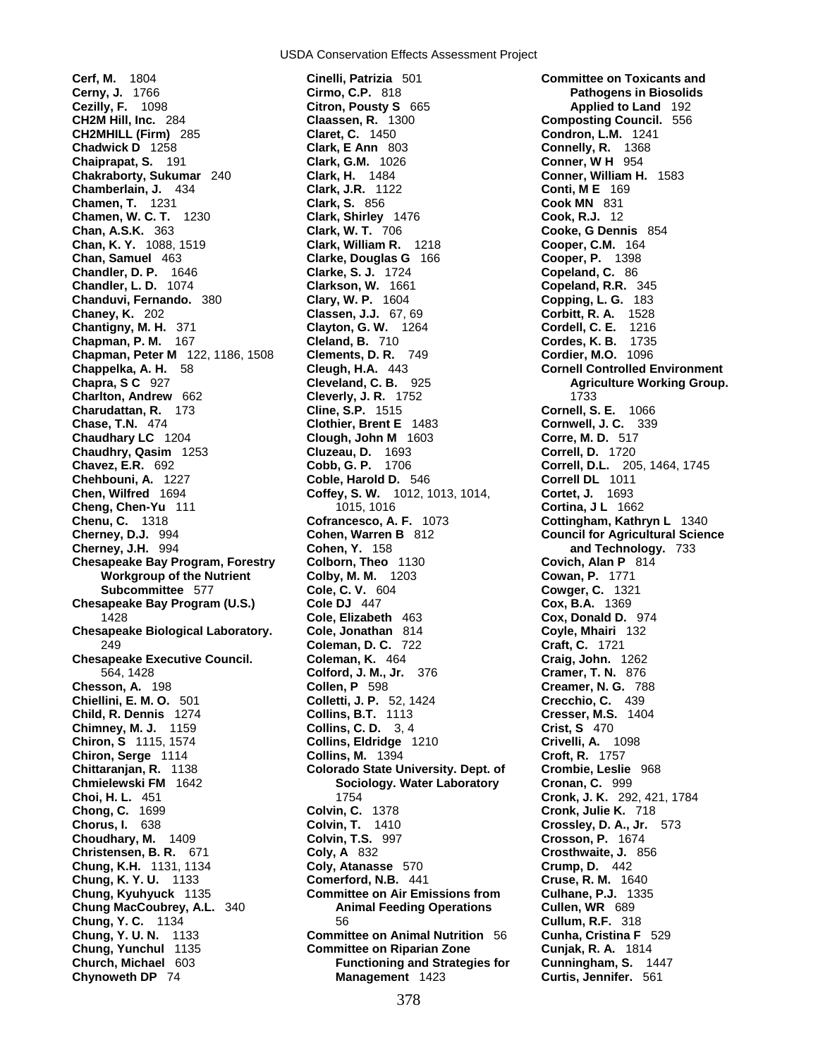**Cerf, M.** 1804
**Cerny, J.** 1766
**Cezilly, F.** 1098
**CH2M Hill, Inc.** 284
**CH2MHILL (Firm)** 285
**Chadwick D** 1258
**Chaiprapat, S.** 191
**Chakraborty, Sukumar** 240
**Chamberlain, J.** 434
**Chamen, T.** 1231
**Chamen, W. C. T.** 1230
**Chan, A.S.K.** 363
**Chan, K. Y.** 1088, 1519
**Chan, Samuel** 463
**Chandler, D. P.** 1646
**Chandler, L. D.** 1074
**Chanduvi, Fernando.** 380
**Chaney, K.** 202
**Chantigny, M. H.** 371
**Chapman, P. M.** 167
**Chapman, Peter M** 122, 1186, 1508
**Chappelka, A. H.** 58
**Chapra, S C** 927
**Charlton, Andrew** 662
**Charudattan, R.** 173
**Chase, T.N.** 474
**Chaudhary LC** 1204
**Chaudhry, Qasim** 1253
**Chavez, E.R.** 692
**Chehbouni, A.** 1227
**Chen, Wilfred** 1694
**Cheng, Chen-Yu** 111
**Chenu, C.** 1318
**Cherney, D.J.** 994
**Cherney, J.H.** 994
**Chesapeake Bay Program, Forestry Workgroup of the Nutrient Subcommittee** 577
**Chesapeake Bay Program (U.S.)** 1428
**Chesapeake Biological Laboratory.** 249
**Chesapeake Executive Council.** 564, 1428
**Chesson, A.** 198
**Chiellini, E. M. O.** 501
**Child, R. Dennis** 1274
**Chimney, M. J.** 1159
**Chiron, S** 1115, 1574
**Chiron, Serge** 1114
**Chittaranjan, R.** 1138
**Chmielewski FM** 1642
**Choi, H. L.** 451
**Chong, C.** 1699
**Chorus, I.** 638
**Choudhary, M.** 1409
**Christensen, B. R.** 671
**Chung, K.H.** 1131, 1134
**Chung, K. Y. U.** 1133
**Chung, Kyuhyuck** 1135
**Chung MacCoubrey, A.L.** 340
**Chung, Y. C.** 1134
**Chung, Y. U. N.** 1133
**Chung, Yunchul** 1135
**Church, Michael** 603
**Chynoweth DP** 74
**Cinelli, Patrizia** 501
**Cirmo, C.P.** 818
**Citron, Pousty S** 665
**Claassen, R.** 1300
**Claret, C.** 1450
**Clark, E Ann** 803
**Clark, G.M.** 1026
**Clark, H.** 1484
**Clark, J.R.** 1122
**Clark, S.** 856
**Clark, Shirley** 1476
**Clark, W. T.** 706
**Clark, William R.** 1218
**Clarke, Douglas G** 166
**Clarke, S. J.** 1724
**Clarkson, W.** 1661
**Clary, W. P.** 1604
**Classen, J.J.** 67, 69
**Clayton, G. W.** 1264
**Cleland, B.** 710
**Clements, D. R.** 749
**Cleugh, H.A.** 443
**Cleveland, C. B.** 925
**Cleverly, J. R.** 1752
**Cline, S.P.** 1515
**Clothier, Brent E** 1483
**Clough, John M** 1603
**Cluzeau, D.** 1693
**Cobb, G. P.** 1706
**Coble, Harold D.** 546
**Coffey, S. W.** 1012, 1013, 1014, 1015, 1016
**Cofrancesco, A. F.** 1073
**Cohen, Warren B** 812
**Cohen, Y.** 158
**Colborn, Theo** 1130
**Colby, M. M.** 1203
**Cole, C. V.** 604
**Cole DJ** 447
**Cole, Elizabeth** 463
**Cole, Jonathan** 814
**Coleman, D. C.** 722
**Coleman, K.** 464
**Colford, J. M., Jr.** 376
**Collen, P** 598
**Colletti, J. P.** 52, 1424
**Collins, B.T.** 1113
**Collins, C. D.** 3, 4
**Collins, Eldridge** 1210
**Collins, M.** 1394
**Colorado State University. Dept. of Sociology. Water Laboratory** 1754
**Colvin, C.** 1378
**Colvin, T.** 1410
**Colvin, T.S.** 997
**Coly, A** 832
**Coly, Atanasse** 570
**Comerford, N.B.** 441
**Committee on Air Emissions from Animal Feeding Operations** 56
**Committee on Animal Nutrition** 56
**Committee on Riparian Zone Functioning and Strategies for Management** 1423
**Committee on Toxicants and Pathogens in Biosolids Applied to Land** 192
**Composting Council.** 556
**Condron, L.M.** 1241
**Connelly, R.** 1368
**Conner, W H** 954
**Conner, William H.** 1583
**Conti, M E** 169
**Cook MN** 831
**Cook, R.J.** 12
**Cooke, G Dennis** 854
**Cooper, C.M.** 164
**Cooper, P.** 1398
**Copeland, C.** 86
**Copeland, R.R.** 345
**Copping, L. G.** 183
**Corbitt, R. A.** 1528
**Cordell, C. E.** 1216
**Cordes, K. B.** 1735
**Cordier, M.O.** 1096
**Cornell Controlled Environment Agriculture Working Group.** 1733
**Cornell, S. E.** 1066
**Cornwell, J. C.** 339
**Corre, M. D.** 517
**Correll, D.** 1720
**Correll, D.L.** 205, 1464, 1745
**Correll DL** 1011
**Cortet, J.** 1693
**Cortina, J L** 1662
**Cottingham, Kathryn L** 1340
**Council for Agricultural Science and Technology.** 733
**Covich, Alan P** 814
**Cowan, P.** 1771
**Cowger, C.** 1321
**Cox, B.A.** 1369
**Cox, Donald D.** 974
**Coyle, Mhairi** 132
**Craft, C.** 1721
**Craig, John.** 1262
**Cramer, T. N.** 876
**Creamer, N. G.** 788
**Crecchio, C.** 439
**Cresser, M.S.** 1404
**Crist, S** 470
**Crivelli, A.** 1098
**Croft, R.** 1757
**Crombie, Leslie** 968
**Cronan, C.** 999
**Cronk, J. K.** 292, 421, 1784
**Cronk, Julie K.** 718
**Crossley, D. A., Jr.** 573
**Crosson, P.** 1674
**Crosthwaite, J.** 856
**Crump, D.** 442
**Cruse, R. M.** 1640
**Culhane, P.J.** 1335
**Cullen, WR** 689
**Cullum, R.F.** 318
**Cunha, Cristina F** 529
**Cunjak, R. A.** 1814
**Cunningham, S.** 1447
**Curtis, Jennifer.** 561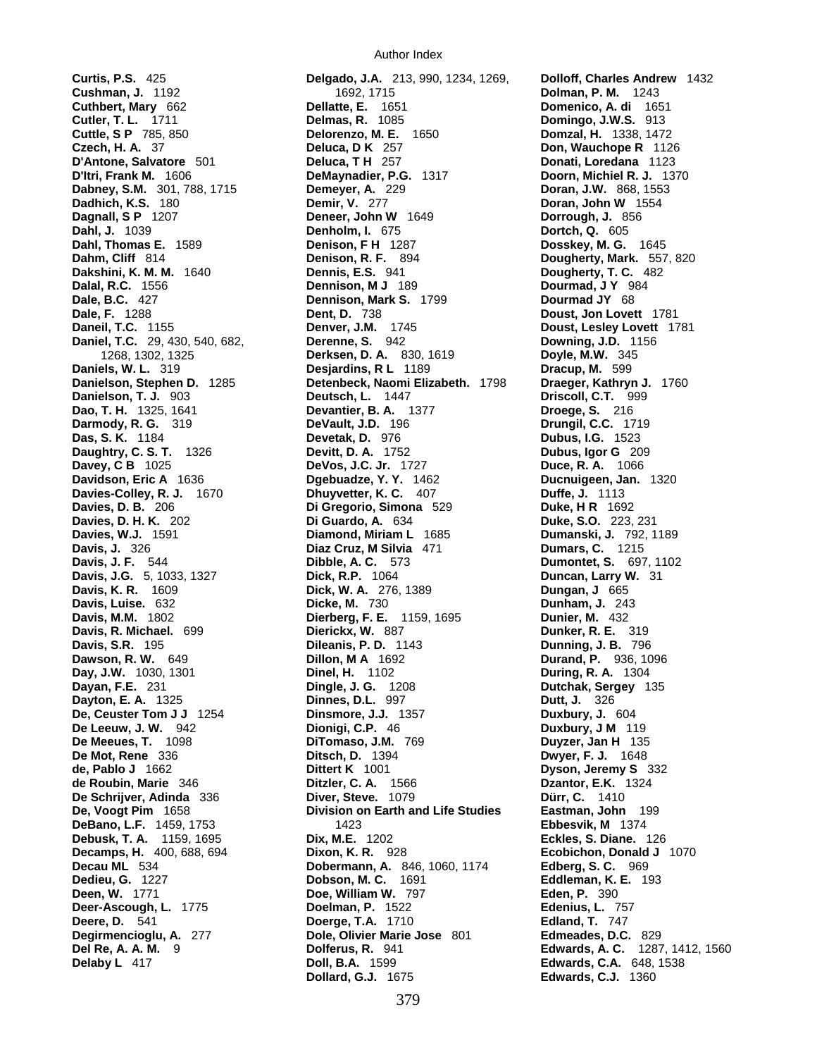**Curtis, P.S.** 425
**Cushman, J.** 1192
**Cuthbert, Mary** 662
**Cutler, T. L.** 1711
**Cuttle, S P** 785, 850
**Czech, H. A.** 37
**D'Antone, Salvatore** 501
**D'Itri, Frank M.** 1606
**Dabney, S.M.** 301, 788, 1715
**Dadhich, K.S.** 180
**Dagnall, S P** 1207
**Dahl, J.** 1039
**Dahl, Thomas E.** 1589
**Dahm, Cliff** 814
**Dakshini, K. M. M.** 1640
**Dalal, R.C.** 1556
**Dale, B.C.** 427
**Dale, F.** 1288
**Daneil, T.C.** 1155
**Daniel, T.C.** 29, 430, 540, 682, 1268, 1302, 1325
**Daniels, W. L.** 319
**Danielson, Stephen D.** 1285
**Danielson, T. J.** 903
**Dao, T. H.** 1325, 1641
**Darmody, R. G.** 319
**Das, S. K.** 1184
**Daughtry, C. S. T.** 1326
**Davey, C B** 1025
**Davidson, Eric A** 1636
**Davies-Colley, R. J.** 1670
**Davies, D. B.** 206
**Davies, D. H. K.** 202
**Davies, W.J.** 1591
**Davis, J.** 326
**Davis, J. F.** 544
**Davis, J.G.** 5, 1033, 1327
**Davis, K. R.** 1609
**Davis, Luise.** 632
**Davis, M.M.** 1802
**Davis, R. Michael.** 699
**Davis, S.R.** 195
**Dawson, R. W.** 649
**Day, J.W.** 1030, 1301
**Dayan, F.E.** 231
**Dayton, E. A.** 1325
**De, Ceuster Tom J J** 1254
**De Leeuw, J. W.** 942
**De Meeues, T.** 1098
**De Mot, Rene** 336
**de, Pablo J** 1662
**de Roubin, Marie** 346
**De Schrijver, Adinda** 336
**De, Voogt Pim** 1658
**DeBano, L.F.** 1459, 1753
**Debusk, T. A.** 1159, 1695
**Decamps, H.** 400, 688, 694
**Decau ML** 534
**Dedieu, G.** 1227
**Deen, W.** 1771
**Deer-Ascough, L.** 1775
**Deere, D.** 541
**Degirmencioglu, A.** 277
**Del Re, A. A. M.** 9
**Delaby L** 417
**Delgado, J.A.** 213, 990, 1234, 1269, 1692, 1715
**Dellatte, E.** 1651
**Delmas, R.** 1085
**Delorenzo, M. E.** 1650
**Deluca, D K** 257
**Deluca, T H** 257
**DeMaynadier, P.G.** 1317
**Demeyer, A.** 229
**Demir, V.** 277
**Deneer, John W** 1649
**Denholm, I.** 675
**Denison, F H** 1287
**Denison, R. F.** 894
**Dennis, E.S.** 941
**Dennison, M J** 189
**Dennison, Mark S.** 1799
**Dent, D.** 738
**Denver, J.M.** 1745
**Derenne, S.** 942
**Derksen, D. A.** 830, 1619
**Desjardins, R L** 1189
**Detenbeck, Naomi Elizabeth.** 1798
**Deutsch, L.** 1447
**Devantier, B. A.** 1377
**DeVault, J.D.** 196
**Devetak, D.** 976
**Devitt, D. A.** 1752
**DeVos, J.C. Jr.** 1727
**Dgebuadze, Y. Y.** 1462
**Dhuyvetter, K. C.** 407
**Di Gregorio, Simona** 529
**Di Guardo, A.** 634
**Diamond, Miriam L** 1685
**Diaz Cruz, M Silvia** 471
**Dibble, A. C.** 573
**Dick, R.P.** 1064
**Dick, W. A.** 276, 1389
**Dicke, M.** 730
**Dierberg, F. E.** 1159, 1695
**Dierickx, W.** 887
**Dileanis, P. D.** 1143
**Dillon, M A** 1692
**Dinel, H.** 1102
**Dingle, J. G.** 1208
**Dinnes, D.L.** 997
**Dinsmore, J.J.** 1357
**Dionigi, C.P.** 46
**DiTomaso, J.M.** 769
**Ditsch, D.** 1394
**Dittert K** 1001
**Ditzler, C. A.** 1566
**Diver, Steve.** 1079
**Division on Earth and Life Studies** 1423
**Dix, M.E.** 1202
**Dixon, K. R.** 928
**Dobermann, A.** 846, 1060, 1174
**Dobson, M. C.** 1691
**Doe, William W.** 797
**Doelman, P.** 1522
**Doerge, T.A.** 1710
**Dole, Olivier Marie Jose** 801
**Dolferus, R.** 941
**Doll, B.A.** 1599
**Dollard, G.J.** 1675
**Dolloff, Charles Andrew** 1432
**Dolman, P. M.** 1243
**Domenico, A. di** 1651
**Domingo, J.W.S.** 913
**Domzal, H.** 1338, 1472
**Don, Wauchope R** 1126
**Donati, Loredana** 1123
**Doorn, Michiel R. J.** 1370
**Doran, J.W.** 868, 1553
**Doran, John W** 1554
**Dorrough, J.** 856
**Dortch, Q.** 605
**Dosskey, M. G.** 1645
**Dougherty, Mark.** 557, 820
**Dougherty, T. C.** 482
**Dourmad, J Y** 984
**Dourmad JY** 68
**Doust, Jon Lovett** 1781
**Doust, Lesley Lovett** 1781
**Downing, J.D.** 1156
**Doyle, M.W.** 345
**Dracup, M.** 599
**Draeger, Kathryn J.** 1760
**Driscoll, C.T.** 999
**Droege, S.** 216
**Drungil, C.C.** 1719
**Dubus, I.G.** 1523
**Dubus, Igor G** 209
**Duce, R. A.** 1066
**Ducnuigeen, Jan.** 1320
**Duffe, J.** 1113
**Duke, H R** 1692
**Duke, S.O.** 223, 231
**Dumanski, J.** 792, 1189
**Dumars, C.** 1215
**Dumontet, S.** 697, 1102
**Duncan, Larry W.** 31
**Dungan, J** 665
**Dunham, J.** 243
**Dunier, M.** 432
**Dunker, R. E.** 319
**Dunning, J. B.** 796
**Durand, P.** 936, 1096
**During, R. A.** 1304
**Dutchak, Sergey** 135
**Dutt, J.** 326
**Duxbury, J.** 604
**Duxbury, J M** 119
**Duyzer, Jan H** 135
**Dwyer, F. J.** 1648
**Dyson, Jeremy S** 332
**Dzantor, E.K.** 1324
**Dürr, C.** 1410
**Eastman, John** 199
**Ebbesvik, M** 1374
**Eckles, S. Diane.** 126
**Ecobichon, Donald J** 1070
**Edberg, S. C.** 969
**Eddleman, K. E.** 193
**Eden, P.** 390
**Edenius, L.** 757
**Edland, T.** 747
**Edmeades, D.C.** 829
**Edwards, A. C.** 1287, 1412, 1560
**Edwards, C.A.** 648, 1538
**Edwards, C.J.** 1360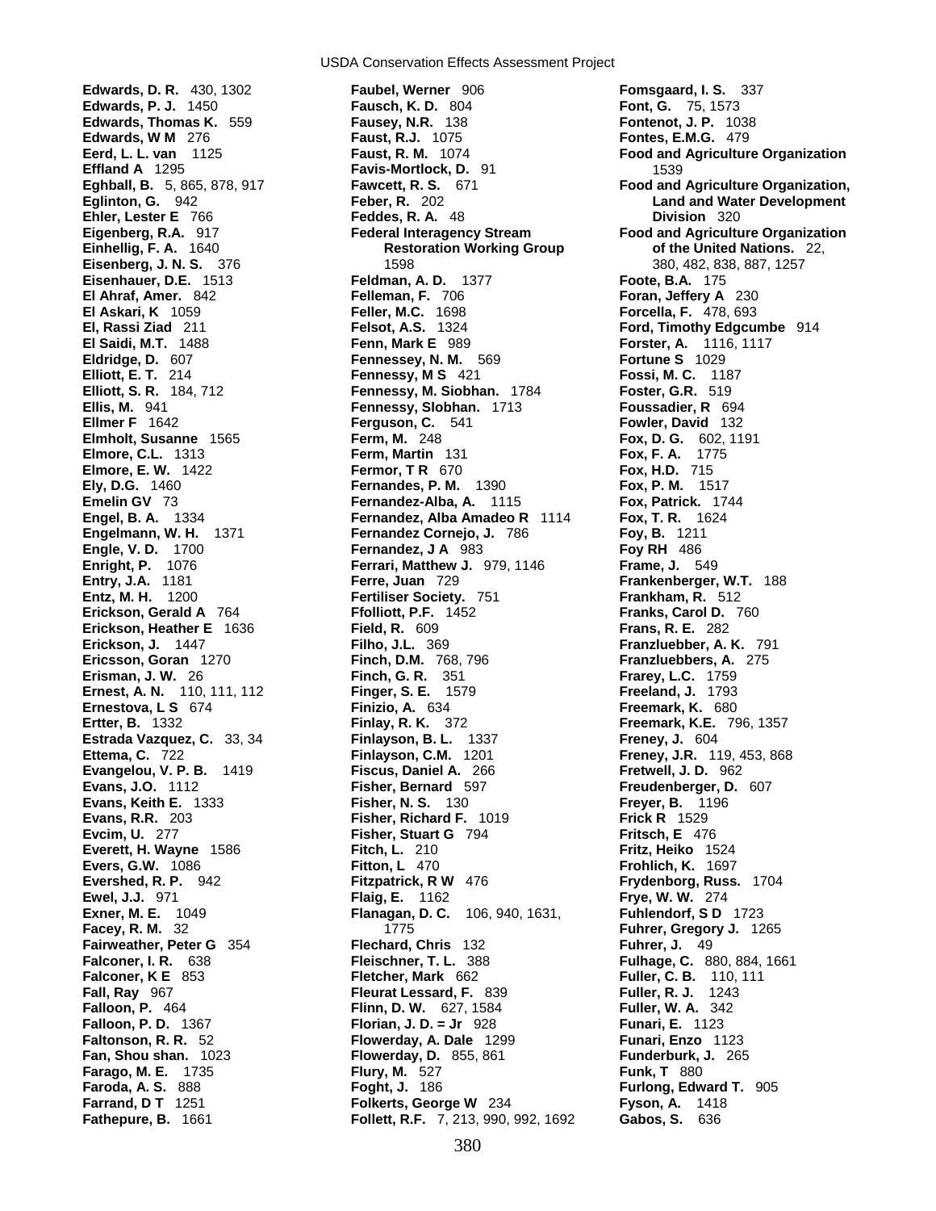**Edwards, D. R.** 430, 1302
**Edwards, P. J.** 1450
**Edwards, Thomas K.** 559
**Edwards, W M** 276
**Eerd, L. L. van** 1125
**Effland A** 1295
**Eghball, B.** 5, 865, 878, 917
**Eglinton, G.** 942
**Ehler, Lester E** 766
**Eigenberg, R.A.** 917
**Einhellig, F. A.** 1640
**Eisenberg, J. N. S.** 376
**Eisenhauer, D.E.** 1513
**El Ahraf, Amer.** 842
**El Askari, K** 1059
**El, Rassi Ziad** 211
**El Saidi, M.T.** 1488
**Eldridge, D.** 607
**Elliott, E. T.** 214
**Elliott, S. R.** 184, 712
**Ellis, M.** 941
**Ellmer F** 1642
**Elmholt, Susanne** 1565
**Elmore, C.L.** 1313
**Elmore, E. W.** 1422
**Ely, D.G.** 1460
**Emelin GV** 73
**Engel, B. A.** 1334
**Engelmann, W. H.** 1371
**Engle, V. D.** 1700
**Enright, P.** 1076
**Entry, J.A.** 1181
**Entz, M. H.** 1200
**Erickson, Gerald A** 764
**Erickson, Heather E** 1636
**Erickson, J.** 1447
**Ericsson, Goran** 1270
**Erisman, J. W.** 26
**Ernest, A. N.** 110, 111, 112
**Ernestova, L S** 674
**Ertter, B.** 1332
**Estrada Vazquez, C.** 33, 34
**Ettema, C.** 722
**Evangelou, V. P. B.** 1419
**Evans, J.O.** 1112
**Evans, Keith E.** 1333
**Evans, R.R.** 203
**Evcim, U.** 277
**Everett, H. Wayne** 1586
**Evers, G.W.** 1086
**Evershed, R. P.** 942
**Ewel, J.J.** 971
**Exner, M. E.** 1049
**Facey, R. M.** 32
**Fairweather, Peter G** 354
**Falconer, I. R.** 638
**Falconer, K E** 853
**Fall, Ray** 967
**Falloon, P.** 464
**Falloon, P. D.** 1367
**Faltonson, R. R.** 52
**Fan, Shou shan.** 1023
**Farago, M. E.** 1735
**Faroda, A. S.** 888
**Farrand, D T** 1251
**Fathepure, B.** 1661
**Faubel, Werner** 906
**Fausch, K. D.** 804
**Fausey, N.R.** 138
**Faust, R.J.** 1075
**Faust, R. M.** 1074
**Favis-Mortlock, D.** 91
**Fawcett, R. S.** 671
**Feber, R.** 202
**Feddes, R. A.** 48
**Federal Interagency Stream Restoration Working Group** 1598
**Feldman, A. D.** 1377
**Felleman, F.** 706
**Feller, M.C.** 1698
**Felsot, A.S.** 1324
**Fenn, Mark E** 989
**Fennessey, N. M.** 569
**Fennessy, M S** 421
**Fennessy, M. Siobhan.** 1784
**Fennessy, Slobhan.** 1713
**Ferguson, C.** 541
**Ferm, M.** 248
**Ferm, Martin** 131
**Fermor, T R** 670
**Fernandes, P. M.** 1390
**Fernandez-Alba, A.** 1115
**Fernandez, Alba Amadeo R** 1114
**Fernandez Cornejo, J.** 786
**Fernandez, J A** 983
**Ferrari, Matthew J.** 979, 1146
**Ferre, Juan** 729
**Fertiliser Society.** 751
**Ffolliott, P.F.** 1452
**Field, R.** 609
**Filho, J.L.** 369
**Finch, D.M.** 768, 796
**Finch, G. R.** 351
**Finger, S. E.** 1579
**Finizio, A.** 634
**Finlay, R. K.** 372
**Finlayson, B. L.** 1337
**Finlayson, C.M.** 1201
**Fiscus, Daniel A.** 266
**Fisher, Bernard** 597
**Fisher, N. S.** 130
**Fisher, Richard F.** 1019
**Fisher, Stuart G** 794
**Fitch, L.** 210
**Fitton, L** 470
**Fitzpatrick, R W** 476
**Flaig, E.** 1162
**Flanagan, D. C.** 106, 940, 1631, 1775
**Flechard, Chris** 132
**Fleischner, T. L.** 388
**Fletcher, Mark** 662
**Fleurat Lessard, F.** 839
**Flinn, D. W.** 627, 1584
**Florian, J. D. = Jr** 928
**Flowerday, A. Dale** 1299
**Flowerday, D.** 855, 861
**Flury, M.** 527
**Foght, J.** 186
**Folkerts, George W** 234
**Follett, R.F.** 7, 213, 990, 992, 1692
**Fomsgaard, I. S.** 337
**Font, G.** 75, 1573
**Fontenot, J. P.** 1038
**Fontes, E.M.G.** 479
**Food and Agriculture Organization** 1539
**Food and Agriculture Organization, Land and Water Development Division** 320
**Food and Agriculture Organization of the United Nations.** 22, 380, 482, 838, 887, 1257
**Foote, B.A.** 175
**Foran, Jeffery A** 230
**Forcella, F.** 478, 693
**Ford, Timothy Edgcumbe** 914
**Forster, A.** 1116, 1117
**Fortune S** 1029
**Fossi, M. C.** 1187
**Foster, G.R.** 519
**Foussadier, R** 694
**Fowler, David** 132
**Fox, D. G.** 602, 1191
**Fox, F. A.** 1775
**Fox, H.D.** 715
**Fox, P. M.** 1517
**Fox, Patrick.** 1744
**Fox, T. R.** 1624
**Foy, B.** 1211
**Foy RH** 486
**Frame, J.** 549
**Frankenberger, W.T.** 188
**Frankham, R.** 512
**Franks, Carol D.** 760
**Frans, R. E.** 282
**Franzluebber, A. K.** 791
**Franzluebbers, A.** 275
**Frarey, L.C.** 1759
**Freeland, J.** 1793
**Freemark, K.** 680
**Freemark, K.E.** 796, 1357
**Freney, J.** 604
**Freney, J.R.** 119, 453, 868
**Fretwell, J. D.** 962
**Freudenberger, D.** 607
**Freyer, B.** 1196
**Frick R** 1529
**Fritsch, E** 476
**Fritz, Heiko** 1524
**Frohlich, K.** 1697
**Frydenborg, Russ.** 1704
**Frye, W. W.** 274
**Fuhlendorf, S D** 1723
**Fuhrer, Gregory J.** 1265
**Fuhrer, J.** 49
**Fulhage, C.** 880, 884, 1661
**Fuller, C. B.** 110, 111
**Fuller, R. J.** 1243
**Fuller, W. A.** 342
**Funari, E.** 1123
**Funari, Enzo** 1123
**Funderburk, J.** 265
**Funk, T** 880
**Furlong, Edward T.** 905
**Fyson, A.** 1418
**Gabos, S.** 636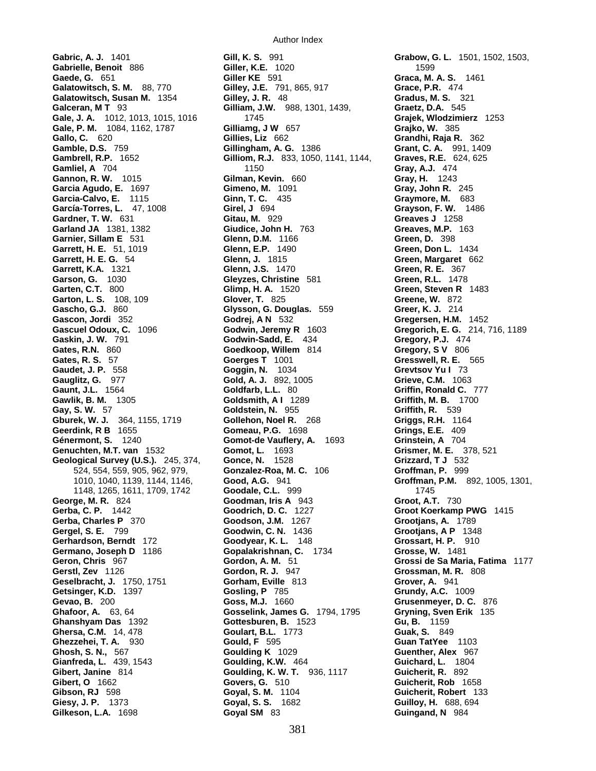**Gabric, A. J.** 1401
**Gabrielle, Benoit** 886
**Gaede, G.** 651
**Galatowitsch, S. M.** 88, 770
**Galatowitsch, Susan M.** 1354
**Galceran, M T** 93
**Gale, J. A.** 1012, 1013, 1015, 1016
**Gale, P. M.** 1084, 1162, 1787
**Gallo, C.** 620
**Gamble, D.S.** 759
**Gambrell, R.P.** 1652
**Gamliel, A** 704
**Gannon, R. W.** 1015
**Garcia Agudo, E.** 1697
**Garcia-Calvo, E.** 1115
**García-Torres, L.** 47, 1008
**Gardner, T. W.** 631
**Garland JA** 1381, 1382
**Garnier, Sillam E** 531
**Garrett, H. E.** 51, 1019
**Garrett, H. E. G.** 54
**Garrett, K.A.** 1321
**Garson, G.** 1030
**Garten, C.T.** 800
**Garton, L. S.** 108, 109
**Gascho, G.J.** 860
**Gascon, Jordi** 352
**Gascuel Odoux, C.** 1096
**Gaskin, J. W.** 791
**Gates, R.N.** 860
**Gates, R. S.** 57
**Gaudet, J. P.** 558
**Gauglitz, G.** 977
**Gaunt, J.L.** 1564
**Gawlik, B. M.** 1305
**Gay, S. W.** 57
**Gburek, W. J.** 364, 1155, 1719
**Geerdink, R B** 1655
**Génermont, S.** 1240
**Genuchten, M.T. van** 1532
**Geological Survey (U.S.).** 245, 374, 524, 554, 559, 905, 962, 979, 1010, 1040, 1139, 1144, 1146, 1148, 1265, 1611, 1709, 1742
**George, M. R.** 824
**Gerba, C. P.** 1442
**Gerba, Charles P** 370
**Gergel, S. E.** 799
**Gerhardson, Berndt** 172
**Germano, Joseph D** 1186
**Geron, Chris** 967
**Gerstl, Zev** 1126
**Geselbracht, J.** 1750, 1751
**Getsinger, K.D.** 1397
**Gevao, B.** 200
**Ghafoor, A.** 63, 64
**Ghanshyam Das** 1392
**Ghersa, C.M.** 14, 478
**Ghezzehei, T. A.** 930
**Ghosh, S. N.,** 567
**Gianfreda, L.** 439, 1543
**Gibert, Janine** 814
**Gibert, O** 1662
**Gibson, RJ** 598
**Giesy, J. P.** 1373
**Gilkeson, L.A.** 1698
**Gill, K. S.** 991
**Giller, K.E.** 1020
**Giller KE** 591
**Gilley, J.E.** 791, 865, 917
**Gilley, J. R.** 48
**Gilliam, J.W.** 988, 1301, 1439, 1745
**Gilliamg, J W** 657
**Gillies, Liz** 662
**Gillingham, A. G.** 1386
**Gilliom, R.J.** 833, 1050, 1141, 1144, 1150
**Gilman, Kevin.** 660
**Gimeno, M.** 1091
**Ginn, T. C.** 435
**Girel, J** 694
**Gitau, M.** 929
**Giudice, John H.** 763
**Glenn, D.M.** 1166
**Glenn, E.P.** 1490
**Glenn, J.** 1815
**Glenn, J.S.** 1470
**Gleyzes, Christine** 581
**Glimp, H. A.** 1520
**Glover, T.** 825
**Glysson, G. Douglas.** 559
**Godrej, A N** 532
**Godwin, Jeremy R** 1603
**Godwin-Sadd, E.** 434
**Goedkoop, Willem** 814
**Goerges T** 1001
**Goggin, N.** 1034
**Gold, A. J.** 892, 1005
**Goldfarb, L.L.** 80
**Goldsmith, A I** 1289
**Goldstein, N.** 955
**Gollehon, Noel R.** 268
**Gomeau, P.G.** 1698
**Gomot-de Vauflery, A.** 1693
**Gomot, L.** 1693
**Gonce, N.** 1528
**Gonzalez-Roa, M. C.** 106
**Good, A.G.** 941
**Goodale, C.L.** 999
**Goodman, Iris A** 943
**Goodrich, D. C.** 1227
**Goodson, J.M.** 1267
**Goodwin, C. N.** 1436
**Goodyear, K. L.** 148
**Gopalakrishnan, C.** 1734
**Gordon, A. M.** 51
**Gordon, R. J.** 947
**Gorham, Eville** 813
**Gosling, P** 785
**Goss, M.J.** 1660
**Gosselink, James G.** 1794, 1795
**Gottesburen, B.** 1523
**Goulart, B.L.** 1773
**Gould, F** 595
**Goulding K** 1029
**Goulding, K.W.** 464
**Goulding, K. W. T.** 936, 1117
**Govers, G.** 510
**Goyal, S. M.** 1104
**Goyal, S. S.** 1682
**Goyal SM** 83
**Grabow, G. L.** 1501, 1502, 1503, 1599
**Graca, M. A. S.** 1461
**Grace, P.R.** 474
**Gradus, M. S.** 321
**Graetz, D.A.** 545
**Grajek, Wlodzimierz** 1253
**Grajko, W.** 385
**Grandhi, Raja R.** 362
**Grant, C. A.** 991, 1409
**Graves, R.E.** 624, 625
**Gray, A.J.** 474
**Gray, H.** 1243
**Gray, John R.** 245
**Graymore, M.** 683
**Grayson, F. W.** 1486
**Greaves J** 1258
**Greaves, M.P.** 163
**Green, D.** 398
**Green, Don L.** 1434
**Green, Margaret** 662
**Green, R. E.** 367
**Green, R.L.** 1478
**Green, Steven R** 1483
**Greene, W.** 872
**Greer, K. J.** 214
**Gregersen, H.M.** 1452
**Gregorich, E. G.** 214, 716, 1189
**Gregory, P.J.** 474
**Gregory, S V** 806
**Gresswell, R. E.** 565
**Grevtsov Yu I** 73
**Grieve, C.M.** 1063
**Griffin, Ronald C.** 777
**Griffith, M. B.** 1700
**Griffith, R.** 539
**Griggs, R.H.** 1164
**Grings, E.E.** 409
**Grinstein, A** 704
**Grismer, M. E.** 378, 521
**Grizzard, T J** 532
**Groffman, P.** 999
**Groffman, P.M.** 892, 1005, 1301, 1745
**Groot, A.T.** 730
**Groot Koerkamp PWG** 1415
**Grootjans, A.** 1789
**Grootjans, A P** 1348
**Grossart, H. P.** 910
**Grosse, W.** 1481
**Grossi de Sa Maria, Fatima** 1177
**Grossman, M. R.** 808
**Grover, A.** 941
**Grundy, A.C.** 1009
**Grusenmeyer, D. C.** 876
**Gryning, Sven Erik** 135
**Gu, B.** 1159
**Guak, S.** 849
**Guan TatYee** 1103
**Guenther, Alex** 967
**Guichard, L.** 1804
**Guicherit, R.** 892
**Guicherit, Rob** 1658
**Guicherit, Robert** 133
**Guilloy, H.** 688, 694
**Guingand, N** 984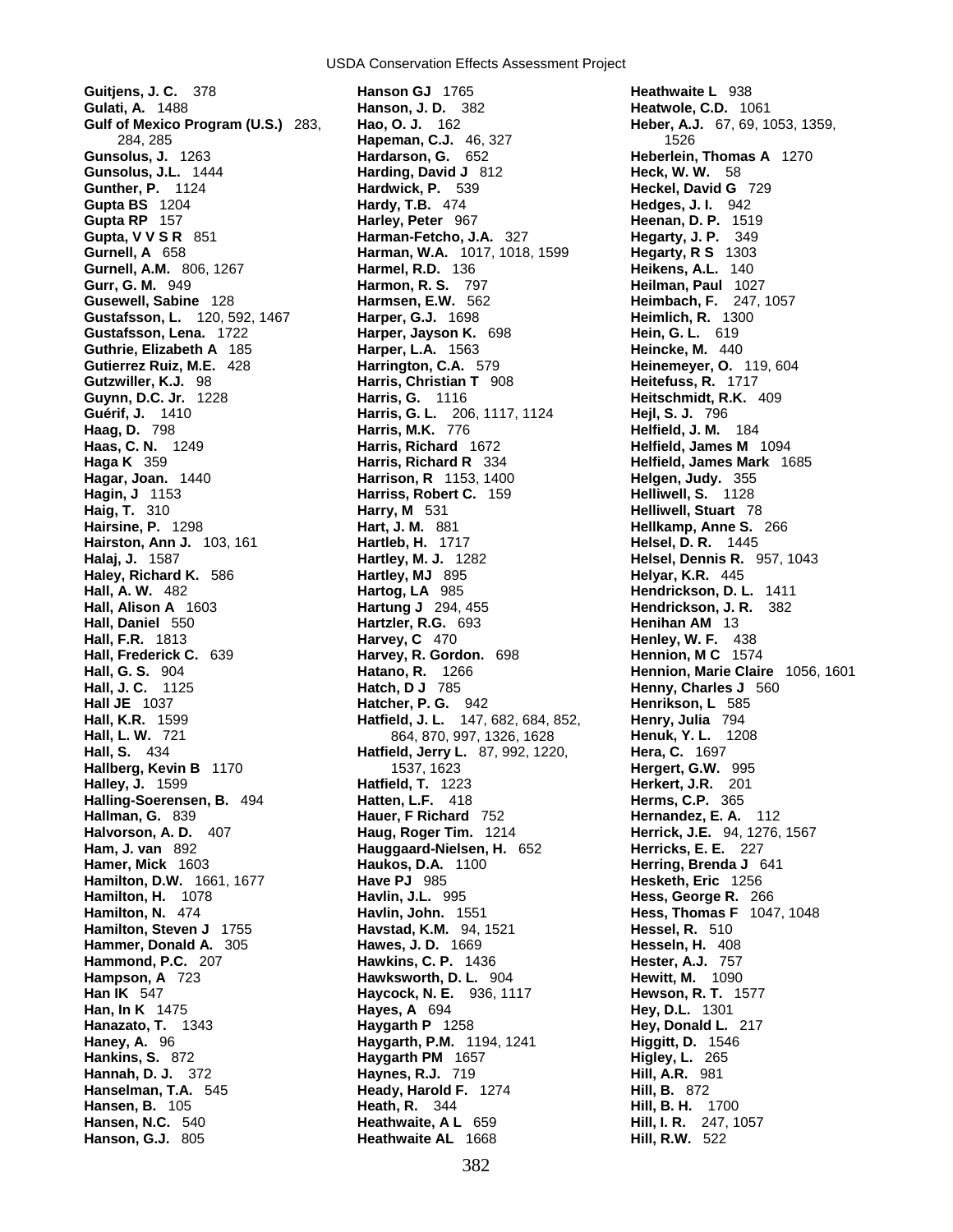**Guitjens, J. C.** 378
**Gulati, A.** 1488
**Gulf of Mexico Program (U.S.)** 283, 284, 285
**Gunsolus, J.** 1263
**Gunsolus, J.L.** 1444
**Gunther, P.** 1124
**Gupta BS** 1204
**Gupta RP** 157
**Gupta, V V S R** 851
**Gurnell, A** 658
**Gurnell, A.M.** 806, 1267
**Gurr, G. M.** 949
**Gusewell, Sabine** 128
**Gustafsson, L.** 120, 592, 1467
**Gustafsson, Lena.** 1722
**Guthrie, Elizabeth A** 185
**Gutierrez Ruiz, M.E.** 428
**Gutzwiller, K.J.** 98
**Guynn, D.C. Jr.** 1228
**Guérif, J.** 1410
**Haag, D.** 798
**Haas, C. N.** 1249
**Haga K** 359
**Hagar, Joan.** 1440
**Hagin, J** 1153
**Haig, T.** 310
**Hairsine, P.** 1298
**Hairston, Ann J.** 103, 161
**Halaj, J.** 1587
**Haley, Richard K.** 586
**Hall, A. W.** 482
**Hall, Alison A** 1603
**Hall, Daniel** 550
**Hall, F.R.** 1813
**Hall, Frederick C.** 639
**Hall, G. S.** 904
**Hall, J. C.** 1125
**Hall JE** 1037
**Hall, K.R.** 1599
**Hall, L. W.** 721
**Hall, S.** 434
**Hallberg, Kevin B** 1170
**Halley, J.** 1599
**Halling-Soerensen, B.** 494
**Hallman, G.** 839
**Halvorson, A. D.** 407
**Ham, J. van** 892
**Hamer, Mick** 1603
**Hamilton, D.W.** 1661, 1677
**Hamilton, H.** 1078
**Hamilton, N.** 474
**Hamilton, Steven J** 1755
**Hammer, Donald A.** 305
**Hammond, P.C.** 207
**Hampson, A** 723
**Han IK** 547
**Han, In K** 1475
**Hanazato, T.** 1343
**Haney, A.** 96
**Hankins, S.** 872
**Hannah, D. J.** 372
**Hanselman, T.A.** 545
**Hansen, B.** 105
**Hansen, N.C.** 540
**Hanson, G.J.** 805
**Hanson GJ** 1765
**Hanson, J. D.** 382
**Hao, O. J.** 162
**Hapeman, C.J.** 46, 327
**Hardarson, G.** 652
**Harding, David J** 812
**Hardwick, P.** 539
**Hardy, T.B.** 474
**Harley, Peter** 967
**Harman-Fetcho, J.A.** 327
**Harman, W.A.** 1017, 1018, 1599
**Harmel, R.D.** 136
**Harmon, R. S.** 797
**Harmsen, E.W.** 562
**Harper, G.J.** 1698
**Harper, Jayson K.** 698
**Harper, L.A.** 1563
**Harrington, C.A.** 579
**Harris, Christian T** 908
**Harris, G.** 1116
**Harris, G. L.** 206, 1117, 1124
**Harris, M.K.** 776
**Harris, Richard** 1672
**Harris, Richard R** 334
**Harrison, R** 1153, 1400
**Harriss, Robert C.** 159
**Harry, M** 531
**Hart, J. M.** 881
**Hartleb, H.** 1717
**Hartley, M. J.** 1282
**Hartley, MJ** 895
**Hartog, LA** 985
**Hartung J** 294, 455
**Hartzler, R.G.** 693
**Harvey, C** 470
**Harvey, R. Gordon.** 698
**Hatano, R.** 1266
**Hatch, D J** 785
**Hatcher, P. G.** 942
**Hatfield, J. L.** 147, 682, 684, 852, 864, 870, 997, 1326, 1628
**Hatfield, Jerry L.** 87, 992, 1220, 1537, 1623
**Hatfield, T.** 1223
**Hatten, L.F.** 418
**Hauer, F Richard** 752
**Haug, Roger Tim.** 1214
**Hauggaard-Nielsen, H.** 652
**Haukos, D.A.** 1100
**Have PJ** 985
**Havlin, J.L.** 995
**Havlin, John.** 1551
**Havstad, K.M.** 94, 1521
**Hawes, J. D.** 1669
**Hawkins, C. P.** 1436
**Hawksworth, D. L.** 904
**Haycock, N. E.** 936, 1117
**Hayes, A** 694
**Haygarth P** 1258
**Haygarth, P.M.** 1194, 1241
**Haygarth PM** 1657
**Haynes, R.J.** 719
**Heady, Harold F.** 1274
**Heath, R.** 344
**Heathwaite, A L** 659
**Heathwaite AL** 1668
**Heathwaite L** 938
**Heatwole, C.D.** 1061
**Heber, A.J.** 67, 69, 1053, 1359, 1526
**Heberlein, Thomas A** 1270
**Heck, W. W.** 58
**Heckel, David G** 729
**Hedges, J. I.** 942
**Heenan, D. P.** 1519
**Hegarty, J. P.** 349
**Hegarty, R S** 1303
**Heikens, A.L.** 140
**Heilman, Paul** 1027
**Heimbach, F.** 247, 1057
**Heimlich, R.** 1300
**Hein, G. L.** 619
**Heincke, M.** 440
**Heinemeyer, O.** 119, 604
**Heitefuss, R.** 1717
**Heitschmidt, R.K.** 409
**Hejl, S. J.** 796
**Helfield, J. M.** 184
**Helfield, James M** 1094
**Helfield, James Mark** 1685
**Helgen, Judy.** 355
**Helliwell, S.** 1128
**Helliwell, Stuart** 78
**Hellkamp, Anne S.** 266
**Helsel, D. R.** 1445
**Helsel, Dennis R.** 957, 1043
**Helyar, K.R.** 445
**Hendrickson, D. L.** 1411
**Hendrickson, J. R.** 382
**Henihan AM** 13
**Henley, W. F.** 438
**Hennion, M C** 1574
**Hennion, Marie Claire** 1056, 1601
**Henny, Charles J** 560
**Henrikson, L** 585
**Henry, Julia** 794
**Henuk, Y. L.** 1208
**Hera, C.** 1697
**Hergert, G.W.** 995
**Herkert, J.R.** 201
**Herms, C.P.** 365
**Hernandez, E. A.** 112
**Herrick, J.E.** 94, 1276, 1567
**Herricks, E. E.** 227
**Herring, Brenda J** 641
**Hesketh, Eric** 1256
**Hess, George R.** 266
**Hess, Thomas F** 1047, 1048
**Hessel, R.** 510
**Hesseln, H.** 408
**Hester, A.J.** 757
**Hewitt, M.** 1090
**Hewson, R. T.** 1577
**Hey, D.L.** 1301
**Hey, Donald L.** 217
**Higgitt, D.** 1546
**Higley, L.** 265
**Hill, A.R.** 981
**Hill, B.** 872
**Hill, B. H.** 1700
**Hill, I. R.** 247, 1057
**Hill, R.W.** 522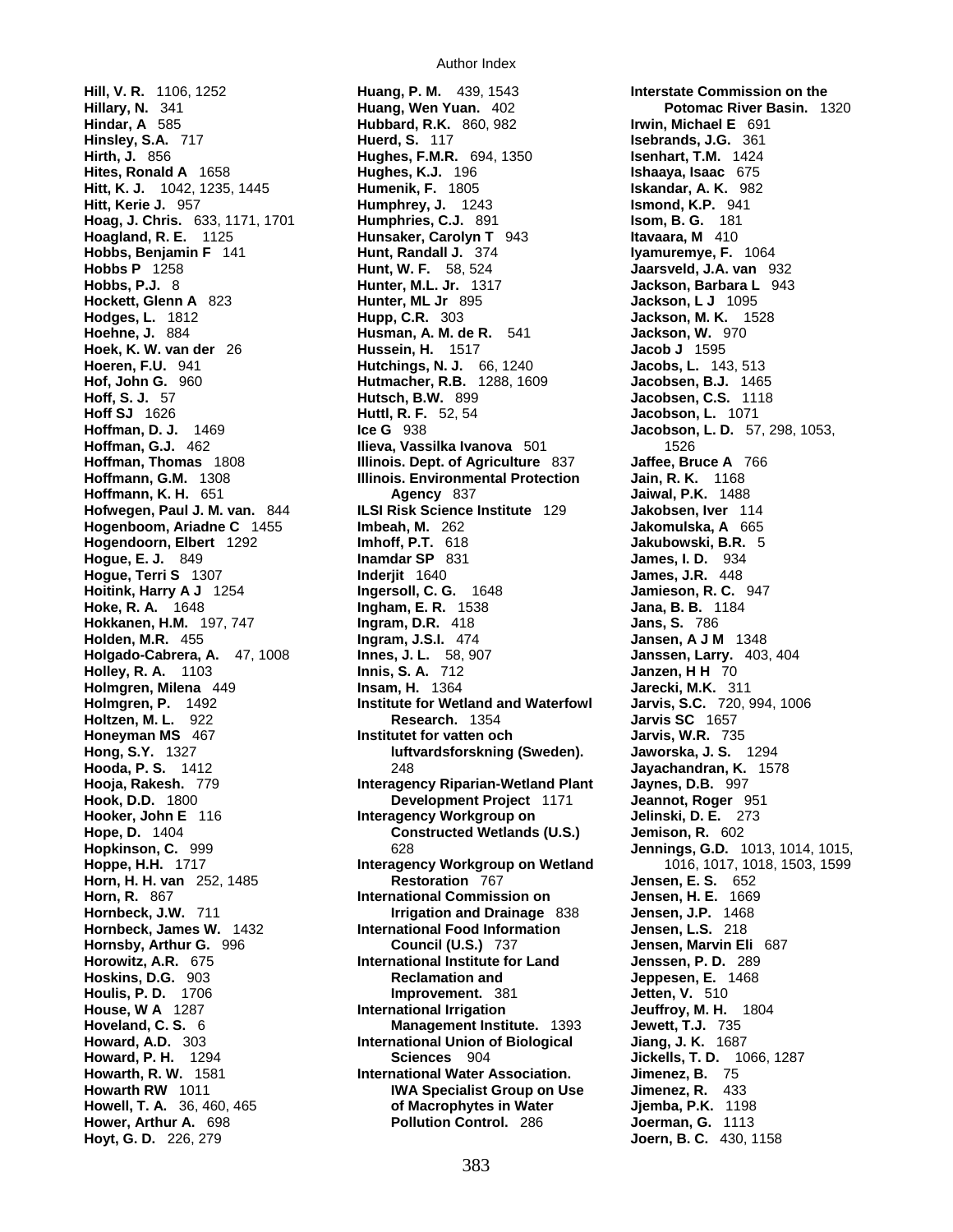Author Index

**Hill, V. R.** 1106, 1252
**Hillary, N.** 341
**Hindar, A** 585
**Hinsley, S.A.** 717
**Hirth, J.** 856
**Hites, Ronald A** 1658
**Hitt, K. J.** 1042, 1235, 1445
**Hitt, Kerie J.** 957
**Hoag, J. Chris.** 633, 1171, 1701
**Hoagland, R. E.** 1125
**Hobbs, Benjamin F** 141
**Hobbs P** 1258
**Hobbs, P.J.** 8
**Hockett, Glenn A** 823
**Hodges, L.** 1812
**Hoehne, J.** 884
**Hoek, K. W. van der** 26
**Hoeren, F.U.** 941
**Hof, John G.** 960
**Hoff, S. J.** 57
**Hoff SJ** 1626
**Hoffman, D. J.** 1469
**Hoffman, G.J.** 462
**Hoffman, Thomas** 1808
**Hoffmann, G.M.** 1308
**Hoffmann, K. H.** 651
**Hofwegen, Paul J. M. van.** 844
**Hogenboom, Ariadne C** 1455
**Hogendoorn, Elbert** 1292
**Hogue, E. J.** 849
**Hogue, Terri S** 1307
**Hoitink, Harry A J** 1254
**Hoke, R. A.** 1648
**Hokkanen, H.M.** 197, 747
**Holden, M.R.** 455
**Holgado-Cabrera, A.** 47, 1008
**Holley, R. A.** 1103
**Holmgren, Milena** 449
**Holmgren, P.** 1492
**Holtzen, M. L.** 922
**Honeyman MS** 467
**Hong, S.Y.** 1327
**Hooda, P. S.** 1412
**Hooja, Rakesh.** 779
**Hook, D.D.** 1800
**Hooker, John E** 116
**Hope, D.** 1404
**Hopkinson, C.** 999
**Hoppe, H.H.** 1717
**Horn, H. H. van** 252, 1485
**Horn, R.** 867
**Hornbeck, J.W.** 711
**Hornbeck, James W.** 1432
**Hornsby, Arthur G.** 996
**Horowitz, A.R.** 675
**Hoskins, D.G.** 903
**Houlis, P. D.** 1706
**House, W A** 1287
**Hoveland, C. S.** 6
**Howard, A.D.** 303
**Howard, P. H.** 1294
**Howarth, R. W.** 1581
**Howarth RW** 1011
**Howell, T. A.** 36, 460, 465
**Hower, Arthur A.** 698
**Hoyt, G. D.** 226, 279
**Huang, P. M.** 439, 1543
**Huang, Wen Yuan.** 402
**Hubbard, R.K.** 860, 982
**Huerd, S.** 117
**Hughes, F.M.R.** 694, 1350
**Hughes, K.J.** 196
**Humenik, F.** 1805
**Humphrey, J.** 1243
**Humphries, C.J.** 891
**Hunsaker, Carolyn T** 943
**Hunt, Randall J.** 374
**Hunt, W. F.** 58, 524
**Hunter, M.L. Jr.** 1317
**Hunter, ML Jr** 895
**Hupp, C.R.** 303
**Husman, A. M. de R.** 541
**Hussein, H.** 1517
**Hutchings, N. J.** 66, 1240
**Hutmacher, R.B.** 1288, 1609
**Hutsch, B.W.** 899
**Huttl, R. F.** 52, 54
**Ice G** 938
**Ilieva, Vassilka Ivanova** 501
**Illinois. Dept. of Agriculture** 837
**Illinois. Environmental Protection Agency** 837
**ILSI Risk Science Institute** 129
**Imbeah, M.** 262
**Imhoff, P.T.** 618
**Inamdar SP** 831
**Inderjit** 1640
**Ingersoll, C. G.** 1648
**Ingham, E. R.** 1538
**Ingram, D.R.** 418
**Ingram, J.S.I.** 474
**Innes, J. L.** 58, 907
**Innis, S. A.** 712
**Insam, H.** 1364
**Institute for Wetland and Waterfowl Research.** 1354
**Institutet for vatten och luftvardsforskning (Sweden).** 248
**Interagency Riparian-Wetland Plant Development Project** 1171
**Interagency Workgroup on Constructed Wetlands (U.S.)** 628
**Interagency Workgroup on Wetland Restoration** 767
**International Commission on Irrigation and Drainage** 838
**International Food Information Council (U.S.)** 737
**International Institute for Land Reclamation and Improvement.** 381
**International Irrigation Management Institute.** 1393
**International Union of Biological Sciences** 904
**International Water Association. IWA Specialist Group on Use of Macrophytes in Water Pollution Control.** 286
**Interstate Commission on the Potomac River Basin.** 1320
**Irwin, Michael E** 691
**Isebrands, J.G.** 361
**Isenhart, T.M.** 1424
**Ishaaya, Isaac** 675
**Iskandar, A. K.** 982
**Ismond, K.P.** 941
**Isom, B. G.** 181
**Itavaara, M** 410
**Iyamuremye, F.** 1064
**Jaarsveld, J.A. van** 932
**Jackson, Barbara L** 943
**Jackson, L J** 1095
**Jackson, M. K.** 1528
**Jackson, W.** 970
**Jacob J** 1595
**Jacobs, L.** 143, 513
**Jacobsen, B.J.** 1465
**Jacobsen, C.S.** 1118
**Jacobson, L.** 1071
**Jacobson, L. D.** 57, 298, 1053, 1526
**Jaffee, Bruce A** 766
**Jain, R. K.** 1168
**Jaiwal, P.K.** 1488
**Jakobsen, Iver** 114
**Jakomulska, A** 665
**Jakubowski, B.R.** 5
**James, I. D.** 934
**James, J.R.** 448
**Jamieson, R. C.** 947
**Jana, B. B.** 1184
**Jans, S.** 786
**Jansen, A J M** 1348
**Janssen, Larry.** 403, 404
**Janzen, H H** 70
**Jarecki, M.K.** 311
**Jarvis, S.C.** 720, 994, 1006
**Jarvis SC** 1657
**Jarvis, W.R.** 735
**Jaworska, J. S.** 1294
**Jayachandran, K.** 1578
**Jaynes, D.B.** 997
**Jeannot, Roger** 951
**Jelinski, D. E.** 273
**Jemison, R.** 602
**Jennings, G.D.** 1013, 1014, 1015, 1016, 1017, 1018, 1503, 1599
**Jensen, E. S.** 652
**Jensen, H. E.** 1669
**Jensen, J.P.** 1468
**Jensen, L.S.** 218
**Jensen, Marvin Eli** 687
**Jenssen, P. D.** 289
**Jeppesen, E.** 1468
**Jetten, V.** 510
**Jeuffroy, M. H.** 1804
**Jewett, T.J.** 735
**Jiang, J. K.** 1687
**Jickells, T. D.** 1066, 1287
**Jimenez, B.** 75
**Jimenez, R.** 433
**Jjemba, P.K.** 1198
**Joerman, G.** 1113
**Joern, B. C.** 430, 1158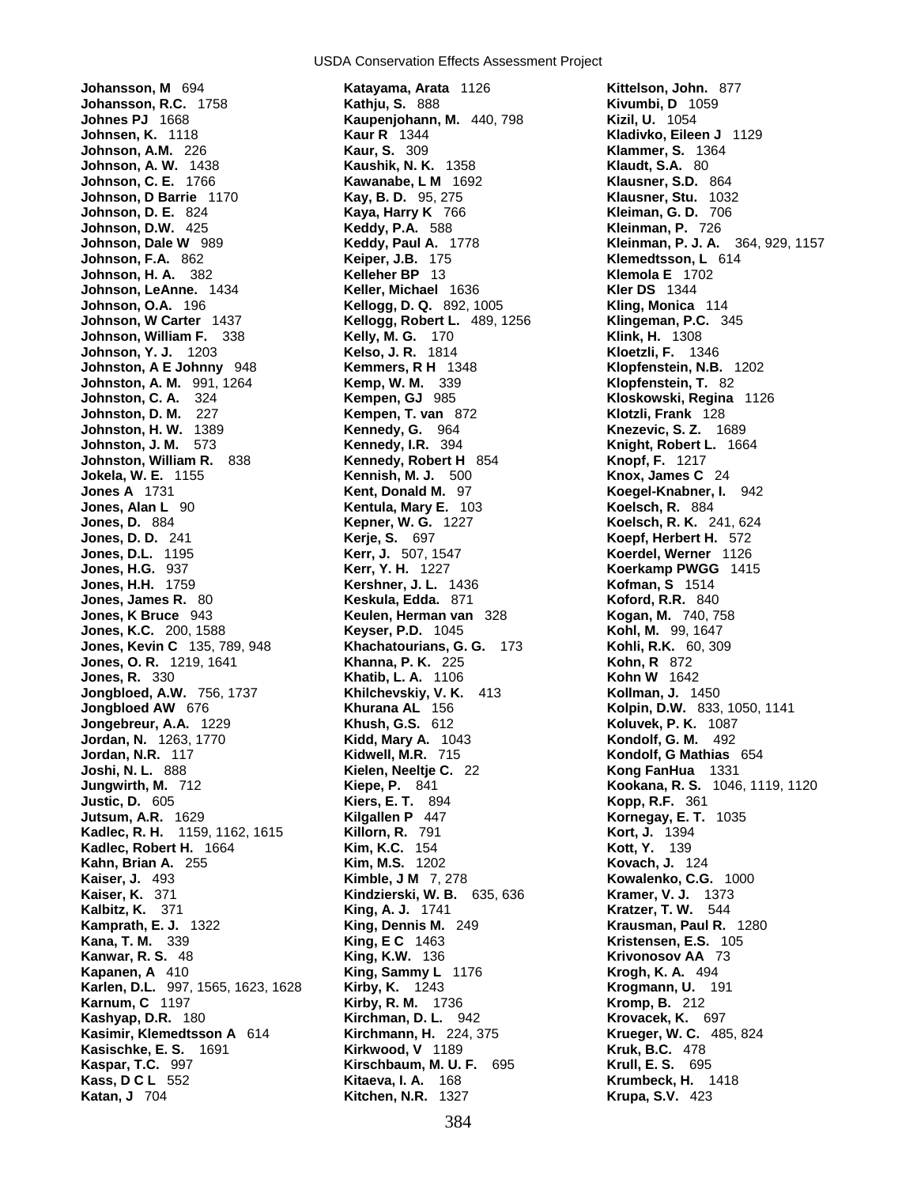**Johansson, M** 694
**Johansson, R.C.** 1758
**Johnes PJ** 1668
**Johnsen, K.** 1118
**Johnson, A.M.** 226
**Johnson, A. W.** 1438
**Johnson, C. E.** 1766
**Johnson, D Barrie** 1170
**Johnson, D. E.** 824
**Johnson, D.W.** 425
**Johnson, Dale W** 989
**Johnson, F.A.** 862
**Johnson, H. A.** 382
**Johnson, LeAnne.** 1434
**Johnson, O.A.** 196
**Johnson, W Carter** 1437
**Johnson, William F.** 338
**Johnson, Y. J.** 1203
**Johnston, A E Johnny** 948
**Johnston, A. M.** 991, 1264
**Johnston, C. A.** 324
**Johnston, D. M.** 227
**Johnston, H. W.** 1389
**Johnston, J. M.** 573
**Johnston, William R.** 838
**Jokela, W. E.** 1155
**Jones A** 1731
**Jones, Alan L** 90
**Jones, D.** 884
**Jones, D. D.** 241
**Jones, D.L.** 1195
**Jones, H.G.** 937
**Jones, H.H.** 1759
**Jones, James R.** 80
**Jones, K Bruce** 943
**Jones, K.C.** 200, 1588
**Jones, Kevin C** 135, 789, 948
**Jones, O. R.** 1219, 1641
**Jones, R.** 330
**Jongbloed, A.W.** 756, 1737
**Jongbloed AW** 676
**Jongebreur, A.A.** 1229
**Jordan, N.** 1263, 1770
**Jordan, N.R.** 117
**Joshi, N. L.** 888
**Jungwirth, M.** 712
**Justic, D.** 605
**Jutsum, A.R.** 1629
**Kadlec, R. H.** 1159, 1162, 1615
**Kadlec, Robert H.** 1664
**Kahn, Brian A.** 255
**Kaiser, J.** 493
**Kaiser, K.** 371
**Kalbitz, K.** 371
**Kamprath, E. J.** 1322
**Kana, T. M.** 339
**Kanwar, R. S.** 48
**Kapanen, A** 410
**Karlen, D.L.** 997, 1565, 1623, 1628
**Karnum, C** 1197
**Kashyap, D.R.** 180
**Kasimir, Klemedtsson A** 614
**Kasischke, E. S.** 1691
**Kaspar, T.C.** 997
**Kass, D C L** 552
**Katan, J** 704
**Katayama, Arata** 1126
**Kathju, S.** 888
**Kaupenjohann, M.** 440, 798
**Kaur R** 1344
**Kaur, S.** 309
**Kaushik, N. K.** 1358
**Kawanabe, L M** 1692
**Kay, B. D.** 95, 275
**Kaya, Harry K** 766
**Keddy, P.A.** 588
**Keddy, Paul A.** 1778
**Keiper, J.B.** 175
**Kelleher BP** 13
**Keller, Michael** 1636
**Kellogg, D. Q.** 892, 1005
**Kellogg, Robert L.** 489, 1256
**Kelly, M. G.** 170
**Kelso, J. R.** 1814
**Kemmers, R H** 1348
**Kemp, W. M.** 339
**Kempen, GJ** 985
**Kempen, T. van** 872
**Kennedy, G.** 964
**Kennedy, I.R.** 394
**Kennedy, Robert H** 854
**Kennish, M. J.** 500
**Kent, Donald M.** 97
**Kentula, Mary E.** 103
**Kepner, W. G.** 1227
**Kerje, S.** 697
**Kerr, J.** 507, 1547
**Kerr, Y. H.** 1227
**Kershner, J. L.** 1436
**Keskula, Edda.** 871
**Keulen, Herman van** 328
**Keyser, P.D.** 1045
**Khachatourians, G. G.** 173
**Khanna, P. K.** 225
**Khatib, L. A.** 1106
**Khilchevskiy, V. K.** 413
**Khurana AL** 156
**Khush, G.S.** 612
**Kidd, Mary A.** 1043
**Kidwell, M.R.** 715
**Kielen, Neeltje C.** 22
**Kiepe, P.** 841
**Kiers, E. T.** 894
**Kilgallen P** 447
**Killorn, R.** 791
**Kim, K.C.** 154
**Kim, M.S.** 1202
**Kimble, J M** 7, 278
**Kindzierski, W. B.** 635, 636
**King, A. J.** 1741
**King, Dennis M.** 249
**King, E C** 1463
**King, K.W.** 136
**King, Sammy L** 1176
**Kirby, K.** 1243
**Kirby, R. M.** 1736
**Kirchman, D. L.** 942
**Kirchmann, H.** 224, 375
**Kirkwood, V** 1189
**Kirschbaum, M. U. F.** 695
**Kitaeva, I. A.** 168
**Kitchen, N.R.** 1327
**Kittelson, John.** 877
**Kivumbi, D** 1059
**Kizil, U.** 1054
**Kladivko, Eileen J** 1129
**Klammer, S.** 1364
**Klaudt, S.A.** 80
**Klausner, S.D.** 864
**Klausner, Stu.** 1032
**Kleiman, G. D.** 706
**Kleinman, P.** 726
**Kleinman, P. J. A.** 364, 929, 1157
**Klemedtsson, L** 614
**Klemola E** 1702
**Kler DS** 1344
**Kling, Monica** 114
**Klingeman, P.C.** 345
**Klink, H.** 1308
**Kloetzli, F.** 1346
**Klopfenstein, N.B.** 1202
**Klopfenstein, T.** 82
**Kloskowski, Regina** 1126
**Klotzli, Frank** 128
**Knezevic, S. Z.** 1689
**Knight, Robert L.** 1664
**Knopf, F.** 1217
**Knox, James C** 24
**Koegel-Knabner, I.** 942
**Koelsch, R.** 884
**Koelsch, R. K.** 241, 624
**Koepf, Herbert H.** 572
**Koerdel, Werner** 1126
**Koerkamp PWGG** 1415
**Kofman, S** 1514
**Koford, R.R.** 840
**Kogan, M.** 740, 758
**Kohl, M.** 99, 1647
**Kohli, R.K.** 60, 309
**Kohn, R** 872
**Kohn W** 1642
**Kollman, J.** 1450
**Kolpin, D.W.** 833, 1050, 1141
**Koluvek, P. K.** 1087
**Kondolf, G. M.** 492
**Kondolf, G Mathias** 654
**Kong FanHua** 1331
**Kookana, R. S.** 1046, 1119, 1120
**Kopp, R.F.** 361
**Kornegay, E. T.** 1035
**Kort, J.** 1394
**Kott, Y.** 139
**Kovach, J.** 124
**Kowalenko, C.G.** 1000
**Kramer, V. J.** 1373
**Kratzer, T. W.** 544
**Krausman, Paul R.** 1280
**Kristensen, E.S.** 105
**Krivonosov AA** 73
**Krogh, K. A.** 494
**Krogmann, U.** 191
**Kromp, B.** 212
**Krovacek, K.** 697
**Krueger, W. C.** 485, 824
**Kruk, B.C.** 478
**Krull, E. S.** 695
**Krumbeck, H.** 1418
**Krupa, S.V.** 423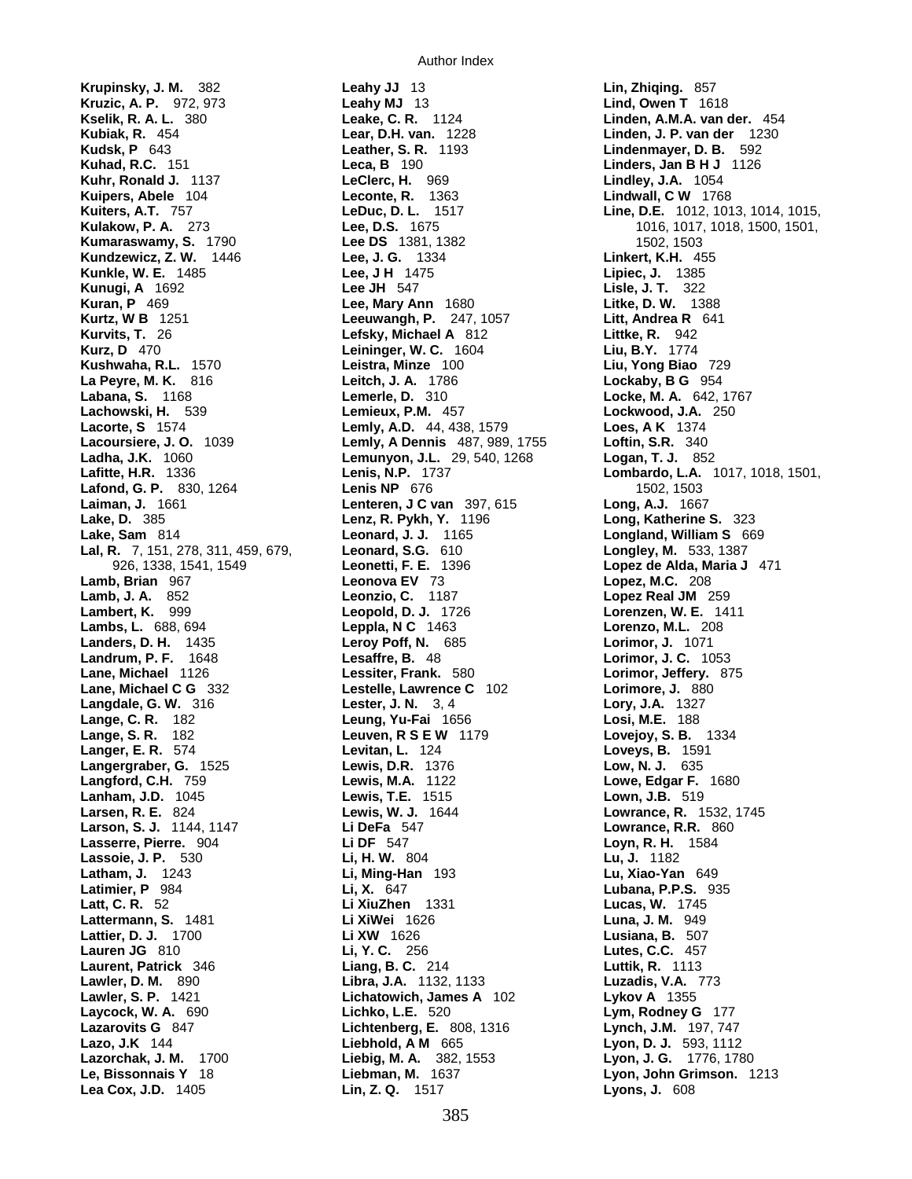**Krupinsky, J. M.** 382
**Kruzic, A. P.** 972, 973
**Kselik, R. A. L.** 380
**Kubiak, R.** 454
**Kudsk, P** 643
**Kuhad, R.C.** 151
**Kuhr, Ronald J.** 1137
**Kuipers, Abele** 104
**Kuiters, A.T.** 757
**Kulakow, P. A.** 273
**Kumaraswamy, S.** 1790
**Kundzewicz, Z. W.** 1446
**Kunkle, W. E.** 1485
**Kunugi, A** 1692
**Kuran, P** 469
**Kurtz, W B** 1251
**Kurvits, T.** 26
**Kurz, D** 470
**Kushwaha, R.L.** 1570
**La Peyre, M. K.** 816
**Labana, S.** 1168
**Lachowski, H.** 539
**Lacorte, S** 1574
**Lacoursiere, J. O.** 1039
**Ladha, J.K.** 1060
**Lafitte, H.R.** 1336
**Lafond, G. P.** 830, 1264
**Laiman, J.** 1661
**Lake, D.** 385
**Lake, Sam** 814
**Lal, R.** 7, 151, 278, 311, 459, 679, 926, 1338, 1541, 1549
**Lamb, Brian** 967
**Lamb, J. A.** 852
**Lambert, K.** 999
**Lambs, L.** 688, 694
**Landers, D. H.** 1435
**Landrum, P. F.** 1648
**Lane, Michael** 1126
**Lane, Michael C G** 332
**Langdale, G. W.** 316
**Lange, C. R.** 182
**Lange, S. R.** 182
**Langer, E. R.** 574
**Langergraber, G.** 1525
**Langford, C.H.** 759
**Lanham, J.D.** 1045
**Larsen, R. E.** 824
**Larson, S. J.** 1144, 1147
**Lasserre, Pierre.** 904
**Lassoie, J. P.** 530
**Latham, J.** 1243
**Latimier, P** 984
**Latt, C. R.** 52
**Lattermann, S.** 1481
**Lattier, D. J.** 1700
**Lauren JG** 810
**Laurent, Patrick** 346
**Lawler, D. M.** 890
**Lawler, S. P.** 1421
**Laycock, W. A.** 690
**Lazarovits G** 847
**Lazo, J.K** 144
**Lazorchak, J. M.** 1700
**Le, Bissonnais Y** 18
**Lea Cox, J.D.** 1405
**Leahy JJ** 13
**Leahy MJ** 13
**Leake, C. R.** 1124
**Lear, D.H. van.** 1228
**Leather, S. R.** 1193
**Leca, B** 190
**LeClerc, H.** 969
**Leconte, R.** 1363
**LeDuc, D. L.** 1517
**Lee, D.S.** 1675
**Lee DS** 1381, 1382
**Lee, J. G.** 1334
**Lee, J H** 1475
**Lee JH** 547
**Lee, Mary Ann** 1680
**Leeuwangh, P.** 247, 1057
**Lefsky, Michael A** 812
**Leininger, W. C.** 1604
**Leistra, Minze** 100
**Leitch, J. A.** 1786
**Lemerle, D.** 310
**Lemieux, P.M.** 457
**Lemly, A.D.** 44, 438, 1579
**Lemly, A Dennis** 487, 989, 1755
**Lemunyon, J.L.** 29, 540, 1268
**Lenis, N.P.** 1737
**Lenis NP** 676
**Lenteren, J C van** 397, 615
**Lenz, R. Pykh, Y.** 1196
**Leonard, J. J.** 1165
**Leonard, S.G.** 610
**Leonetti, F. E.** 1396
**Leonova EV** 73
**Leonzio, C.** 1187
**Leopold, D. J.** 1726
**Leppla, N C** 1463
**Leroy Poff, N.** 685
**Lesaffre, B.** 48
**Lessiter, Frank.** 580
**Lestelle, Lawrence C** 102
**Lester, J. N.** 3, 4
**Leung, Yu-Fai** 1656
**Leuven, R S E W** 1179
**Levitan, L.** 124
**Lewis, D.R.** 1376
**Lewis, M.A.** 1122
**Lewis, T.E.** 1515
**Lewis, W. J.** 1644
**Li DeFa** 547
**Li DF** 547
**Li, H. W.** 804
**Li, Ming-Han** 193
**Li, X.** 647
**Li XiuZhen** 1331
**Li XiWei** 1626
**Li XW** 1626
**Li, Y. C.** 256
**Liang, B. C.** 214
**Libra, J.A.** 1132, 1133
**Lichatowich, James A** 102
**Lichko, L.E.** 520
**Lichtenberg, E.** 808, 1316
**Liebhold, A M** 665
**Liebig, M. A.** 382, 1553
**Liebman, M.** 1637
**Lin, Z. Q.** 1517
**Lin, Zhiqing.** 857
**Lind, Owen T** 1618
**Linden, A.M.A. van der.** 454
**Linden, J. P. van der** 1230
**Lindenmayer, D. B.** 592
**Linders, Jan B H J** 1126
**Lindley, J.A.** 1054
**Lindwall, C W** 1768
**Line, D.E.** 1012, 1013, 1014, 1015, 1016, 1017, 1018, 1500, 1501, 1502, 1503
**Linkert, K.H.** 455
**Lipiec, J.** 1385
**Lisle, J. T.** 322
**Litke, D. W.** 1388
**Litt, Andrea R** 641
**Littke, R.** 942
**Liu, B.Y.** 1774
**Liu, Yong Biao** 729
**Lockaby, B G** 954
**Locke, M. A.** 642, 1767
**Lockwood, J.A.** 250
**Loes, A K** 1374
**Loftin, S.R.** 340
**Logan, T. J.** 852
**Lombardo, L.A.** 1017, 1018, 1501, 1502, 1503
**Long, A.J.** 1667
**Long, Katherine S.** 323
**Longland, William S** 669
**Longley, M.** 533, 1387
**Lopez de Alda, Maria J** 471
**Lopez, M.C.** 208
**Lopez Real JM** 259
**Lorenzen, W. E.** 1411
**Lorenzo, M.L.** 208
**Lorimor, J.** 1071
**Lorimor, J. C.** 1053
**Lorimor, Jeffery.** 875
**Lorimore, J.** 880
**Lory, J.A.** 1327
**Losi, M.E.** 188
**Lovejoy, S. B.** 1334
**Loveys, B.** 1591
**Low, N. J.** 635
**Lowe, Edgar F.** 1680
**Lown, J.B.** 519
**Lowrance, R.** 1532, 1745
**Lowrance, R.R.** 860
**Loyn, R. H.** 1584
**Lu, J.** 1182
**Lu, Xiao-Yan** 649
**Lubana, P.P.S.** 935
**Lucas, W.** 1745
**Luna, J. M.** 949
**Lusiana, B.** 507
**Lutes, C.C.** 457
**Luttik, R.** 1113
**Luzadis, V.A.** 773
**Lykov A** 1355
**Lym, Rodney G** 177
**Lynch, J.M.** 197, 747
**Lyon, D. J.** 593, 1112
**Lyon, J. G.** 1776, 1780
**Lyon, John Grimson.** 1213
**Lyons, J.** 608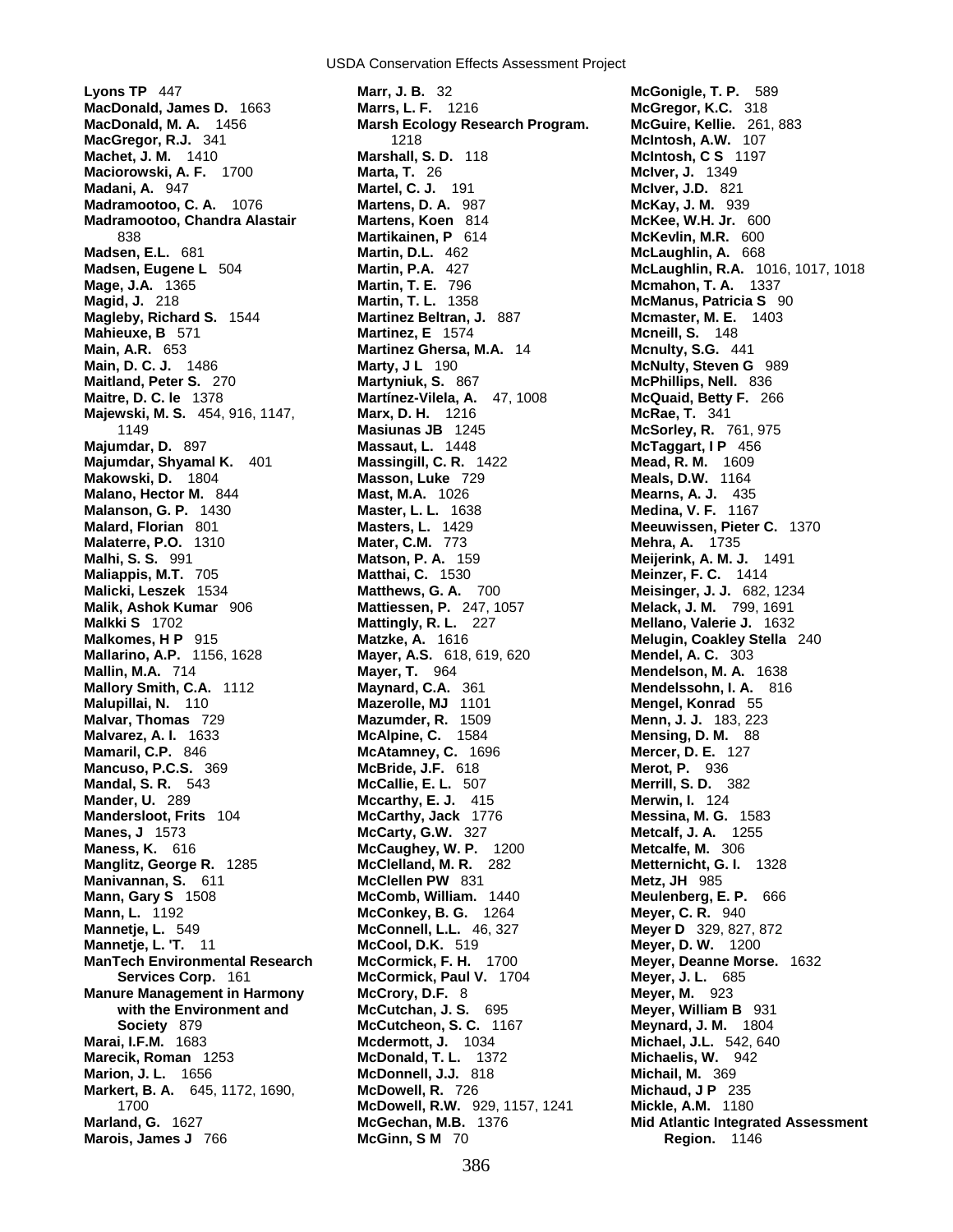**Lyons TP** 447
**MacDonald, James D.** 1663
**MacDonald, M. A.** 1456
**MacGregor, R.J.** 341
**Machet, J. M.** 1410
**Maciorowski, A. F.** 1700
**Madani, A.** 947
**Madramootoo, C. A.** 1076
**Madramootoo, Chandra Alastair** 838
**Madsen, E.L.** 681
**Madsen, Eugene L** 504
**Mage, J.A.** 1365
**Magid, J.** 218
**Magleby, Richard S.** 1544
**Mahieuxe, B** 571
**Main, A.R.** 653
**Main, D. C. J.** 1486
**Maitland, Peter S.** 270
**Maitre, D. C. le** 1378
**Majewski, M. S.** 454, 916, 1147, 1149
**Majumdar, D.** 897
**Majumdar, Shyamal K.** 401
**Makowski, D.** 1804
**Malano, Hector M.** 844
**Malanson, G. P.** 1430
**Malard, Florian** 801
**Malaterre, P.O.** 1310
**Malhi, S. S.** 991
**Maliappis, M.T.** 705
**Malicki, Leszek** 1534
**Malik, Ashok Kumar** 906
**Malkki S** 1702
**Malkomes, H P** 915
**Mallarino, A.P.** 1156, 1628
**Mallin, M.A.** 714
**Mallory Smith, C.A.** 1112
**Malupillai, N.** 110
**Malvar, Thomas** 729
**Malvarez, A. I.** 1633
**Mamaril, C.P.** 846
**Mancuso, P.C.S.** 369
**Mandal, S. R.** 543
**Mander, U.** 289
**Mandersloot, Frits** 104
**Manes, J** 1573
**Maness, K.** 616
**Manglitz, George R.** 1285
**Manivannan, S.** 611
**Mann, Gary S** 1508
**Mann, L.** 1192
**Mannetje, L.** 549
**Mannetje, L. 'T.** 11
**ManTech Environmental Research Services Corp.** 161
**Manure Management in Harmony with the Environment and Society** 879
**Marai, I.F.M.** 1683
**Marecik, Roman** 1253
**Marion, J. L.** 1656
**Markert, B. A.** 645, 1172, 1690, 1700
**Marland, G.** 1627
**Marois, James J** 766
**Marr, J. B.** 32
**Marrs, L. F.** 1216
**Marsh Ecology Research Program.** 1218
**Marshall, S. D.** 118
**Marta, T.** 26
**Martel, C. J.** 191
**Martens, D. A.** 987
**Martens, Koen** 814
**Martikainen, P** 614
**Martin, D.L.** 462
**Martin, P.A.** 427
**Martin, T. E.** 796
**Martin, T. L.** 1358
**Martinez Beltran, J.** 887
**Martinez, E** 1574
**Martinez Ghersa, M.A.** 14
**Marty, J L** 190
**Martyniuk, S.** 867
**Martínez-Vilela, A.** 47, 1008
**Marx, D. H.** 1216
**Masiunas JB** 1245
**Massaut, L.** 1448
**Massingill, C. R.** 1422
**Masson, Luke** 729
**Mast, M.A.** 1026
**Master, L. L.** 1638
**Masters, L.** 1429
**Mater, C.M.** 773
**Matson, P. A.** 159
**Matthai, C.** 1530
**Matthews, G. A.** 700
**Mattiessen, P.** 247, 1057
**Mattingly, R. L.** 227
**Matzke, A.** 1616
**Mayer, A.S.** 618, 619, 620
**Mayer, T.** 964
**Maynard, C.A.** 361
**Mazerolle, MJ** 1101
**Mazumder, R.** 1509
**McAlpine, C.** 1584
**McAtamney, C.** 1696
**McBride, J.F.** 618
**McCallie, E. L.** 507
**Mccarthy, E. J.** 415
**McCarthy, Jack** 1776
**McCarty, G.W.** 327
**McCaughey, W. P.** 1200
**McClelland, M. R.** 282
**McClellen PW** 831
**McComb, William.** 1440
**McConkey, B. G.** 1264
**McConnell, L.L.** 46, 327
**McCool, D.K.** 519
**McCormick, F. H.** 1700
**McCormick, Paul V.** 1704
**McCrory, D.F.** 8
**McCutchan, J. S.** 695
**McCutcheon, S. C.** 1167
**Mcdermott, J.** 1034
**McDonald, T. L.** 1372
**McDonnell, J.J.** 818
**McDowell, R.** 726
**McDowell, R.W.** 929, 1157, 1241
**McGechan, M.B.** 1376
**McGinn, S M** 70
**McGonigle, T. P.** 589
**McGregor, K.C.** 318
**McGuire, Kellie.** 261, 883
**McIntosh, A.W.** 107
**McIntosh, C S** 1197
**McIver, J.** 1349
**McIver, J.D.** 821
**McKay, J. M.** 939
**McKee, W.H. Jr.** 600
**McKevlin, M.R.** 600
**McLaughlin, A.** 668
**McLaughlin, R.A.** 1016, 1017, 1018
**Mcmahon, T. A.** 1337
**McManus, Patricia S** 90
**Mcmaster, M. E.** 1403
**Mcneill, S.** 148
**Mcnulty, S.G.** 441
**McNulty, Steven G** 989
**McPhillips, Nell.** 836
**McQuaid, Betty F.** 266
**McRae, T.** 341
**McSorley, R.** 761, 975
**McTaggart, I P** 456
**Mead, R. M.** 1609
**Meals, D.W.** 1164
**Mearns, A. J.** 435
**Medina, V. F.** 1167
**Meeuwissen, Pieter C.** 1370
**Mehra, A.** 1735
**Meijerink, A. M. J.** 1491
**Meinzer, F. C.** 1414
**Meisinger, J. J.** 682, 1234
**Melack, J. M.** 799, 1691
**Mellano, Valerie J.** 1632
**Melugin, Coakley Stella** 240
**Mendel, A. C.** 303
**Mendelson, M. A.** 1638
**Mendelssohn, I. A.** 816
**Mengel, Konrad** 55
**Menn, J. J.** 183, 223
**Mensing, D. M.** 88
**Mercer, D. E.** 127
**Merot, P.** 936
**Merrill, S. D.** 382
**Merwin, I.** 124
**Messina, M. G.** 1583
**Metcalf, J. A.** 1255
**Metcalfe, M.** 306
**Metternicht, G. I.** 1328
**Metz, JH** 985
**Meulenberg, E. P.** 666
**Meyer, C. R.** 940
**Meyer D** 329, 827, 872
**Meyer, D. W.** 1200
**Meyer, Deanne Morse.** 1632
**Meyer, J. L.** 685
**Meyer, M.** 923
**Meyer, William B** 931
**Meynard, J. M.** 1804
**Michael, J.L.** 542, 640
**Michaelis, W.** 942
**Michail, M.** 369
**Michaud, J P** 235
**Mickle, A.M.** 1180
**Mid Atlantic Integrated Assessment Region.** 1146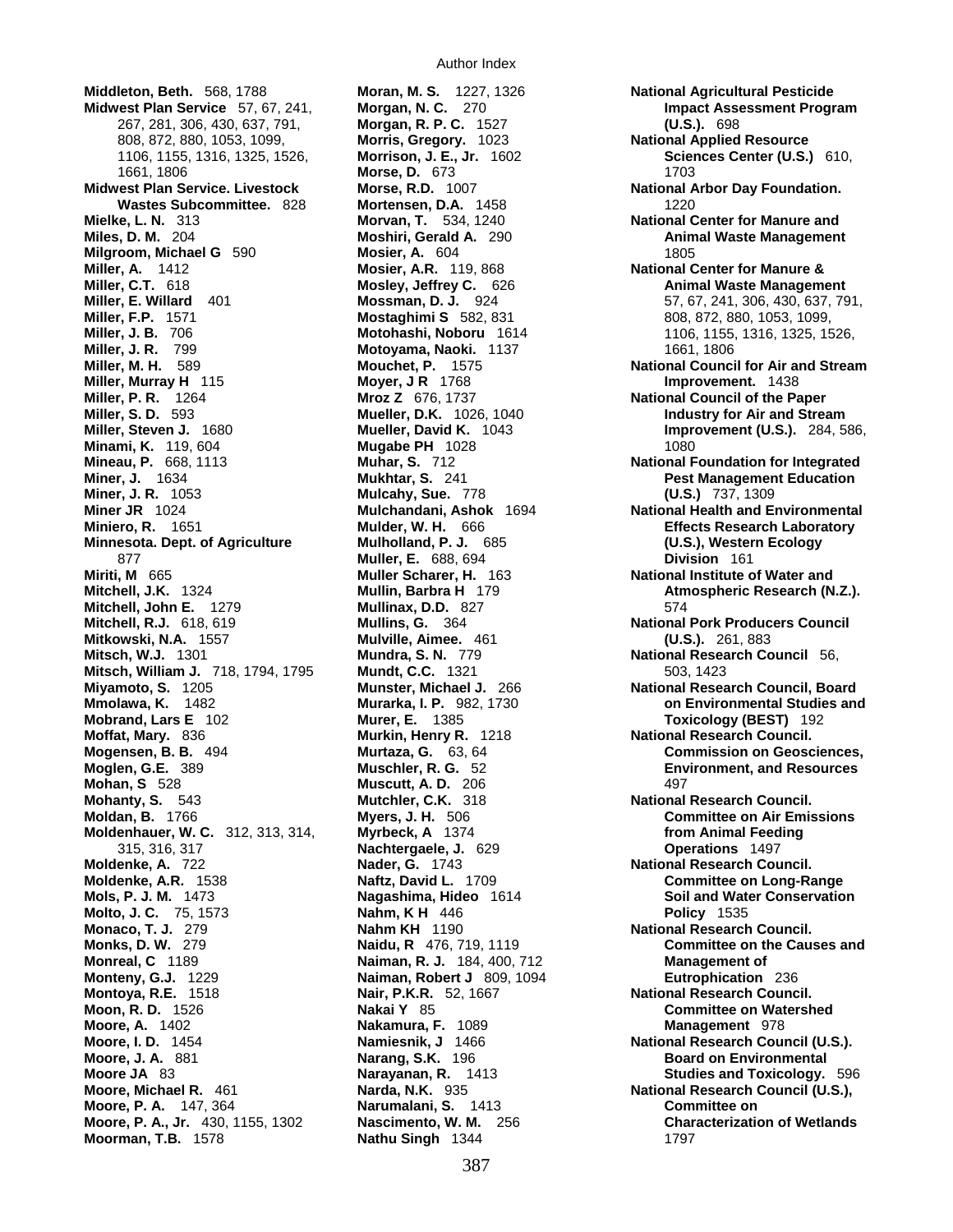**Middleton, Beth.** 568, 1788
**Midwest Plan Service** 57, 67, 241, 267, 281, 306, 430, 637, 791, 808, 872, 880, 1053, 1099, 1106, 1155, 1316, 1325, 1526, 1661, 1806
**Midwest Plan Service. Livestock Wastes Subcommittee.** 828
**Mielke, L. N.** 313
**Miles, D. M.** 204
**Milgroom, Michael G** 590
**Miller, A.** 1412
**Miller, C.T.** 618
**Miller, E. Willard** 401
**Miller, F.P.** 1571
**Miller, J. B.** 706
**Miller, J. R.** 799
**Miller, M. H.** 589
**Miller, Murray H** 115
**Miller, P. R.** 1264
**Miller, S. D.** 593
**Miller, Steven J.** 1680
**Minami, K.** 119, 604
**Mineau, P.** 668, 1113
**Miner, J.** 1634
**Miner, J. R.** 1053
**Miner JR** 1024
**Miniero, R.** 1651
**Minnesota. Dept. of Agriculture** 877
**Miriti, M** 665
**Mitchell, J.K.** 1324
**Mitchell, John E.** 1279
**Mitchell, R.J.** 618, 619
**Mitkowski, N.A.** 1557
**Mitsch, W.J.** 1301
**Mitsch, William J.** 718, 1794, 1795
**Miyamoto, S.** 1205
**Mmolawa, K.** 1482
**Mobrand, Lars E** 102
**Moffat, Mary.** 836
**Mogensen, B. B.** 494
**Moglen, G.E.** 389
**Mohan, S** 528
**Mohanty, S.** 543
**Moldan, B.** 1766
**Moldenhauer, W. C.** 312, 313, 314, 315, 316, 317
**Moldenke, A.** 722
**Moldenke, A.R.** 1538
**Mols, P. J. M.** 1473
**Molto, J. C.** 75, 1573
**Monaco, T. J.** 279
**Monks, D. W.** 279
**Monreal, C** 1189
**Monteny, G.J.** 1229
**Montoya, R.E.** 1518
**Moon, R. D.** 1526
**Moore, A.** 1402
**Moore, I. D.** 1454
**Moore, J. A.** 881
**Moore JA** 83
**Moore, Michael R.** 461
**Moore, P. A.** 147, 364
**Moore, P. A., Jr.** 430, 1155, 1302
**Moorman, T.B.** 1578
**Moran, M. S.** 1227, 1326
**Morgan, N. C.** 270
**Morgan, R. P. C.** 1527
**Morris, Gregory.** 1023
**Morrison, J. E., Jr.** 1602
**Morse, D.** 673
**Morse, R.D.** 1007
**Mortensen, D.A.** 1458
**Morvan, T.** 534, 1240
**Moshiri, Gerald A.** 290
**Mosier, A.** 604
**Mosier, A.R.** 119, 868
**Mosley, Jeffrey C.** 626
**Mossman, D. J.** 924
**Mostaghimi S** 582, 831
**Motohashi, Noboru** 1614
**Motoyama, Naoki.** 1137
**Mouchet, P.** 1575
**Moyer, J R** 1768
**Mroz Z** 676, 1737
**Mueller, D.K.** 1026, 1040
**Mueller, David K.** 1043
**Mugabe PH** 1028
**Muhar, S.** 712
**Mukhtar, S.** 241
**Mulcahy, Sue.** 778
**Mulchandani, Ashok** 1694
**Mulder, W. H.** 666
**Mulholland, P. J.** 685
**Muller, E.** 688, 694
**Muller Scharer, H.** 163
**Mullin, Barbra H** 179
**Mullinax, D.D.** 827
**Mullins, G.** 364
**Mulville, Aimee.** 461
**Mundra, S. N.** 779
**Mundt, C.C.** 1321
**Munster, Michael J.** 266
**Murarka, I. P.** 982, 1730
**Murer, E.** 1385
**Murkin, Henry R.** 1218
**Murtaza, G.** 63, 64
**Muschler, R. G.** 52
**Muscutt, A. D.** 206
**Mutchler, C.K.** 318
**Myers, J. H.** 506
**Myrbeck, A** 1374
**Nachtergaele, J.** 629
**Nader, G.** 1743
**Naftz, David L.** 1709
**Nagashima, Hideo** 1614
**Nahm, K H** 446
**Nahm KH** 1190
**Naidu, R** 476, 719, 1119
**Naiman, R. J.** 184, 400, 712
**Naiman, Robert J** 809, 1094
**Nair, P.K.R.** 52, 1667
**Nakai Y** 85
**Nakamura, F.** 1089
**Namiesnik, J** 1466
**Narang, S.K.** 196
**Narayanan, R.** 1413
**Narda, N.K.** 935
**Narumalani, S.** 1413
**Nascimento, W. M.** 256
**Nathu Singh** 1344
**National Agricultural Pesticide Impact Assessment Program (U.S.).** 698
**National Applied Resource Sciences Center (U.S.)** 610, 1703
**National Arbor Day Foundation.** 1220
**National Center for Manure and Animal Waste Management** 1805
**National Center for Manure & Animal Waste Management** 57, 67, 241, 306, 430, 637, 791, 808, 872, 880, 1053, 1099, 1106, 1155, 1316, 1325, 1526, 1661, 1806
**National Council for Air and Stream Improvement.** 1438
**National Council of the Paper Industry for Air and Stream Improvement (U.S.).** 284, 586, 1080
**National Foundation for Integrated Pest Management Education (U.S.)** 737, 1309
**National Health and Environmental Effects Research Laboratory (U.S.), Western Ecology Division** 161
**National Institute of Water and Atmospheric Research (N.Z.).** 574
**National Pork Producers Council (U.S.).** 261, 883
**National Research Council** 56, 503, 1423
**National Research Council, Board on Environmental Studies and Toxicology (BEST)** 192
**National Research Council. Commission on Geosciences, Environment, and Resources** 497
**National Research Council. Committee on Air Emissions from Animal Feeding Operations** 1497
**National Research Council. Committee on Long-Range Soil and Water Conservation Policy** 1535
**National Research Council. Committee on the Causes and Management of Eutrophication** 236
**National Research Council. Committee on Watershed Management** 978
**National Research Council (U.S.). Board on Environmental Studies and Toxicology.** 596
**National Research Council (U.S.), Committee on Characterization of Wetlands** 1797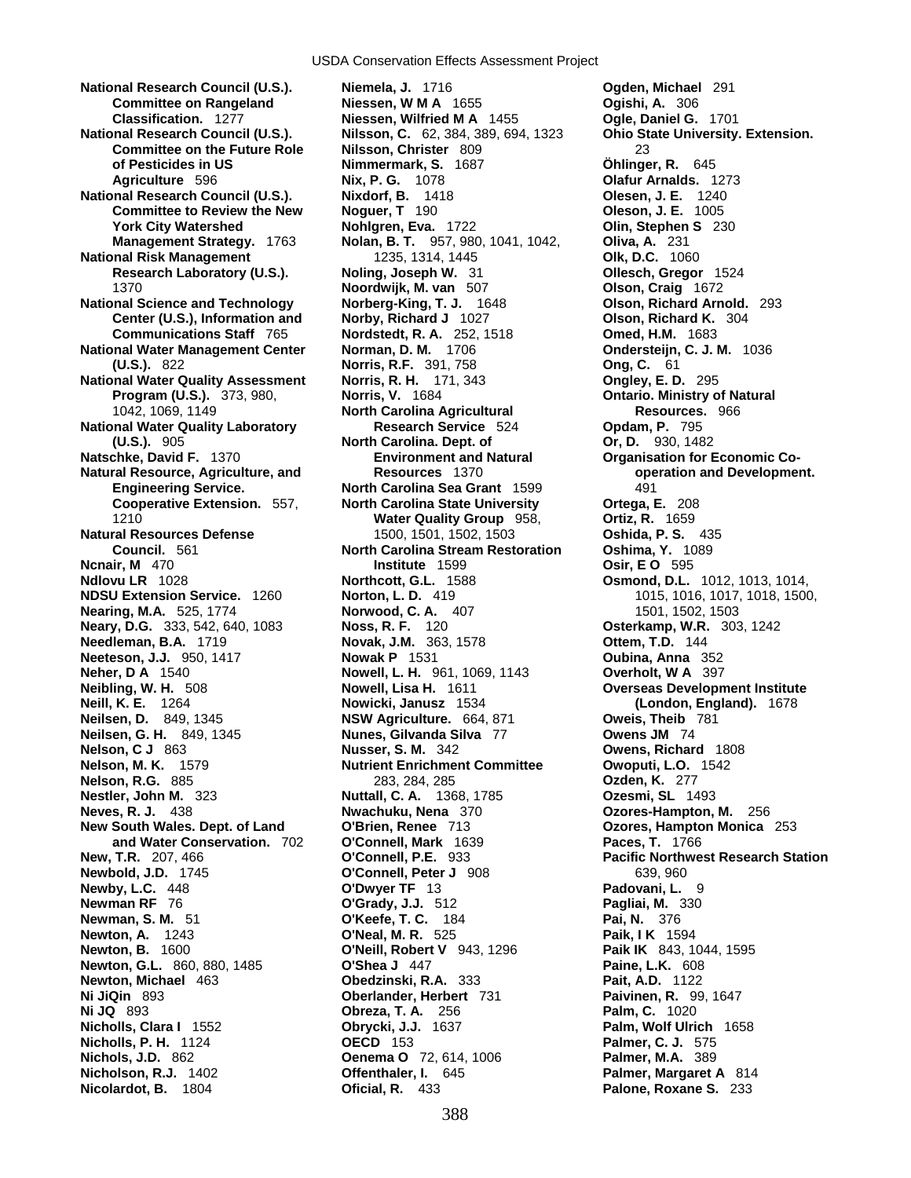**National Research Council (U.S.). Committee on Rangeland Classification.** 1277
**National Research Council (U.S.). Committee on the Future Role of Pesticides in US Agriculture** 596
**National Research Council (U.S.). Committee to Review the New York City Watershed Management Strategy.** 1763
**National Risk Management Research Laboratory (U.S.).** 1370
**National Science and Technology Center (U.S.), Information and Communications Staff** 765
**National Water Management Center (U.S.).** 822
**National Water Quality Assessment Program (U.S.).** 373, 980, 1042, 1069, 1149
**National Water Quality Laboratory (U.S.).** 905
**Natschke, David F.** 1370
**Natural Resource, Agriculture, and Engineering Service. Cooperative Extension.** 557, 1210
**Natural Resources Defense Council.** 561
**Ncnair, M** 470
**Ndlovu LR** 1028
**NDSU Extension Service.** 1260
**Nearing, M.A.** 525, 1774
**Neary, D.G.** 333, 542, 640, 1083
**Needleman, B.A.** 1719
**Neeteson, J.J.** 950, 1417
**Neher, D A** 1540
**Neibling, W. H.** 508
**Neill, K. E.** 1264
**Neilsen, D.** 849, 1345
**Neilsen, G. H.** 849, 1345
**Nelson, C J** 863
**Nelson, M. K.** 1579
**Nelson, R.G.** 885
**Nestler, John M.** 323
**Neves, R. J.** 438
**New South Wales. Dept. of Land and Water Conservation.** 702
**New, T.R.** 207, 466
**Newbold, J.D.** 1745
**Newby, L.C.** 448
**Newman RF** 76
**Newman, S. M.** 51
**Newton, A.** 1243
**Newton, B.** 1600
**Newton, G.L.** 860, 880, 1485
**Newton, Michael** 463
**Ni JiQin** 893
**Ni JQ** 893
**Nicholls, Clara I** 1552
**Nicholls, P. H.** 1124
**Nichols, J.D.** 862
**Nicholson, R.J.** 1402
**Nicolardot, B.** 1804
**Niemela, J.** 1716
**Niessen, W M A** 1655
**Niessen, Wilfried M A** 1455
**Nilsson, C.** 62, 384, 389, 694, 1323
**Nilsson, Christer** 809
**Nimmermark, S.** 1687
**Nix, P. G.** 1078
**Nixdorf, B.** 1418
**Noguer, T** 190
**Nohlgren, Eva.** 1722
**Nolan, B. T.** 957, 980, 1041, 1042, 1235, 1314, 1445
**Noling, Joseph W.** 31
**Noordwijk, M. van** 507
**Norberg-King, T. J.** 1648
**Norby, Richard J** 1027
**Nordstedt, R. A.** 252, 1518
**Norman, D. M.** 1706
**Norris, R.F.** 391, 758
**Norris, R. H.** 171, 343
**Norris, V.** 1684
**North Carolina Agricultural Research Service** 524
**North Carolina. Dept. of Environment and Natural Resources** 1370
**North Carolina Sea Grant** 1599
**North Carolina State University Water Quality Group** 958, 1500, 1501, 1502, 1503
**North Carolina Stream Restoration Institute** 1599
**Northcott, G.L.** 1588
**Norton, L. D.** 419
**Norwood, C. A.** 407
**Noss, R. F.** 120
**Novak, J.M.** 363, 1578
**Nowak P** 1531
**Nowell, L. H.** 961, 1069, 1143
**Nowell, Lisa H.** 1611
**Nowicki, Janusz** 1534
**NSW Agriculture.** 664, 871
**Nunes, Gilvanda Silva** 77
**Nusser, S. M.** 342
**Nutrient Enrichment Committee** 283, 284, 285
**Nuttall, C. A.** 1368, 1785
**Nwachuku, Nena** 370
**O'Brien, Renee** 713
**O'Connell, Mark** 1639
**O'Connell, P.E.** 933
**O'Connell, Peter J** 908
**O'Dwyer TF** 13
**O'Grady, J.J.** 512
**O'Keefe, T. C.** 184
**O'Neal, M. R.** 525
**O'Neill, Robert V** 943, 1296
**O'Shea J** 447
**Obedzinski, R.A.** 333
**Oberlander, Herbert** 731
**Obreza, T. A.** 256
**Obrycki, J.J.** 1637
**OECD** 153
**Oenema O** 72, 614, 1006
**Offenthaler, I.** 645
**Oficial, R.** 433
**Ogden, Michael** 291
**Ogishi, A.** 306
**Ogle, Daniel G.** 1701
**Ohio State University. Extension.** 23
**Öhlinger, R.** 645
**Olafur Arnalds.** 1273
**Olesen, J. E.** 1240
**Oleson, J. E.** 1005
**Olin, Stephen S** 230
**Oliva, A.** 231
**Olk, D.C.** 1060
**Ollesch, Gregor** 1524
**Olson, Craig** 1672
**Olson, Richard Arnold.** 293
**Olson, Richard K.** 304
**Omed, H.M.** 1683
**Ondersteijn, C. J. M.** 1036
**Ong, C.** 61
**Ongley, E. D.** 295
**Ontario. Ministry of Natural Resources.** 966
**Opdam, P.** 795
**Or, D.** 930, 1482
**Organisation for Economic Co-operation and Development.** 491
**Ortega, E.** 208
**Ortiz, R.** 1659
**Oshida, P. S.** 435
**Oshima, Y.** 1089
**Osir, E O** 595
**Osmond, D.L.** 1012, 1013, 1014, 1015, 1016, 1017, 1018, 1500, 1501, 1502, 1503
**Osterkamp, W.R.** 303, 1242
**Ottem, T.D.** 144
**Oubina, Anna** 352
**Overholt, W A** 397
**Overseas Development Institute (London, England).** 1678
**Oweis, Theib** 781
**Owens JM** 74
**Owens, Richard** 1808
**Owoputi, L.O.** 1542
**Ozden, K.** 277
**Ozesmi, SL** 1493
**Ozores-Hampton, M.** 256
**Ozores, Hampton Monica** 253
**Paces, T.** 1766
**Pacific Northwest Research Station** 639, 960
**Padovani, L.** 9
**Pagliai, M.** 330
**Pai, N.** 376
**Paik, I K** 1594
**Paik IK** 843, 1044, 1595
**Paine, L.K.** 608
**Pait, A.D.** 1122
**Paivinen, R.** 99, 1647
**Palm, C.** 1020
**Palm, Wolf Ulrich** 1658
**Palmer, C. J.** 575
**Palmer, M.A.** 389
**Palmer, Margaret A** 814
**Palone, Roxane S.** 233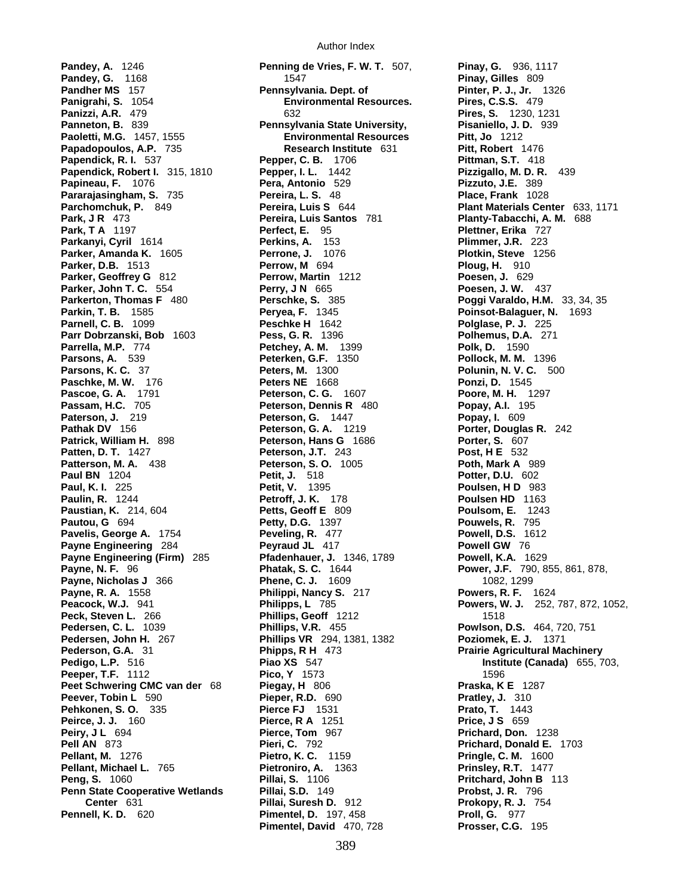**Pandey, A.** 1246
**Pandey, G.** 1168
**Pandher MS** 157
**Panigrahi, S.** 1054
**Panizzi, A.R.** 479
**Panneton, B.** 839
**Paoletti, M.G.** 1457, 1555
**Papadopoulos, A.P.** 735
**Papendick, R. I.** 537
**Papendick, Robert I.** 315, 1810
**Papineau, F.** 1076
**Pararajasingham, S.** 735
**Parchomchuk, P.** 849
**Park, J R** 473
**Park, T A** 1197
**Parkanyi, Cyril** 1614
**Parker, Amanda K.** 1605
**Parker, D.B.** 1513
**Parker, Geoffrey G** 812
**Parker, John T. C.** 554
**Parkerton, Thomas F** 480
**Parkin, T. B.** 1585
**Parnell, C. B.** 1099
**Parr Dobrzanski, Bob** 1603
**Parrella, M.P.** 774
**Parsons, A.** 539
**Parsons, K. C.** 37
**Paschke, M. W.** 176
**Pascoe, G. A.** 1791
**Passam, H.C.** 705
**Paterson, J.** 219
**Pathak DV** 156
**Patrick, William H.** 898
**Patten, D. T.** 1427
**Patterson, M. A.** 438
**Paul BN** 1204
**Paul, K. I.** 225
**Paulin, R.** 1244
**Paustian, K.** 214, 604
**Pautou, G** 694
**Pavelis, George A.** 1754
**Payne Engineering** 284
**Payne Engineering (Firm)** 285
**Payne, N. F.** 96
**Payne, Nicholas J** 366
**Payne, R. A.** 1558
**Peacock, W.J.** 941
**Peck, Steven L.** 266
**Pedersen, C. L.** 1039
**Pedersen, John H.** 267
**Pederson, G.A.** 31
**Pedigo, L.P.** 516
**Peeper, T.F.** 1112
**Peet Schwering CMC van der** 68
**Peever, Tobin L** 590
**Pehkonen, S. O.** 335
**Peirce, J. J.** 160
**Peiry, J L** 694
**Pell AN** 873
**Pellant, M.** 1276
**Pellant, Michael L.** 765
**Peng, S.** 1060
**Penn State Cooperative Wetlands Center** 631
**Pennell, K. D.** 620
**Penning de Vries, F. W. T.** 507, 1547
**Pennsylvania. Dept. of Environmental Resources.** 632
**Pennsylvania State University, Environmental Resources Research Institute** 631
**Pepper, C. B.** 1706
**Pepper, I. L.** 1442
**Pera, Antonio** 529
**Pereira, L. S.** 48
**Pereira, Luis S** 644
**Pereira, Luis Santos** 781
**Perfect, E.** 95
**Perkins, A.** 153
**Perrone, J.** 1076
**Perrow, M** 694
**Perrow, Martin** 1212
**Perry, J N** 665
**Perschke, S.** 385
**Peryea, F.** 1345
**Peschke H** 1642
**Pess, G. R.** 1396
**Petchey, A. M.** 1399
**Peterken, G.F.** 1350
**Peters, M.** 1300
**Peters NE** 1668
**Peterson, C. G.** 1607
**Peterson, Dennis R** 480
**Peterson, G.** 1447
**Peterson, G. A.** 1219
**Peterson, Hans G** 1686
**Peterson, J.T.** 243
**Peterson, S. O.** 1005
**Petit, J.** 518
**Petit, V.** 1395
**Petroff, J. K.** 178
**Petts, Geoff E** 809
**Petty, D.G.** 1397
**Peveling, R.** 477
**Peyraud JL** 417
**Pfadenhauer, J.** 1346, 1789
**Phatak, S. C.** 1644
**Phene, C. J.** 1609
**Philippi, Nancy S.** 217
**Philipps, L** 785
**Phillips, Geoff** 1212
**Phillips, V.R.** 455
**Phillips VR** 294, 1381, 1382
**Phipps, R H** 473
**Piao XS** 547
**Pico, Y** 1573
**Piegay, H** 806
**Pieper, R.D.** 690
**Pierce FJ** 1531
**Pierce, R A** 1251
**Pierce, Tom** 967
**Pieri, C.** 792
**Pietro, K. C.** 1159
**Pietroniro, A.** 1363
**Pillai, S.** 1106
**Pillai, S.D.** 149
**Pillai, Suresh D.** 912
**Pimentel, D.** 197, 458
**Pimentel, David** 470, 728
**Pinay, G.** 936, 1117
**Pinay, Gilles** 809
**Pinter, P. J., Jr.** 1326
**Pires, C.S.S.** 479
**Pires, S.** 1230, 1231
**Pisaniello, J. D.** 939
**Pitt, Jo** 1212
**Pitt, Robert** 1476
**Pittman, S.T.** 418
**Pizzigallo, M. D. R.** 439
**Pizzuto, J.E.** 389
**Place, Frank** 1028
**Plant Materials Center** 633, 1171
**Planty-Tabacchi, A. M.** 688
**Plettner, Erika** 727
**Plimmer, J.R.** 223
**Plotkin, Steve** 1256
**Ploug, H.** 910
**Poesen, J.** 629
**Poesen, J. W.** 437
**Poggi Varaldo, H.M.** 33, 34, 35
**Poinsot-Balaguer, N.** 1693
**Polglase, P. J.** 225
**Polhemus, D.A.** 271
**Polk, D.** 1590
**Pollock, M. M.** 1396
**Polunin, N. V. C.** 500
**Ponzi, D.** 1545
**Poore, M. H.** 1297
**Popay, A.I.** 195
**Popay, I.** 609
**Porter, Douglas R.** 242
**Porter, S.** 607
**Post, H E** 532
**Poth, Mark A** 989
**Potter, D.U.** 602
**Poulsen, H D** 983
**Poulsen HD** 1163
**Poulsom, E.** 1243
**Pouwels, R.** 795
**Powell, D.S.** 1612
**Powell GW** 76
**Powell, K.A.** 1629
**Power, J.F.** 790, 855, 861, 878, 1082, 1299
**Powers, R. F.** 1624
**Powers, W. J.** 252, 787, 872, 1052, 1518
**Powlson, D.S.** 464, 720, 751
**Poziomek, E. J.** 1371
**Prairie Agricultural Machinery Institute (Canada)** 655, 703, 1596
**Praska, K E** 1287
**Pratley, J.** 310
**Prato, T.** 1443
**Price, J S** 659
**Prichard, Don.** 1238
**Prichard, Donald E.** 1703
**Pringle, C. M.** 1600
**Prinsley, R.T.** 1477
**Pritchard, John B** 113
**Probst, J. R.** 796
**Prokopy, R. J.** 754
**Proll, G.** 977
**Prosser, C.G.** 195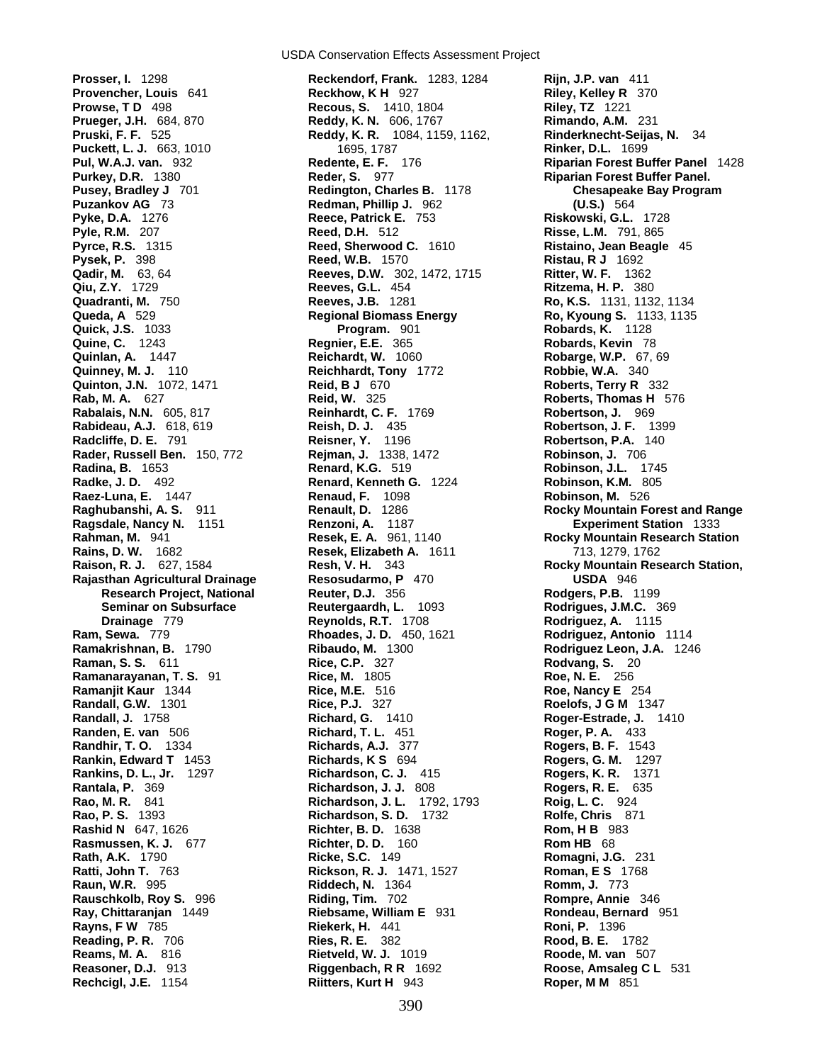**Prosser, I.** 1298
**Provencher, Louis** 641
**Prowse, T D** 498
**Prueger, J.H.** 684, 870
**Pruski, F. F.** 525
**Puckett, L. J.** 663, 1010
**Pul, W.A.J. van.** 932
**Purkey, D.R.** 1380
**Pusey, Bradley J** 701
**Puzankov AG** 73
**Pyke, D.A.** 1276
**Pyle, R.M.** 207
**Pyrce, R.S.** 1315
**Pysek, P.** 398
**Qadir, M.** 63, 64
**Qiu, Z.Y.** 1729
**Quadranti, M.** 750
**Queda, A** 529
**Quick, J.S.** 1033
**Quine, C.** 1243
**Quinlan, A.** 1447
**Quinney, M. J.** 110
**Quinton, J.N.** 1072, 1471
**Rab, M. A.** 627
**Rabalais, N.N.** 605, 817
**Rabideau, A.J.** 618, 619
**Radcliffe, D. E.** 791
**Rader, Russell Ben.** 150, 772
**Radina, B.** 1653
**Radke, J. D.** 492
**Raez-Luna, E.** 1447
**Raghubanshi, A. S.** 911
**Ragsdale, Nancy N.** 1151
**Rahman, M.** 941
**Rains, D. W.** 1682
**Raison, R. J.** 627, 1584
**Rajasthan Agricultural Drainage Research Project, National Seminar on Subsurface Drainage** 779
**Ram, Sewa.** 779
**Ramakrishnan, B.** 1790
**Raman, S. S.** 611
**Ramanarayanan, T. S.** 91
**Ramanjit Kaur** 1344
**Randall, G.W.** 1301
**Randall, J.** 1758
**Randen, E. van** 506
**Randhir, T. O.** 1334
**Rankin, Edward T** 1453
**Rankins, D. L., Jr.** 1297
**Rantala, P.** 369
**Rao, M. R.** 841
**Rao, P. S.** 1393
**Rashid N** 647, 1626
**Rasmussen, K. J.** 677
**Rath, A.K.** 1790
**Ratti, John T.** 763
**Raun, W.R.** 995
**Rauschkolb, Roy S.** 996
**Ray, Chittaranjan** 1449
**Rayns, F W** 785
**Reading, P. R.** 706
**Reams, M. A.** 816
**Reasoner, D.J.** 913
**Rechcigl, J.E.** 1154
**Reckendorf, Frank.** 1283, 1284
**Reckhow, K H** 927
**Recous, S.** 1410, 1804
**Reddy, K. N.** 606, 1767
**Reddy, K. R.** 1084, 1159, 1162, 1695, 1787
**Redente, E. F.** 176
**Reder, S.** 977
**Redington, Charles B.** 1178
**Redman, Phillip J.** 962
**Reece, Patrick E.** 753
**Reed, D.H.** 512
**Reed, Sherwood C.** 1610
**Reed, W.B.** 1570
**Reeves, D.W.** 302, 1472, 1715
**Reeves, G.L.** 454
**Reeves, J.B.** 1281
**Regional Biomass Energy Program.** 901
**Regnier, E.E.** 365
**Reichardt, W.** 1060
**Reichhardt, Tony** 1772
**Reid, B J** 670
**Reid, W.** 325
**Reinhardt, C. F.** 1769
**Reish, D. J.** 435
**Reisner, Y.** 1196
**Rejman, J.** 1338, 1472
**Renard, K.G.** 519
**Renard, Kenneth G.** 1224
**Renaud, F.** 1098
**Renault, D.** 1286
**Renzoni, A.** 1187
**Resek, E. A.** 961, 1140
**Resek, Elizabeth A.** 1611
**Resh, V. H.** 343
**Resosudarmo, P** 470
**Reuter, D.J.** 356
**Reutergaardh, L.** 1093
**Reynolds, R.T.** 1708
**Rhoades, J. D.** 450, 1621
**Ribaudo, M.** 1300
**Rice, C.P.** 327
**Rice, M.** 1805
**Rice, M.E.** 516
**Rice, P.J.** 327
**Richard, G.** 1410
**Richard, T. L.** 451
**Richards, A.J.** 377
**Richards, K S** 694
**Richardson, C. J.** 415
**Richardson, J. J.** 808
**Richardson, J. L.** 1792, 1793
**Richardson, S. D.** 1732
**Richter, B. D.** 1638
**Richter, D. D.** 160
**Ricke, S.C.** 149
**Rickson, R. J.** 1471, 1527
**Riddech, N.** 1364
**Riding, Tim.** 702
**Riebsame, William E** 931
**Riekerk, H.** 441
**Ries, R. E.** 382
**Rietveld, W. J.** 1019
**Riggenbach, R R** 1692
**Riitters, Kurt H** 943
**Rijn, J.P. van** 411
**Riley, Kelley R** 370
**Riley, TZ** 1221
**Rimando, A.M.** 231
**Rinderknecht-Seijas, N.** 34
**Rinker, D.L.** 1699
**Riparian Forest Buffer Panel** 1428
**Riparian Forest Buffer Panel. Chesapeake Bay Program (U.S.)** 564
**Riskowski, G.L.** 1728
**Risse, L.M.** 791, 865
**Ristaino, Jean Beagle** 45
**Ristau, R J** 1692
**Ritter, W. F.** 1362
**Ritzema, H. P.** 380
**Ro, K.S.** 1131, 1132, 1134
**Ro, Kyoung S.** 1133, 1135
**Robards, K.** 1128
**Robards, Kevin** 78
**Robarge, W.P.** 67, 69
**Robbie, W.A.** 340
**Roberts, Terry R** 332
**Roberts, Thomas H** 576
**Robertson, J.** 969
**Robertson, J. F.** 1399
**Robertson, P.A.** 140
**Robinson, J.** 706
**Robinson, J.L.** 1745
**Robinson, K.M.** 805
**Robinson, M.** 526
**Rocky Mountain Forest and Range Experiment Station** 1333
**Rocky Mountain Research Station** 713, 1279, 1762
**Rocky Mountain Research Station, USDA** 946
**Rodgers, P.B.** 1199
**Rodrigues, J.M.C.** 369
**Rodriguez, A.** 1115
**Rodriguez, Antonio** 1114
**Rodriguez Leon, J.A.** 1246
**Rodvang, S.** 20
**Roe, N. E.** 256
**Roe, Nancy E** 254
**Roelofs, J G M** 1347
**Roger-Estrade, J.** 1410
**Roger, P. A.** 433
**Rogers, B. F.** 1543
**Rogers, G. M.** 1297
**Rogers, K. R.** 1371
**Rogers, R. E.** 635
**Roig, L. C.** 924
**Rolfe, Chris** 871
**Rom, H B** 983
**Rom HB** 68
**Romagni, J.G.** 231
**Roman, E S** 1768
**Romm, J.** 773
**Rompre, Annie** 346
**Rondeau, Bernard** 951
**Roni, P.** 1396
**Rood, B. E.** 1782
**Roode, M. van** 507
**Roose, Amsaleg C L** 531
**Roper, M M** 851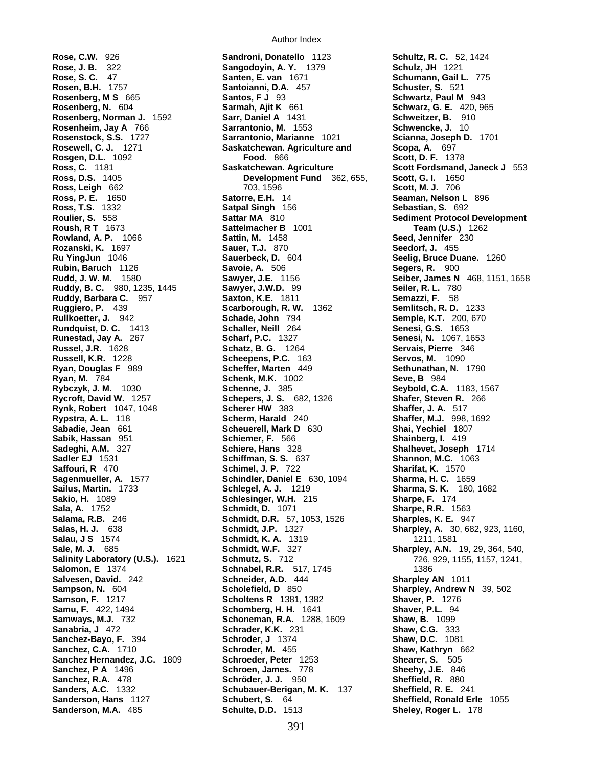**Rose, C.W.** 926
**Rose, J. B.** 322
**Rose, S. C.** 47
**Rosen, B.H.** 1757
**Rosenberg, M S** 665
**Rosenberg, N.** 604
**Rosenberg, Norman J.** 1592
**Rosenheim, Jay A** 766
**Rosenstock, S.S.** 1727
**Rosewell, C. J.** 1271
**Rosgen, D.L.** 1092
**Ross, C.** 1181
**Ross, D.S.** 1405
**Ross, Leigh** 662
**Ross, P. E.** 1650
**Ross, T.S.** 1332
**Roulier, S.** 558
**Roush, R T** 1673
**Rowland, A. P.** 1066
**Rozanski, K.** 1697
**Ru YingJun** 1046
**Rubin, Baruch** 1126
**Rudd, J. W. M.** 1580
**Ruddy, B. C.** 980, 1235, 1445
**Ruddy, Barbara C.** 957
**Ruggiero, P.** 439
**Rullkoetter, J.** 942
**Rundquist, D. C.** 1413
**Runestad, Jay A.** 267
**Russel, J.R.** 1628
**Russell, K.R.** 1228
**Ryan, Douglas F** 989
**Ryan, M.** 784
**Rybczyk, J. M.** 1030
**Rycroft, David W.** 1257
**Rynk, Robert** 1047, 1048
**Rypstra, A. L.** 118
**Sabadie, Jean** 661
**Sabik, Hassan** 951
**Sadeghi, A.M.** 327
**Sadler EJ** 1531
**Saffouri, R** 470
**Sagenmueller, A.** 1577
**Sailus, Martin.** 1733
**Sakio, H.** 1089
**Sala, A.** 1752
**Salama, R.B.** 246
**Salas, H. J.** 638
**Salau, J S** 1574
**Sale, M. J.** 685
**Salinity Laboratory (U.S.).** 1621
**Salomon, E** 1374
**Salvesen, David.** 242
**Sampson, N.** 604
**Samson, F.** 1217
**Samu, F.** 422, 1494
**Samways, M.J.** 732
**Sanabria, J** 472
**Sanchez-Bayo, F.** 394
**Sanchez, C.A.** 1710
**Sanchez Hernandez, J.C.** 1809
**Sanchez, P A** 1496
**Sanchez, R.A.** 478
**Sanders, A.C.** 1332
**Sanderson, Hans** 1127
**Sanderson, M.A.** 485
**Sandroni, Donatello** 1123
**Sangodoyin, A. Y.** 1379
**Santen, E. van** 1671
**Santoianni, D.A.** 457
**Santos, F J** 93
**Sarmah, Ajit K** 661
**Sarr, Daniel A** 1431
**Sarrantonio, M.** 1553
**Sarrantonio, Marianne** 1021
**Saskatchewan. Agriculture and Food.** 866
**Saskatchewan. Agriculture Development Fund** 362, 655, 703, 1596
**Satorre, E.H.** 14
**Satpal Singh** 156
**Sattar MA** 810
**Sattelmacher B** 1001
**Sattin, M.** 1458
**Sauer, T.J.** 870
**Sauerbeck, D.** 604
**Savoie, A.** 506
**Sawyer, J.E.** 1156
**Sawyer, J.W.D.** 99
**Saxton, K.E.** 1811
**Scarborough, R. W.** 1362
**Schade, John** 794
**Schaller, Neill** 264
**Scharf, P.C.** 1327
**Schatz, B. G.** 1264
**Scheepens, P.C.** 163
**Scheffer, Marten** 449
**Schenk, M.K.** 1002
**Schenne, J.** 385
**Schepers, J. S.** 682, 1326
**Scherer HW** 383
**Scherm, Harald** 240
**Scheuerell, Mark D** 630
**Schiemer, F.** 566
**Schiere, Hans** 328
**Schiffman, S. S.** 637
**Schimel, J. P.** 722
**Schindler, Daniel E** 630, 1094
**Schlegel, A. J.** 1219
**Schlesinger, W.H.** 215
**Schmidt, D.** 1071
**Schmidt, D.R.** 57, 1053, 1526
**Schmidt, J.P.** 1327
**Schmidt, K. A.** 1319
**Schmidt, W.F.** 327
**Schmutz, S.** 712
**Schnabel, R.R.** 517, 1745
**Schneider, A.D.** 444
**Scholefield, D** 850
**Scholtens R** 1381, 1382
**Schomberg, H. H.** 1641
**Schoneman, R.A.** 1288, 1609
**Schrader, K.K.** 231
**Schroder, J** 1374
**Schroder, M.** 455
**Schroeder, Peter** 1253
**Schroen, James.** 778
**Schröder, J. J.** 950
**Schubauer-Berigan, M. K.** 137
**Schubert, S.** 64
**Schulte, D.D.** 1513
**Schultz, R. C.** 52, 1424
**Schulz, JH** 1221
**Schumann, Gail L.** 775
**Schuster, S.** 521
**Schwartz, Paul M** 943
**Schwarz, G. E.** 420, 965
**Schweitzer, B.** 910
**Schwencke, J.** 10
**Scianna, Joseph D.** 1701
**Scopa, A.** 697
**Scott, D. F.** 1378
**Scott Fordsmand, Janeck J** 553
**Scott, G. I.** 1650
**Scott, M. J.** 706
**Seaman, Nelson L** 896
**Sebastian, S.** 692
**Sediment Protocol Development Team (U.S.)** 1262
**Seed, Jennifer** 230
**Seedorf, J.** 455
**Seelig, Bruce Duane.** 1260
**Segers, R.** 900
**Seiber, James N** 468, 1151, 1658
**Seiler, R. L.** 780
**Semazzi, F.** 58
**Semlitsch, R. D.** 1233
**Semple, K.T.** 200, 670
**Senesi, G.S.** 1653
**Senesi, N.** 1067, 1653
**Servais, Pierre** 346
**Servos, M.** 1090
**Sethunathan, N.** 1790
**Seve, B** 984
**Seybold, C.A.** 1183, 1567
**Shafer, Steven R.** 266
**Shaffer, J. A.** 517
**Shaffer, M.J.** 998, 1692
**Shai, Yechiel** 1807
**Shainberg, I.** 419
**Shalhevet, Joseph** 1714
**Shannon, M.C.** 1063
**Sharifat, K.** 1570
**Sharma, H. C.** 1659
**Sharma, S. K.** 180, 1682
**Sharpe, F.** 174
**Sharpe, R.R.** 1563
**Sharples, K. E.** 947
**Sharpley, A.** 30, 682, 923, 1160, 1211, 1581
**Sharpley, A.N.** 19, 29, 364, 540, 726, 929, 1155, 1157, 1241, 1386
**Sharpley AN** 1011
**Sharpley, Andrew N** 39, 502
**Shaver, P.** 1276
**Shaver, P.L.** 94
**Shaw, B.** 1099
**Shaw, C.G.** 333
**Shaw, D.C.** 1081
**Shaw, Kathryn** 662
**Shearer, S.** 505
**Sheehy, J.E.** 846
**Sheffield, R.** 880
**Sheffield, R. E.** 241
**Sheffield, Ronald Erle** 1055
**Sheley, Roger L.** 178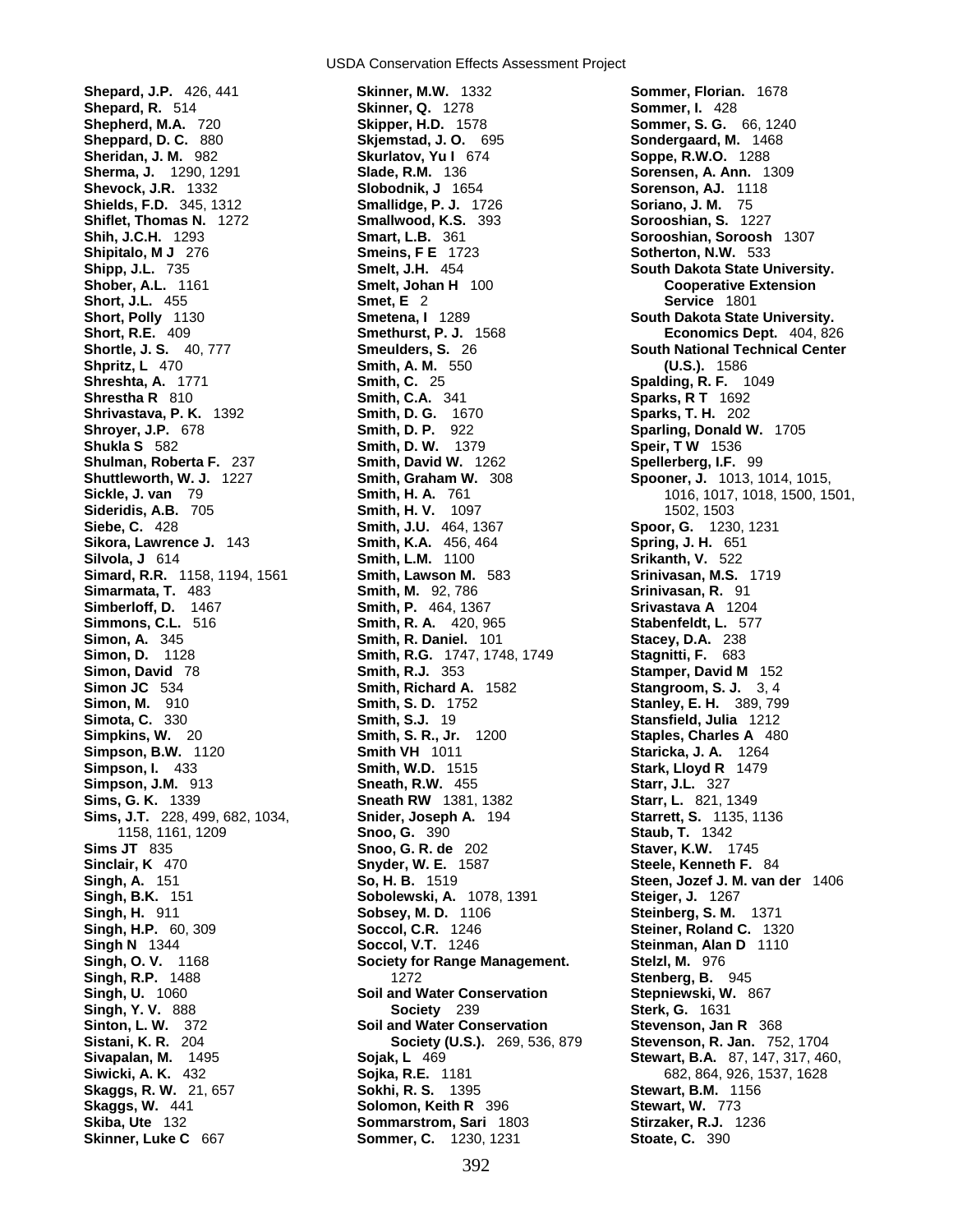**Shepard, J.P.** 426, 441
**Shepard, R.** 514
**Shepherd, M.A.** 720
**Sheppard, D. C.** 880
**Sheridan, J. M.** 982
**Sherma, J.** 1290, 1291
**Shevock, J.R.** 1332
**Shields, F.D.** 345, 1312
**Shiflet, Thomas N.** 1272
**Shih, J.C.H.** 1293
**Shipitalo, M J** 276
**Shipp, J.L.** 735
**Shober, A.L.** 1161
**Short, J.L.** 455
**Short, Polly** 1130
**Short, R.E.** 409
**Shortle, J. S.** 40, 777
**Shpritz, L** 470
**Shreshta, A.** 1771
**Shrestha R** 810
**Shrivastava, P. K.** 1392
**Shroyer, J.P.** 678
**Shukla S** 582
**Shulman, Roberta F.** 237
**Shuttleworth, W. J.** 1227
**Sickle, J. van** 79
**Sideridis, A.B.** 705
**Siebe, C.** 428
**Sikora, Lawrence J.** 143
**Silvola, J** 614
**Simard, R.R.** 1158, 1194, 1561
**Simarmata, T.** 483
**Simberloff, D.** 1467
**Simmons, C.L.** 516
**Simon, A.** 345
**Simon, D.** 1128
**Simon, David** 78
**Simon JC** 534
**Simon, M.** 910
**Simota, C.** 330
**Simpkins, W.** 20
**Simpson, B.W.** 1120
**Simpson, I.** 433
**Simpson, J.M.** 913
**Sims, G. K.** 1339
**Sims, J.T.** 228, 499, 682, 1034, 1158, 1161, 1209
**Sims JT** 835
**Sinclair, K** 470
**Singh, A.** 151
**Singh, B.K.** 151
**Singh, H.** 911
**Singh, H.P.** 60, 309
**Singh N** 1344
**Singh, O. V.** 1168
**Singh, R.P.** 1488
**Singh, U.** 1060
**Singh, Y. V.** 888
**Sinton, L. W.** 372
**Sistani, K. R.** 204
**Sivapalan, M.** 1495
**Siwicki, A. K.** 432
**Skaggs, R. W.** 21, 657
**Skaggs, W.** 441
**Skiba, Ute** 132
**Skinner, Luke C** 667
**Skinner, M.W.** 1332
**Skinner, Q.** 1278
**Skipper, H.D.** 1578
**Skjemstad, J. O.** 695
**Skurlatov, Yu I** 674
**Slade, R.M.** 136
**Slobodnik, J** 1654
**Smallidge, P. J.** 1726
**Smallwood, K.S.** 393
**Smart, L.B.** 361
**Smeins, F E** 1723
**Smelt, J.H.** 454
**Smelt, Johan H** 100
**Smet, E** 2
**Smetena, I** 1289
**Smethurst, P. J.** 1568
**Smeulders, S.** 26
**Smith, A. M.** 550
**Smith, C.** 25
**Smith, C.A.** 341
**Smith, D. G.** 1670
**Smith, D. P.** 922
**Smith, D. W.** 1379
**Smith, David W.** 1262
**Smith, Graham W.** 308
**Smith, H. A.** 761
**Smith, H. V.** 1097
**Smith, J.U.** 464, 1367
**Smith, K.A.** 456, 464
**Smith, L.M.** 1100
**Smith, Lawson M.** 583
**Smith, M.** 92, 786
**Smith, P.** 464, 1367
**Smith, R. A.** 420, 965
**Smith, R. Daniel.** 101
**Smith, R.G.** 1747, 1748, 1749
**Smith, R.J.** 353
**Smith, Richard A.** 1582
**Smith, S. D.** 1752
**Smith, S.J.** 19
**Smith, S. R., Jr.** 1200
**Smith VH** 1011
**Smith, W.D.** 1515
**Sneath, R.W.** 455
**Sneath RW** 1381, 1382
**Snider, Joseph A.** 194
**Snoo, G.** 390
**Snoo, G. R. de** 202
**Snyder, W. E.** 1587
**So, H. B.** 1519
**Sobolewski, A.** 1078, 1391
**Sobsey, M. D.** 1106
**Soccol, C.R.** 1246
**Soccol, V.T.** 1246
**Society for Range Management.** 1272
**Soil and Water Conservation Society** 239
**Soil and Water Conservation Society (U.S.).** 269, 536, 879
**Sojak, L** 469
**Sojka, R.E.** 1181
**Sokhi, R. S.** 1395
**Solomon, Keith R** 396
**Sommarstrom, Sari** 1803
**Sommer, C.** 1230, 1231
**Sommer, Florian.** 1678
**Sommer, I.** 428
**Sommer, S. G.** 66, 1240
**Sondergaard, M.** 1468
**Soppe, R.W.O.** 1288
**Sorensen, A. Ann.** 1309
**Sorenson, AJ.** 1118
**Soriano, J. M.** 75
**Sorooshian, S.** 1227
**Sorooshian, Soroosh** 1307
**Sotherton, N.W.** 533
**South Dakota State University. Cooperative Extension Service** 1801
**South Dakota State University. Economics Dept.** 404, 826
**South National Technical Center (U.S.).** 1586
**Spalding, R. F.** 1049
**Sparks, R T** 1692
**Sparks, T. H.** 202
**Sparling, Donald W.** 1705
**Speir, T W** 1536
**Spellerberg, I.F.** 99
**Spooner, J.** 1013, 1014, 1015, 1016, 1017, 1018, 1500, 1501, 1502, 1503
**Spoor, G.** 1230, 1231
**Spring, J. H.** 651
**Srikanth, V.** 522
**Srinivasan, M.S.** 1719
**Srinivasan, R.** 91
**Srivastava A** 1204
**Stabenfeldt, L.** 577
**Stacey, D.A.** 238
**Stagnitti, F.** 683
**Stamper, David M** 152
**Stangroom, S. J.** 3, 4
**Stanley, E. H.** 389, 799
**Stansfield, Julia** 1212
**Staples, Charles A** 480
**Staricka, J. A.** 1264
**Stark, Lloyd R** 1479
**Starr, J.L.** 327
**Starr, L.** 821, 1349
**Starrett, S.** 1135, 1136
**Staub, T.** 1342
**Staver, K.W.** 1745
**Steele, Kenneth F.** 84
**Steen, Jozef J. M. van der** 1406
**Steiger, J.** 1267
**Steinberg, S. M.** 1371
**Steiner, Roland C.** 1320
**Steinman, Alan D** 1110
**Stelzl, M.** 976
**Stenberg, B.** 945
**Stepniewski, W.** 867
**Sterk, G.** 1631
**Stevenson, Jan R** 368
**Stevenson, R. Jan.** 752, 1704
**Stewart, B.A.** 87, 147, 317, 460, 682, 864, 926, 1537, 1628
**Stewart, B.M.** 1156
**Stewart, W.** 773
**Stirzaker, R.J.** 1236
**Stoate, C.** 390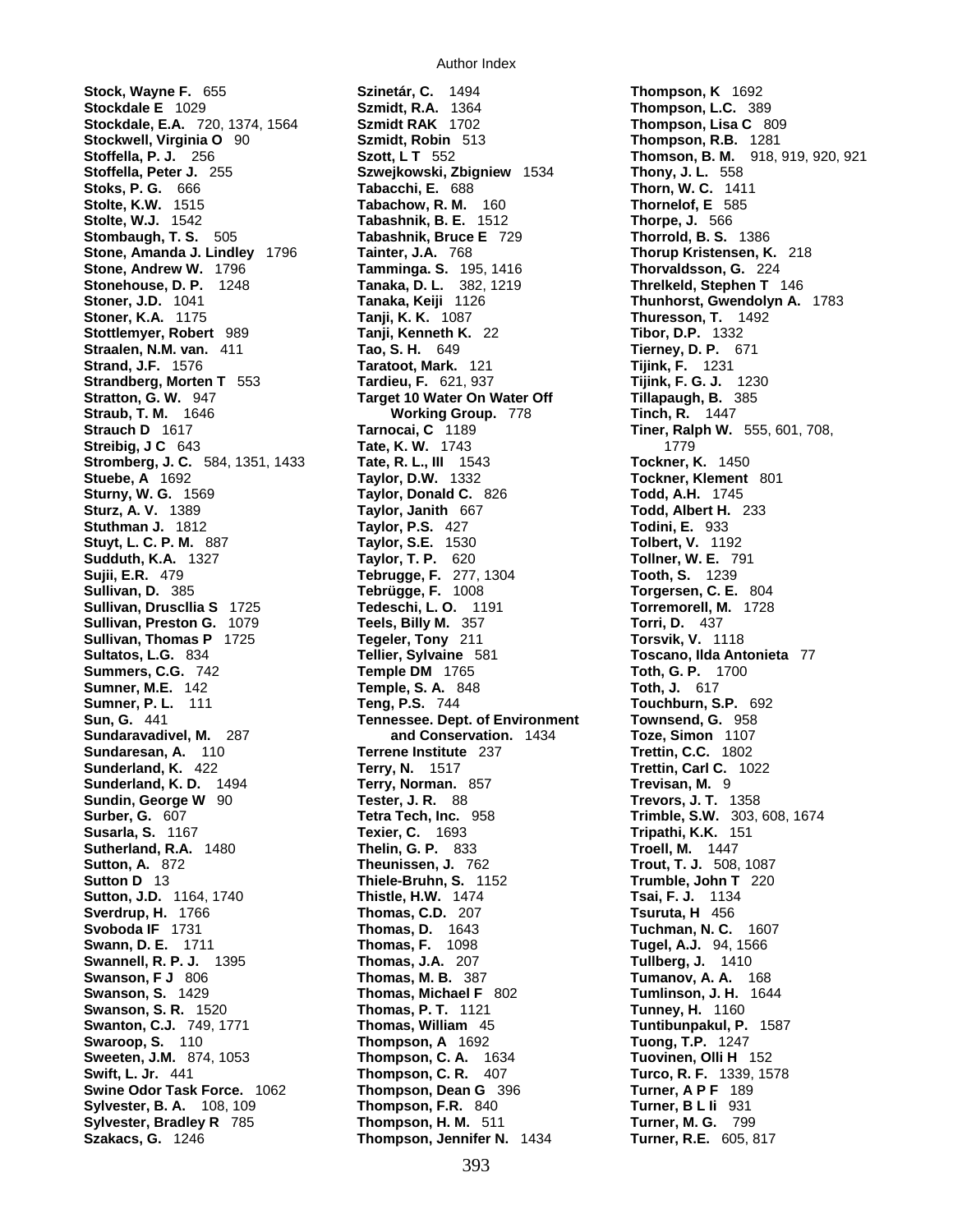**Stock, Wayne F.** 655
**Stockdale E** 1029
**Stockdale, E.A.** 720, 1374, 1564
**Stockwell, Virginia O** 90
**Stoffella, P. J.** 256
**Stoffella, Peter J.** 255
**Stoks, P. G.** 666
**Stolte, K.W.** 1515
**Stolte, W.J.** 1542
**Stombaugh, T. S.** 505
**Stone, Amanda J. Lindley** 1796
**Stone, Andrew W.** 1796
**Stonehouse, D. P.** 1248
**Stoner, J.D.** 1041
**Stoner, K.A.** 1175
**Stottlemyer, Robert** 989
**Straalen, N.M. van.** 411
**Strand, J.F.** 1576
**Strandberg, Morten T** 553
**Stratton, G. W.** 947
**Straub, T. M.** 1646
**Strauch D** 1617
**Streibig, J C** 643
**Stromberg, J. C.** 584, 1351, 1433
**Stuebe, A** 1692
**Sturny, W. G.** 1569
**Sturz, A. V.** 1389
**Stuthman J.** 1812
**Stuyt, L. C. P. M.** 887
**Sudduth, K.A.** 1327
**Sujii, E.R.** 479
**Sullivan, D.** 385
**Sullivan, Druscllia S** 1725
**Sullivan, Preston G.** 1079
**Sullivan, Thomas P** 1725
**Sultatos, L.G.** 834
**Summers, C.G.** 742
**Sumner, M.E.** 142
**Sumner, P. L.** 111
**Sun, G.** 441
**Sundaravadivel, M.** 287
**Sundaresan, A.** 110
**Sunderland, K.** 422
**Sunderland, K. D.** 1494
**Sundin, George W** 90
**Surber, G.** 607
**Susarla, S.** 1167
**Sutherland, R.A.** 1480
**Sutton, A.** 872
**Sutton D** 13
**Sutton, J.D.** 1164, 1740
**Sverdrup, H.** 1766
**Svoboda IF** 1731
**Swann, D. E.** 1711
**Swannell, R. P. J.** 1395
**Swanson, F J** 806
**Swanson, S.** 1429
**Swanson, S. R.** 1520
**Swanton, C.J.** 749, 1771
**Swaroop, S.** 110
**Sweeten, J.M.** 874, 1053
**Swift, L. Jr.** 441
**Swine Odor Task Force.** 1062
**Sylvester, B. A.** 108, 109
**Sylvester, Bradley R** 785
**Szakacs, G.** 1246
**Szinetár, C.** 1494
**Szmidt, R.A.** 1364
**Szmidt RAK** 1702
**Szmidt, Robin** 513
**Szott, L T** 552
**Szwejkowski, Zbigniew** 1534
**Tabacchi, E.** 688
**Tabachow, R. M.** 160
**Tabashnik, B. E.** 1512
**Tabashnik, Bruce E** 729
**Tainter, J.A.** 768
**Tamminga. S.** 195, 1416
**Tanaka, D. L.** 382, 1219
**Tanaka, Keiji** 1126
**Tanji, K. K.** 1087
**Tanji, Kenneth K.** 22
**Tao, S. H.** 649
**Taratoot, Mark.** 121
**Tardieu, F.** 621, 937
**Target 10 Water On Water Off Working Group.** 778
**Tarnocai, C** 1189
**Tate, K. W.** 1743
**Tate, R. L., III** 1543
**Taylor, D.W.** 1332
**Taylor, Donald C.** 826
**Taylor, Janith** 667
**Taylor, P.S.** 427
**Taylor, S.E.** 1530
**Taylor, T. P.** 620
**Tebrugge, F.** 277, 1304
**Tebrügge, F.** 1008
**Tedeschi, L. O.** 1191
**Teels, Billy M.** 357
**Tegeler, Tony** 211
**Tellier, Sylvaine** 581
**Temple DM** 1765
**Temple, S. A.** 848
**Teng, P.S.** 744
**Tennessee. Dept. of Environment and Conservation.** 1434
**Terrene Institute** 237
**Terry, N.** 1517
**Terry, Norman.** 857
**Tester, J. R.** 88
**Tetra Tech, Inc.** 958
**Texier, C.** 1693
**Thelin, G. P.** 833
**Theunissen, J.** 762
**Thiele-Bruhn, S.** 1152
**Thistle, H.W.** 1474
**Thomas, C.D.** 207
**Thomas, D.** 1643
**Thomas, F.** 1098
**Thomas, J.A.** 207
**Thomas, M. B.** 387
**Thomas, Michael F** 802
**Thomas, P. T.** 1121
**Thomas, William** 45
**Thompson, A** 1692
**Thompson, C. A.** 1634
**Thompson, C. R.** 407
**Thompson, Dean G** 396
**Thompson, F.R.** 840
**Thompson, H. M.** 511
**Thompson, Jennifer N.** 1434
**Thompson, K** 1692
**Thompson, L.C.** 389
**Thompson, Lisa C** 809
**Thompson, R.B.** 1281
**Thomson, B. M.** 918, 919, 920, 921
**Thony, J. L.** 558
**Thorn, W. C.** 1411
**Thornelof, E** 585
**Thorpe, J.** 566
**Thorrold, B. S.** 1386
**Thorup Kristensen, K.** 218
**Thorvaldsson, G.** 224
**Threlkeld, Stephen T** 146
**Thunhorst, Gwendolyn A.** 1783
**Thuresson, T.** 1492
**Tibor, D.P.** 1332
**Tierney, D. P.** 671
**Tijink, F.** 1231
**Tijink, F. G. J.** 1230
**Tillapaugh, B.** 385
**Tinch, R.** 1447
**Tiner, Ralph W.** 555, 601, 708, 1779
**Tockner, K.** 1450
**Tockner, Klement** 801
**Todd, A.H.** 1745
**Todd, Albert H.** 233
**Todini, E.** 933
**Tolbert, V.** 1192
**Tollner, W. E.** 791
**Tooth, S.** 1239
**Torgersen, C. E.** 804
**Torremorell, M.** 1728
**Torri, D.** 437
**Torsvik, V.** 1118
**Toscano, Ilda Antonieta** 77
**Toth, G. P.** 1700
**Toth, J.** 617
**Touchburn, S.P.** 692
**Townsend, G.** 958
**Toze, Simon** 1107
**Trettin, C.C.** 1802
**Trettin, Carl C.** 1022
**Trevisan, M.** 9
**Trevors, J. T.** 1358
**Trimble, S.W.** 303, 608, 1674
**Tripathi, K.K.** 151
**Troell, M.** 1447
**Trout, T. J.** 508, 1087
**Trumble, John T** 220
**Tsai, F. J.** 1134
**Tsuruta, H** 456
**Tuchman, N. C.** 1607
**Tugel, A.J.** 94, 1566
**Tullberg, J.** 1410
**Tumanov, A. A.** 168
**Tumlinson, J. H.** 1644
**Tunney, H.** 1160
**Tuntibunpakul, P.** 1587
**Tuong, T.P.** 1247
**Tuovinen, Olli H** 152
**Turco, R. F.** 1339, 1578
**Turner, A P F** 189
**Turner, B L Ii** 931
**Turner, M. G.** 799
**Turner, R.E.** 605, 817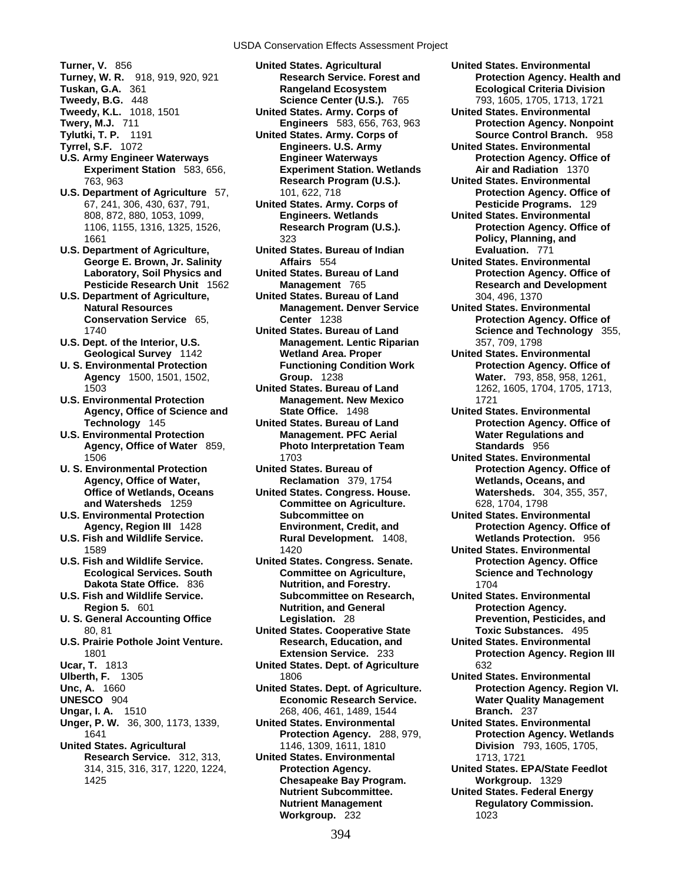**Turner, V.** 856
**Turney, W. R.** 918, 919, 920, 921
**Tuskan, G.A.** 361
**Tweedy, B.G.** 448
**Tweedy, K.L.** 1018, 1501
**Twery, M.J.** 711
**Tylutki, T. P.** 1191
**Tyrrel, S.F.** 1072
**U.S. Army Engineer Waterways Experiment Station** 583, 656, 763, 963
**U.S. Department of Agriculture** 57, 67, 241, 306, 430, 637, 791, 808, 872, 880, 1053, 1099, 1106, 1155, 1316, 1325, 1526, 1661
**U.S. Department of Agriculture, George E. Brown, Jr. Salinity Laboratory, Soil Physics and Pesticide Research Unit** 1562
**U.S. Department of Agriculture, Natural Resources Conservation Service** 65, 1740
**U.S. Dept. of the Interior, U.S. Geological Survey** 1142
**U. S. Environmental Protection Agency** 1500, 1501, 1502, 1503
**U.S. Environmental Protection Agency, Office of Science and Technology** 145
**U.S. Environmental Protection Agency, Office of Water** 859, 1506
**U. S. Environmental Protection Agency, Office of Water, Office of Wetlands, Oceans and Watersheds** 1259
**U.S. Environmental Protection Agency, Region III** 1428
**U.S. Fish and Wildlife Service.** 1589
**U.S. Fish and Wildlife Service. Ecological Services. South Dakota State Office.** 836
**U.S. Fish and Wildlife Service. Region 5.** 601
**U. S. General Accounting Office** 80, 81
**U.S. Prairie Pothole Joint Venture.** 1801
**Ucar, T.** 1813
**Ulberth, F.** 1305
**Unc, A.** 1660
**UNESCO** 904
**Ungar, I. A.** 1510
**Unger, P. W.** 36, 300, 1173, 1339, 1641
**United States. Agricultural Research Service.** 312, 313, 314, 315, 316, 317, 1220, 1224, 1425
**United States. Agricultural Research Service. Forest and Rangeland Ecosystem Science Center (U.S.).** 765
**United States. Army. Corps of Engineers** 583, 656, 763, 963
**United States. Army. Corps of Engineers. U.S. Army Engineer Waterways Experiment Station. Wetlands Research Program (U.S.).** 101, 622, 718
**United States. Army. Corps of Engineers. Wetlands Research Program (U.S.).** 323
**United States. Bureau of Indian Affairs** 554
**United States. Bureau of Land Management** 765
**United States. Bureau of Land Management. Denver Service Center** 1238
**United States. Bureau of Land Management. Lentic Riparian Wetland Area. Proper Functioning Condition Work Group.** 1238
**United States. Bureau of Land Management. New Mexico State Office.** 1498
**United States. Bureau of Land Management. PFC Aerial Photo Interpretation Team** 1703
**United States. Bureau of Reclamation** 379, 1754
**United States. Congress. House. Committee on Agriculture. Subcommittee on Environment, Credit, and Rural Development.** 1408, 1420
**United States. Congress. Senate. Committee on Agriculture, Nutrition, and Forestry. Subcommittee on Research, Nutrition, and General Legislation.** 28
**United States. Cooperative State Research, Education, and Extension Service.** 233
**United States. Dept. of Agriculture** 1806
**United States. Dept. of Agriculture. Economic Research Service.** 268, 406, 461, 1489, 1544
**United States. Environmental Protection Agency.** 288, 979, 1146, 1309, 1611, 1810
**United States. Environmental Protection Agency. Chesapeake Bay Program. Nutrient Subcommittee. Nutrient Management Workgroup.** 232
**United States. Environmental Protection Agency. Health and Ecological Criteria Division** 793, 1605, 1705, 1713, 1721
**United States. Environmental Protection Agency. Nonpoint Source Control Branch.** 958
**United States. Environmental Protection Agency. Office of Air and Radiation** 1370
**United States. Environmental Protection Agency. Office of Pesticide Programs.** 129
**United States. Environmental Protection Agency. Office of Policy, Planning, and Evaluation.** 771
**United States. Environmental Protection Agency. Office of Research and Development** 304, 496, 1370
**United States. Environmental Protection Agency. Office of Science and Technology** 355, 357, 709, 1798
**United States. Environmental Protection Agency. Office of Water.** 793, 858, 958, 1261, 1262, 1605, 1704, 1705, 1713, 1721
**United States. Environmental Protection Agency. Office of Water Regulations and Standards** 956
**United States. Environmental Protection Agency. Office of Wetlands, Oceans, and Watersheds.** 304, 355, 357, 628, 1704, 1798
**United States. Environmental Protection Agency. Office of Wetlands Protection.** 956
**United States. Environmental Protection Agency. Office Science and Technology** 1704
**United States. Environmental Protection Agency. Prevention, Pesticides, and Toxic Substances.** 495
**United States. Environmental Protection Agency. Region III** 632
**United States. Environmental Protection Agency. Region VI. Water Quality Management Branch.** 237
**United States. Environmental Protection Agency. Wetlands Division** 793, 1605, 1705, 1713, 1721
**United States. EPA/State Feedlot Workgroup.** 1329
**United States. Federal Energy Regulatory Commission.** 1023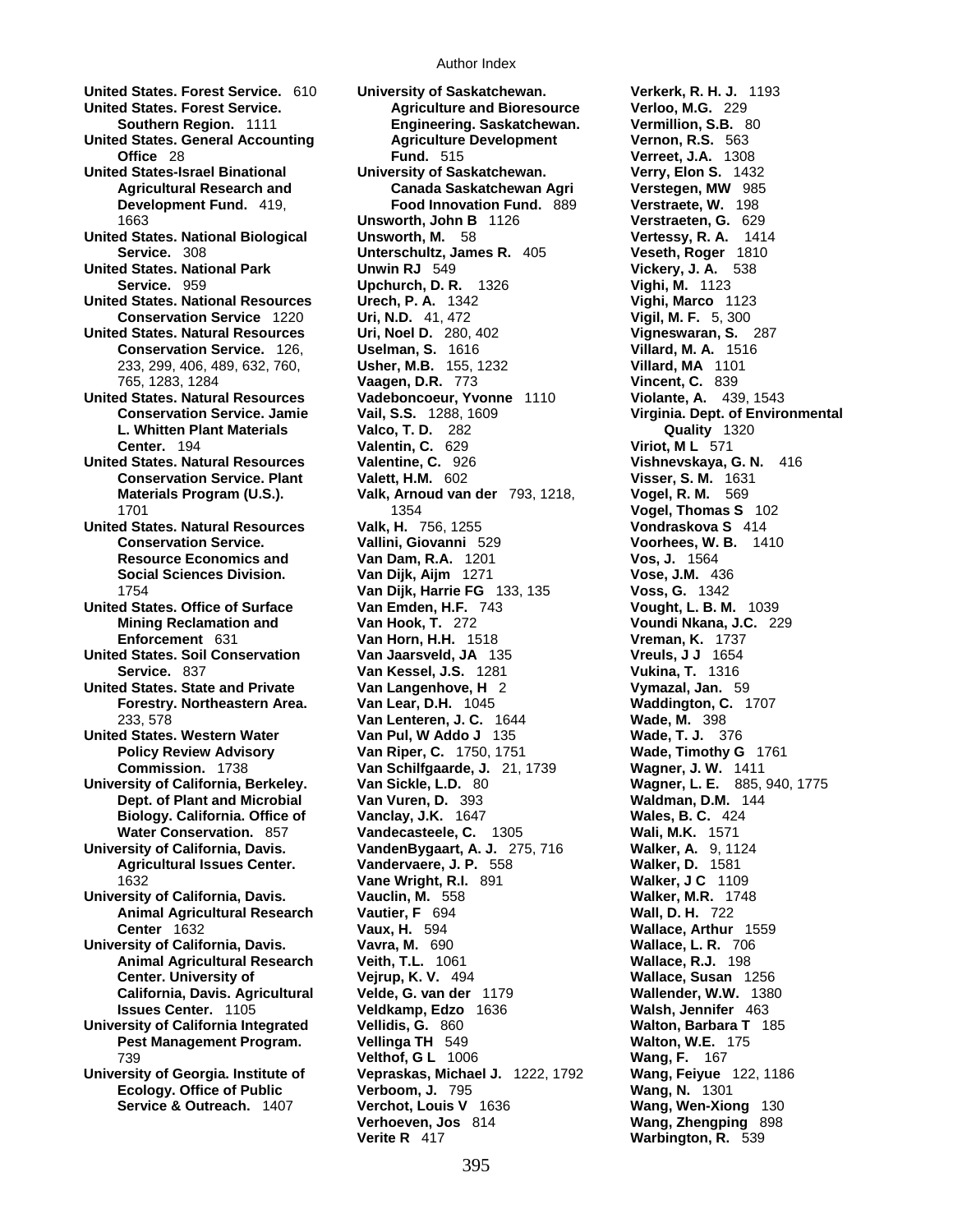**United States. Forest Service.** 610
**United States. Forest Service. Southern Region.** 1111
**United States. General Accounting Office** 28
**United States-Israel Binational Agricultural Research and Development Fund.** 419, 1663
**United States. National Biological Service.** 308
**United States. National Park Service.** 959
**United States. National Resources Conservation Service** 1220
**United States. Natural Resources Conservation Service.** 126, 233, 299, 406, 489, 632, 760, 765, 1283, 1284
**United States. Natural Resources Conservation Service. Jamie L. Whitten Plant Materials Center.** 194
**United States. Natural Resources Conservation Service. Plant Materials Program (U.S.).** 1701
**United States. Natural Resources Conservation Service. Resource Economics and Social Sciences Division.** 1754
**United States. Office of Surface Mining Reclamation and Enforcement** 631
**United States. Soil Conservation Service.** 837
**United States. State and Private Forestry. Northeastern Area.** 233, 578
**United States. Western Water Policy Review Advisory Commission.** 1738
**University of California, Berkeley. Dept. of Plant and Microbial Biology. California. Office of Water Conservation.** 857
**University of California, Davis. Agricultural Issues Center.** 1632
**University of California, Davis. Animal Agricultural Research Center** 1632
**University of California, Davis. Animal Agricultural Research Center. University of California, Davis. Agricultural Issues Center.** 1105
**University of California Integrated Pest Management Program.** 739
**University of Georgia. Institute of Ecology. Office of Public Service & Outreach.** 1407
**University of Saskatchewan. Agriculture and Bioresource Engineering. Saskatchewan. Agriculture Development Fund.** 515
**University of Saskatchewan. Canada Saskatchewan Agri Food Innovation Fund.** 889
**Unsworth, John B** 1126
**Unsworth, M.** 58
**Unterschultz, James R.** 405
**Unwin RJ** 549
**Upchurch, D. R.** 1326
**Urech, P. A.** 1342
**Uri, N.D.** 41, 472
**Uri, Noel D.** 280, 402
**Uselman, S.** 1616
**Usher, M.B.** 155, 1232
**Vaagen, D.R.** 773
**Vadeboncoeur, Yvonne** 1110
**Vail, S.S.** 1288, 1609
**Valco, T. D.** 282
**Valentin, C.** 629
**Valentine, C.** 926
**Valett, H.M.** 602
**Valk, Arnoud van der** 793, 1218, 1354
**Valk, H.** 756, 1255
**Vallini, Giovanni** 529
**Van Dam, R.A.** 1201
**Van Dijk, Aijm** 1271
**Van Dijk, Harrie FG** 133, 135
**Van Emden, H.F.** 743
**Van Hook, T.** 272
**Van Horn, H.H.** 1518
**Van Jaarsveld, JA** 135
**Van Kessel, J.S.** 1281
**Van Langenhove, H** 2
**Van Lear, D.H.** 1045
**Van Lenteren, J. C.** 1644
**Van Pul, W Addo J** 135
**Van Riper, C.** 1750, 1751
**Van Schilfgaarde, J.** 21, 1739
**Van Sickle, L.D.** 80
**Van Vuren, D.** 393
**Vanclay, J.K.** 1647
**Vandecasteele, C.** 1305
**VandenBygaart, A. J.** 275, 716
**Vandervaere, J. P.** 558
**Vane Wright, R.I.** 891
**Vauclin, M.** 558
**Vautier, F** 694
**Vaux, H.** 594
**Vavra, M.** 690
**Veith, T.L.** 1061
**Vejrup, K. V.** 494
**Velde, G. van der** 1179
**Veldkamp, Edzo** 1636
**Vellidis, G.** 860
**Vellinga TH** 549
**Velthof, G L** 1006
**Vepraskas, Michael J.** 1222, 1792
**Verboom, J.** 795
**Verchot, Louis V** 1636
**Verhoeven, Jos** 814
**Verite R** 417
**Verkerk, R. H. J.** 1193
**Verloo, M.G.** 229
**Vermillion, S.B.** 80
**Vernon, R.S.** 563
**Verreet, J.A.** 1308
**Verry, Elon S.** 1432
**Verstegen, MW** 985
**Verstraete, W.** 198
**Verstraeten, G.** 629
**Vertessy, R. A.** 1414
**Veseth, Roger** 1810
**Vickery, J. A.** 538
**Vighi, M.** 1123
**Vighi, Marco** 1123
**Vigil, M. F.** 5, 300
**Vigneswaran, S.** 287
**Villard, M. A.** 1516
**Villard, MA** 1101
**Vincent, C.** 839
**Violante, A.** 439, 1543
**Virginia. Dept. of Environmental Quality** 1320
**Viriot, M L** 571
**Vishnevskaya, G. N.** 416
**Visser, S. M.** 1631
**Vogel, R. M.** 569
**Vogel, Thomas S** 102
**Vondraskova S** 414
**Voorhees, W. B.** 1410
**Vos, J.** 1564
**Vose, J.M.** 436
**Voss, G.** 1342
**Vought, L. B. M.** 1039
**Voundi Nkana, J.C.** 229
**Vreman, K.** 1737
**Vreuls, J J** 1654
**Vukina, T.** 1316
**Vymazal, Jan.** 59
**Waddington, C.** 1707
**Wade, M.** 398
**Wade, T. J.** 376
**Wade, Timothy G** 1761
**Wagner, J. W.** 1411
**Wagner, L. E.** 885, 940, 1775
**Waldman, D.M.** 144
**Wales, B. C.** 424
**Wali, M.K.** 1571
**Walker, A.** 9, 1124
**Walker, D.** 1581
**Walker, J C** 1109
**Walker, M.R.** 1748
**Wall, D. H.** 722
**Wallace, Arthur** 1559
**Wallace, L. R.** 706
**Wallace, R.J.** 198
**Wallace, Susan** 1256
**Wallender, W.W.** 1380
**Walsh, Jennifer** 463
**Walton, Barbara T** 185
**Walton, W.E.** 175
**Wang, F.** 167
**Wang, Feiyue** 122, 1186
**Wang, N.** 1301
**Wang, Wen-Xiong** 130
**Wang, Zhengping** 898
**Warbington, R.** 539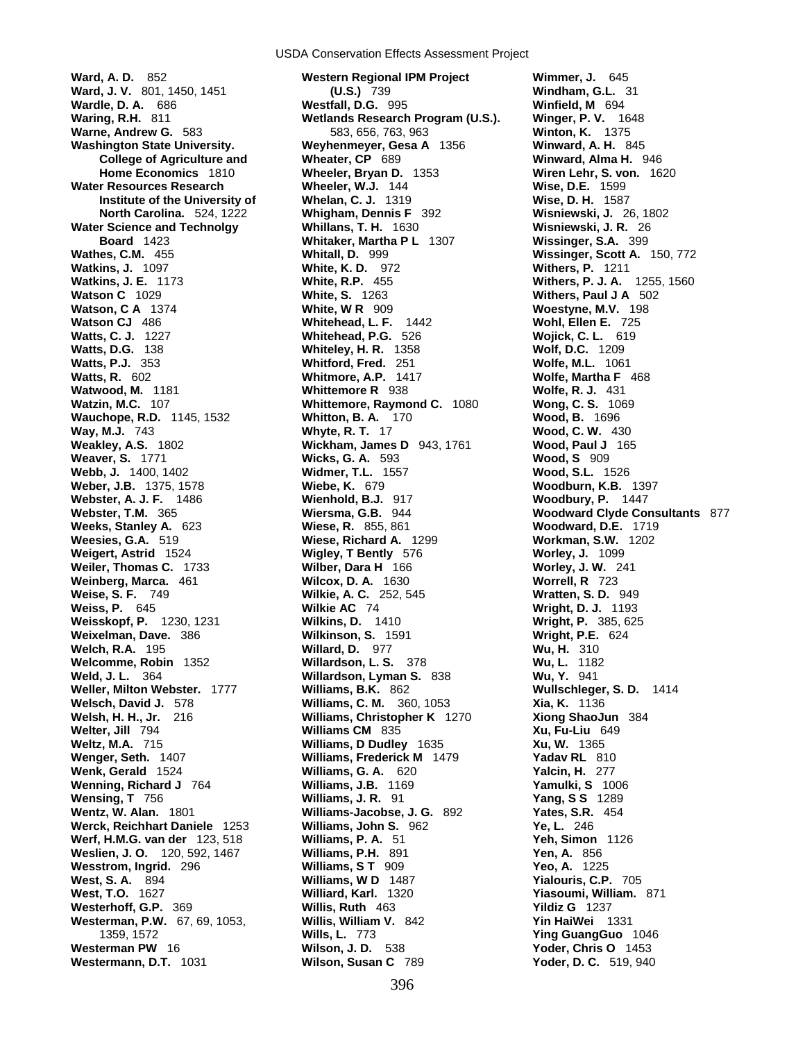**Ward, A. D.** 852
**Ward, J. V.** 801, 1450, 1451
**Wardle, D. A.** 686
**Waring, R.H.** 811
**Warne, Andrew G.** 583
**Washington State University. College of Agriculture and Home Economics** 1810
**Water Resources Research Institute of the University of North Carolina.** 524, 1222
**Water Science and Technolgy Board** 1423
**Wathes, C.M.** 455
**Watkins, J.** 1097
**Watkins, J. E.** 1173
**Watson C** 1029
**Watson, C A** 1374
**Watson CJ** 486
**Watts, C. J.** 1227
**Watts, D.G.** 138
**Watts, P.J.** 353
**Watts, R.** 602
**Watwood, M.** 1181
**Watzin, M.C.** 107
**Wauchope, R.D.** 1145, 1532
**Way, M.J.** 743
**Weakley, A.S.** 1802
**Weaver, S.** 1771
**Webb, J.** 1400, 1402
**Weber, J.B.** 1375, 1578
**Webster, A. J. F.** 1486
**Webster, T.M.** 365
**Weeks, Stanley A.** 623
**Weesies, G.A.** 519
**Weigert, Astrid** 1524
**Weiler, Thomas C.** 1733
**Weinberg, Marca.** 461
**Weise, S. F.** 749
**Weiss, P.** 645
**Weisskopf, P.** 1230, 1231
**Weixelman, Dave.** 386
**Welch, R.A.** 195
**Welcomme, Robin** 1352
**Weld, J. L.** 364
**Weller, Milton Webster.** 1777
**Welsch, David J.** 578
**Welsh, H. H., Jr.** 216
**Welter, Jill** 794
**Weltz, M.A.** 715
**Wenger, Seth.** 1407
**Wenk, Gerald** 1524
**Wenning, Richard J** 764
**Wensing, T** 756
**Wentz, W. Alan.** 1801
**Werck, Reichhart Daniele** 1253
**Werf, H.M.G. van der** 123, 518
**Weslien, J. O.** 120, 592, 1467
**Wesstrom, Ingrid.** 296
**West, S. A.** 894
**West, T.O.** 1627
**Westerhoff, G.P.** 369
**Westerman, P.W.** 67, 69, 1053, 1359, 1572
**Westerman PW** 16
**Westermann, D.T.** 1031
**Western Regional IPM Project (U.S.)** 739
**Westfall, D.G.** 995
**Wetlands Research Program (U.S.).** 583, 656, 763, 963
**Weyhenmeyer, Gesa A** 1356
**Wheater, CP** 689
**Wheeler, Bryan D.** 1353
**Wheeler, W.J.** 144
**Whelan, C. J.** 1319
**Whigham, Dennis F** 392
**Whillans, T. H.** 1630
**Whitaker, Martha P L** 1307
**Whitall, D.** 999
**White, K. D.** 972
**White, R.P.** 455
**White, S.** 1263
**White, W R** 909
**Whitehead, L. F.** 1442
**Whitehead, P.G.** 526
**Whiteley, H. R.** 1358
**Whitford, Fred.** 251
**Whitmore, A.P.** 1417
**Whittemore R** 938
**Whittemore, Raymond C.** 1080
**Whitton, B. A.** 170
**Whyte, R. T.** 17
**Wickham, James D** 943, 1761
**Wicks, G. A.** 593
**Widmer, T.L.** 1557
**Wiebe, K.** 679
**Wienhold, B.J.** 917
**Wiersma, G.B.** 944
**Wiese, R.** 855, 861
**Wiese, Richard A.** 1299
**Wigley, T Bently** 576
**Wilber, Dara H** 166
**Wilcox, D. A.** 1630
**Wilkie, A. C.** 252, 545
**Wilkie AC** 74
**Wilkins, D.** 1410
**Wilkinson, S.** 1591
**Willard, D.** 977
**Willardson, L. S.** 378
**Willardson, Lyman S.** 838
**Williams, B.K.** 862
**Williams, C. M.** 360, 1053
**Williams, Christopher K** 1270
**Williams CM** 835
**Williams, D Dudley** 1635
**Williams, Frederick M** 1479
**Williams, G. A.** 620
**Williams, J.B.** 1169
**Williams, J. R.** 91
**Williams-Jacobse, J. G.** 892
**Williams, John S.** 962
**Williams, P. A.** 51
**Williams, P.H.** 891
**Williams, S T** 909
**Williams, W D** 1487
**Williard, Karl.** 1320
**Willis, Ruth** 463
**Willis, William V.** 842
**Wills, L.** 773
**Wilson, J. D.** 538
**Wilson, Susan C** 789
**Wimmer, J.** 645
**Windham, G.L.** 31
**Winfield, M** 694
**Winger, P. V.** 1648
**Winton, K.** 1375
**Winward, A. H.** 845
**Winward, Alma H.** 946
**Wiren Lehr, S. von.** 1620
**Wise, D.E.** 1599
**Wise, D. H.** 1587
**Wisniewski, J.** 26, 1802
**Wisniewski, J. R.** 26
**Wissinger, S.A.** 399
**Wissinger, Scott A.** 150, 772
**Withers, P.** 1211
**Withers, P. J. A.** 1255, 1560
**Withers, Paul J A** 502
**Woestyne, M.V.** 198
**Wohl, Ellen E.** 725
**Wojick, C. L.** 619
**Wolf, D.C.** 1209
**Wolfe, M.L.** 1061
**Wolfe, Martha F** 468
**Wolfe, R. J.** 431
**Wong, C. S.** 1069
**Wood, B.** 1696
**Wood, C. W.** 430
**Wood, Paul J** 165
**Wood, S** 909
**Wood, S.L.** 1526
**Woodburn, K.B.** 1397
**Woodbury, P.** 1447
**Woodward Clyde Consultants** 877
**Woodward, D.E.** 1719
**Workman, S.W.** 1202
**Worley, J.** 1099
**Worley, J. W.** 241
**Worrell, R** 723
**Wratten, S. D.** 949
**Wright, D. J.** 1193
**Wright, P.** 385, 625
**Wright, P.E.** 624
**Wu, H.** 310
**Wu, L.** 1182
**Wu, Y.** 941
**Wullschleger, S. D.** 1414
**Xia, K.** 1136
**Xiong ShaoJun** 384
**Xu, Fu-Liu** 649
**Xu, W.** 1365
**Yadav RL** 810
**Yalcin, H.** 277
**Yamulki, S** 1006
**Yang, S S** 1289
**Yates, S.R.** 454
**Ye, L.** 246
**Yeh, Simon** 1126
**Yen, A.** 856
**Yeo, A.** 1225
**Yialouris, C.P.** 705
**Yiasoumi, William.** 871
**Yildiz G** 1237
**Yin HaiWei** 1331
**Ying GuangGuo** 1046
**Yoder, Chris O** 1453
**Yoder, D. C.** 519, 940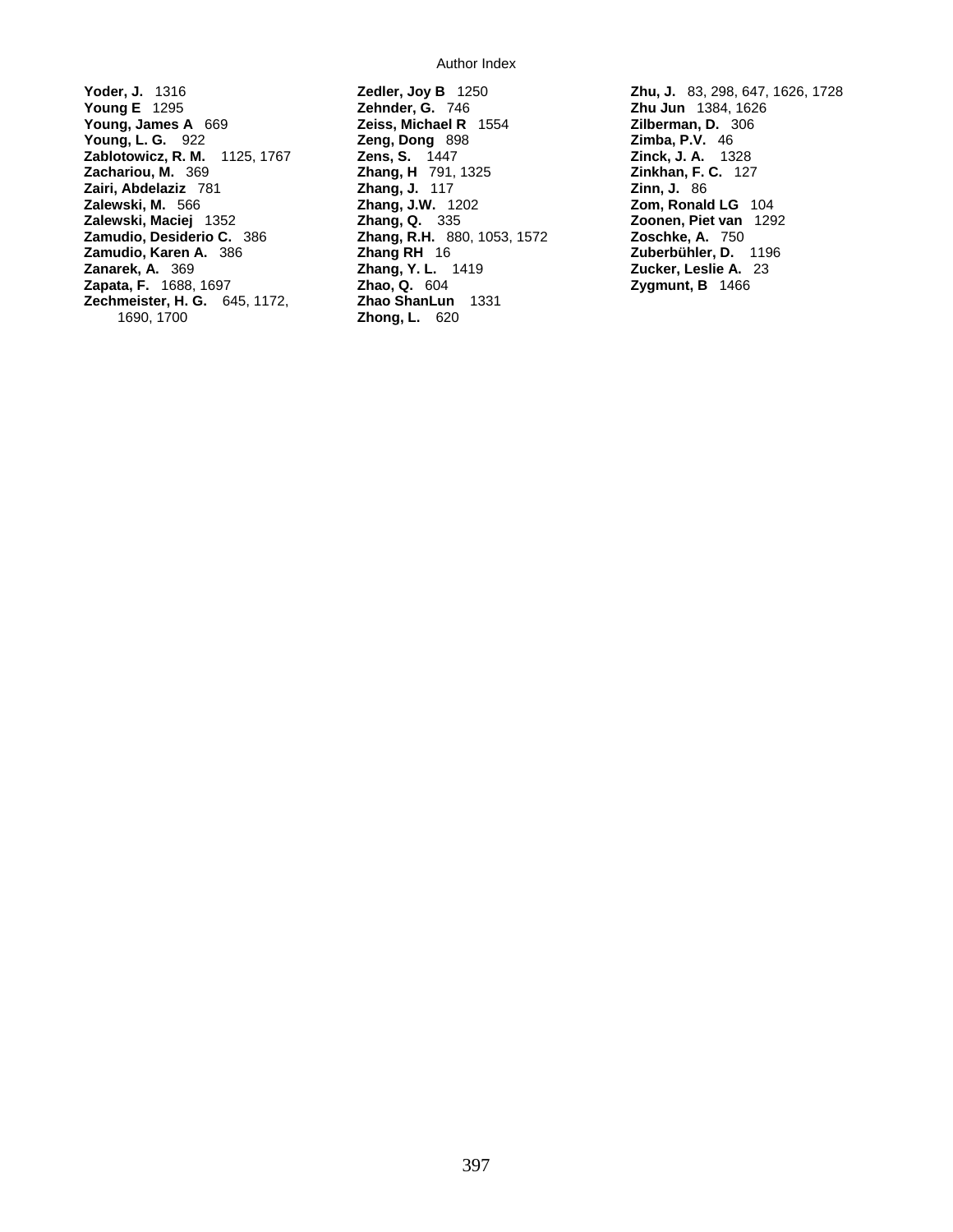**Yoder, J.** 1316
**Young E** 1295
**Young, James A** 669
**Young, L. G.** 922
**Zablotowicz, R. M.** 1125, 1767
**Zachariou, M.** 369
**Zairi, Abdelaziz** 781
**Zalewski, M.** 566
**Zalewski, Maciej** 1352
**Zamudio, Desiderio C.** 386
**Zamudio, Karen A.** 386
**Zanarek, A.** 369
**Zapata, F.** 1688, 1697
**Zechmeister, H. G.** 645, 1172, 1690, 1700
**Zedler, Joy B** 1250
**Zehnder, G.** 746
**Zeiss, Michael R** 1554
**Zeng, Dong** 898
**Zens, S.** 1447
**Zhang, H** 791, 1325
**Zhang, J.** 117
**Zhang, J.W.** 1202
**Zhang, Q.** 335
**Zhang, R.H.** 880, 1053, 1572
**Zhang RH** 16
**Zhang, Y. L.** 1419
**Zhao, Q.** 604
**Zhao ShanLun** 1331
**Zhong, L.** 620
**Zhu, J.** 83, 298, 647, 1626, 1728
**Zhu Jun** 1384, 1626
**Zilberman, D.** 306
**Zimba, P.V.** 46
**Zinck, J. A.** 1328
**Zinkhan, F. C.** 127
**Zinn, J.** 86
**Zom, Ronald LG** 104
**Zoonen, Piet van** 1292
**Zoschke, A.** 750
**Zuberbühler, D.** 1196
**Zucker, Leslie A.** 23
**Zygmunt, B** 1466